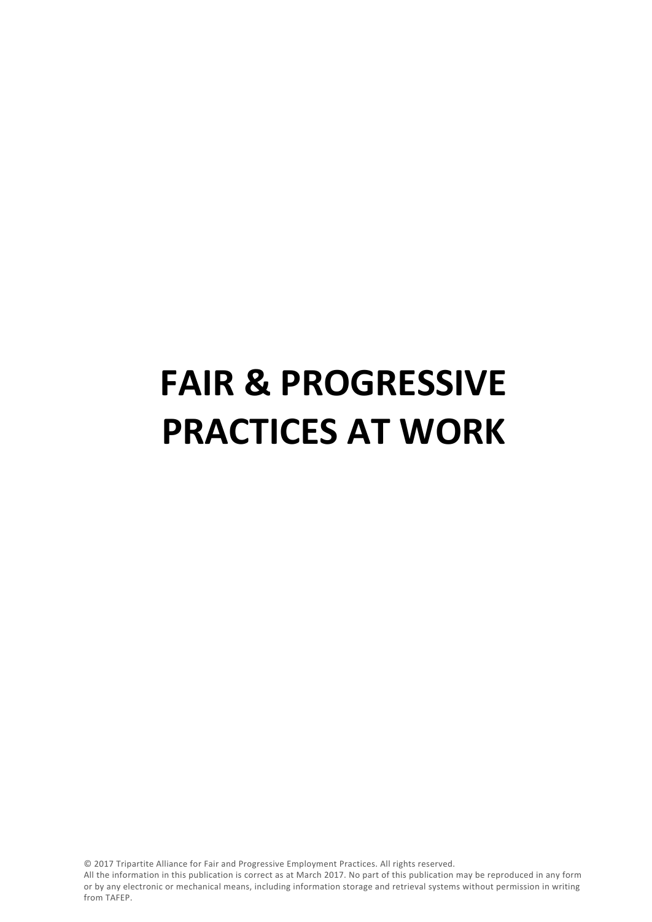# FAIR & PROGRESSIVE PRACTICES AT WORK

© 2017 Tripartite Alliance for Fair and Progressive Employment Practices. All rights reserved.
All the information in this publication is correct as at March 2017. No part of this publication may be reproduced in any form or by any electronic or mechanical means, including information storage and retrieval systems without permission in writing from TAFEP.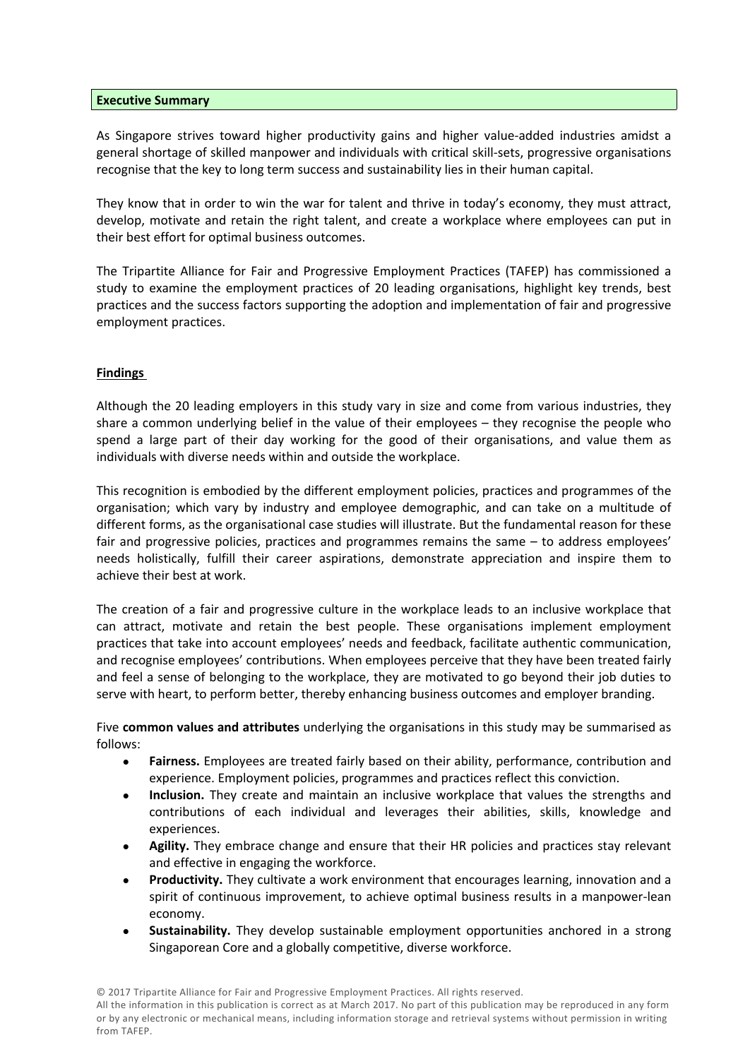## Executive Summary

As Singapore strives toward higher productivity gains and higher value-added industries amidst a general shortage of skilled manpower and individuals with critical skill-sets, progressive organisations recognise that the key to long term success and sustainability lies in their human capital.

They know that in order to win the war for talent and thrive in today's economy, they must attract, develop, motivate and retain the right talent, and create a workplace where employees can put in their best effort for optimal business outcomes.

The Tripartite Alliance for Fair and Progressive Employment Practices (TAFEP) has commissioned a study to examine the employment practices of 20 leading organisations, highlight key trends, best practices and the success factors supporting the adoption and implementation of fair and progressive employment practices.

### Findings

Although the 20 leading employers in this study vary in size and come from various industries, they share a common underlying belief in the value of their employees – they recognise the people who spend a large part of their day working for the good of their organisations, and value them as individuals with diverse needs within and outside the workplace.

This recognition is embodied by the different employment policies, practices and programmes of the organisation; which vary by industry and employee demographic, and can take on a multitude of different forms, as the organisational case studies will illustrate. But the fundamental reason for these fair and progressive policies, practices and programmes remains the same – to address employees' needs holistically, fulfill their career aspirations, demonstrate appreciation and inspire them to achieve their best at work.

The creation of a fair and progressive culture in the workplace leads to an inclusive workplace that can attract, motivate and retain the best people. These organisations implement employment practices that take into account employees' needs and feedback, facilitate authentic communication, and recognise employees' contributions. When employees perceive that they have been treated fairly and feel a sense of belonging to the workplace, they are motivated to go beyond their job duties to serve with heart, to perform better, thereby enhancing business outcomes and employer branding.

Five **common values and attributes** underlying the organisations in this study may be summarised as follows:

- **Fairness.** Employees are treated fairly based on their ability, performance, contribution and experience. Employment policies, programmes and practices reflect this conviction.
- **Inclusion.** They create and maintain an inclusive workplace that values the strengths and contributions of each individual and leverages their abilities, skills, knowledge and experiences.
- **Agility.** They embrace change and ensure that their HR policies and practices stay relevant and effective in engaging the workforce.
- **Productivity.** They cultivate a work environment that encourages learning, innovation and a spirit of continuous improvement, to achieve optimal business results in a manpower-lean economy.
- **Sustainability.** They develop sustainable employment opportunities anchored in a strong Singaporean Core and a globally competitive, diverse workforce.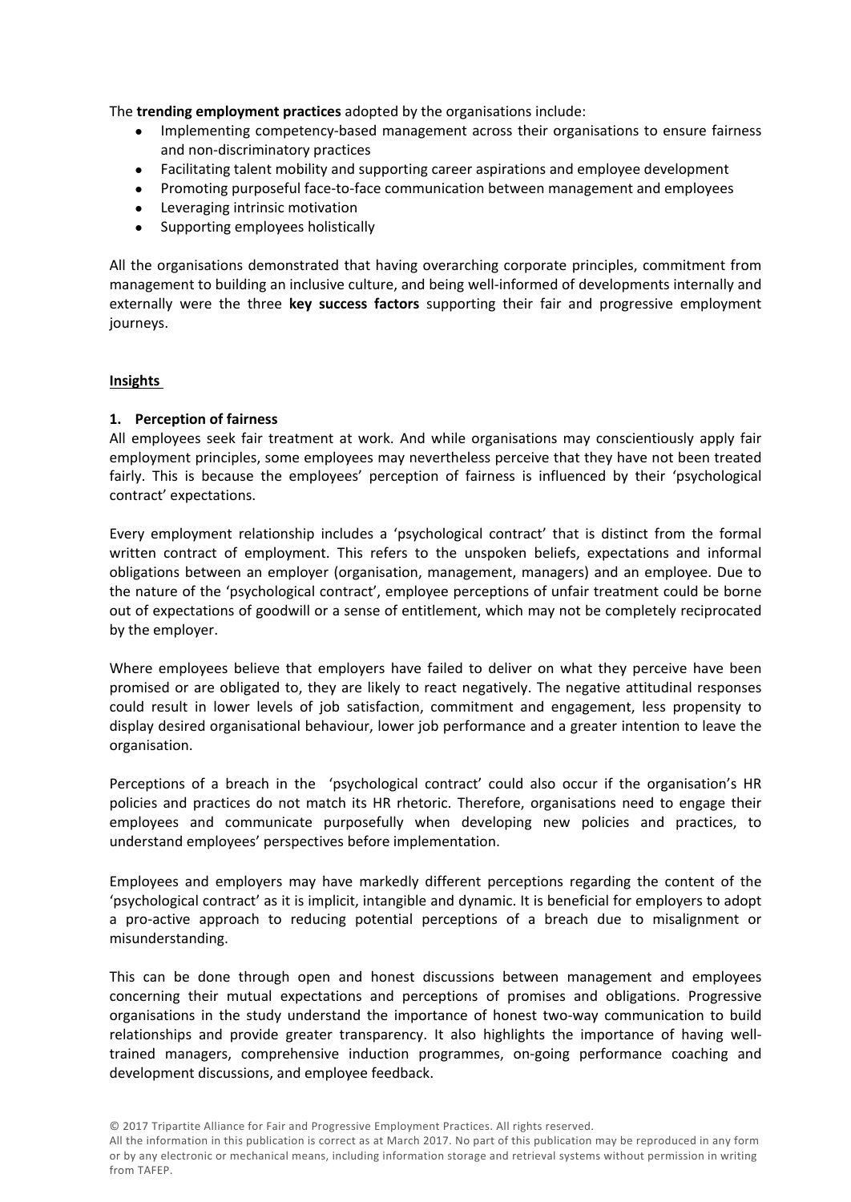The **trending employment practices** adopted by the organisations include:

- Implementing competency-based management across their organisations to ensure fairness and non-discriminatory practices
- Facilitating talent mobility and supporting career aspirations and employee development
- Promoting purposeful face-to-face communication between management and employees
- Leveraging intrinsic motivation
- Supporting employees holistically

All the organisations demonstrated that having overarching corporate principles, commitment from management to building an inclusive culture, and being well-informed of developments internally and externally were the three **key success factors** supporting their fair and progressive employment journeys.

**Insights**

**1. Perception of fairness**

All employees seek fair treatment at work. And while organisations may conscientiously apply fair employment principles, some employees may nevertheless perceive that they have not been treated fairly. This is because the employees' perception of fairness is influenced by their 'psychological contract' expectations.

Every employment relationship includes a 'psychological contract' that is distinct from the formal written contract of employment. This refers to the unspoken beliefs, expectations and informal obligations between an employer (organisation, management, managers) and an employee. Due to the nature of the 'psychological contract', employee perceptions of unfair treatment could be borne out of expectations of goodwill or a sense of entitlement, which may not be completely reciprocated by the employer.

Where employees believe that employers have failed to deliver on what they perceive have been promised or are obligated to, they are likely to react negatively. The negative attitudinal responses could result in lower levels of job satisfaction, commitment and engagement, less propensity to display desired organisational behaviour, lower job performance and a greater intention to leave the organisation.

Perceptions of a breach in the 'psychological contract' could also occur if the organisation's HR policies and practices do not match its HR rhetoric. Therefore, organisations need to engage their employees and communicate purposefully when developing new policies and practices, to understand employees' perspectives before implementation.

Employees and employers may have markedly different perceptions regarding the content of the 'psychological contract' as it is implicit, intangible and dynamic. It is beneficial for employers to adopt a pro-active approach to reducing potential perceptions of a breach due to misalignment or misunderstanding.

This can be done through open and honest discussions between management and employees concerning their mutual expectations and perceptions of promises and obligations. Progressive organisations in the study understand the importance of honest two-way communication to build relationships and provide greater transparency. It also highlights the importance of having well-trained managers, comprehensive induction programmes, on-going performance coaching and development discussions, and employee feedback.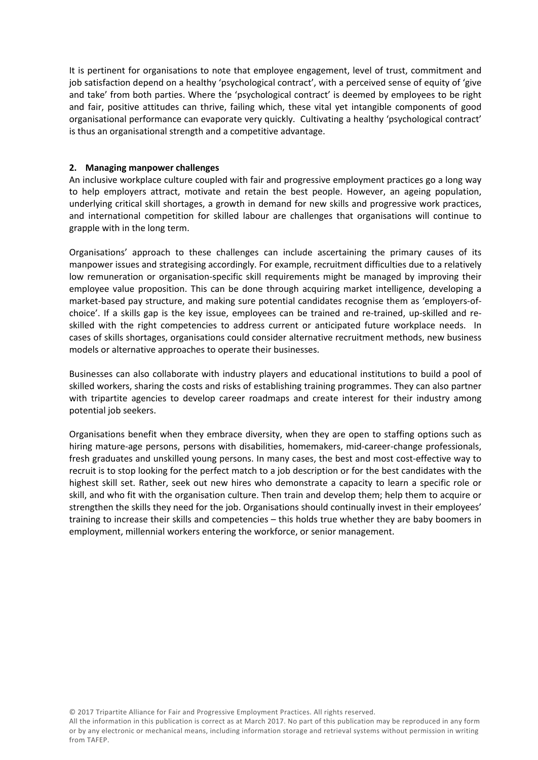It is pertinent for organisations to note that employee engagement, level of trust, commitment and job satisfaction depend on a healthy 'psychological contract', with a perceived sense of equity of 'give and take' from both parties. Where the 'psychological contract' is deemed by employees to be right and fair, positive attitudes can thrive, failing which, these vital yet intangible components of good organisational performance can evaporate very quickly. Cultivating a healthy 'psychological contract' is thus an organisational strength and a competitive advantage.

**2. Managing manpower challenges**

An inclusive workplace culture coupled with fair and progressive employment practices go a long way to help employers attract, motivate and retain the best people. However, an ageing population, underlying critical skill shortages, a growth in demand for new skills and progressive work practices, and international competition for skilled labour are challenges that organisations will continue to grapple with in the long term.

Organisations' approach to these challenges can include ascertaining the primary causes of its manpower issues and strategising accordingly. For example, recruitment difficulties due to a relatively low remuneration or organisation-specific skill requirements might be managed by improving their employee value proposition. This can be done through acquiring market intelligence, developing a market-based pay structure, and making sure potential candidates recognise them as 'employers-of-choice'. If a skills gap is the key issue, employees can be trained and re-trained, up-skilled and re-skilled with the right competencies to address current or anticipated future workplace needs. In cases of skills shortages, organisations could consider alternative recruitment methods, new business models or alternative approaches to operate their businesses.

Businesses can also collaborate with industry players and educational institutions to build a pool of skilled workers, sharing the costs and risks of establishing training programmes. They can also partner with tripartite agencies to develop career roadmaps and create interest for their industry among potential job seekers.

Organisations benefit when they embrace diversity, when they are open to staffing options such as hiring mature-age persons, persons with disabilities, homemakers, mid-career-change professionals, fresh graduates and unskilled young persons. In many cases, the best and most cost-effective way to recruit is to stop looking for the perfect match to a job description or for the best candidates with the highest skill set. Rather, seek out new hires who demonstrate a capacity to learn a specific role or skill, and who fit with the organisation culture. Then train and develop them; help them to acquire or strengthen the skills they need for the job. Organisations should continually invest in their employees' training to increase their skills and competencies – this holds true whether they are baby boomers in employment, millennial workers entering the workforce, or senior management.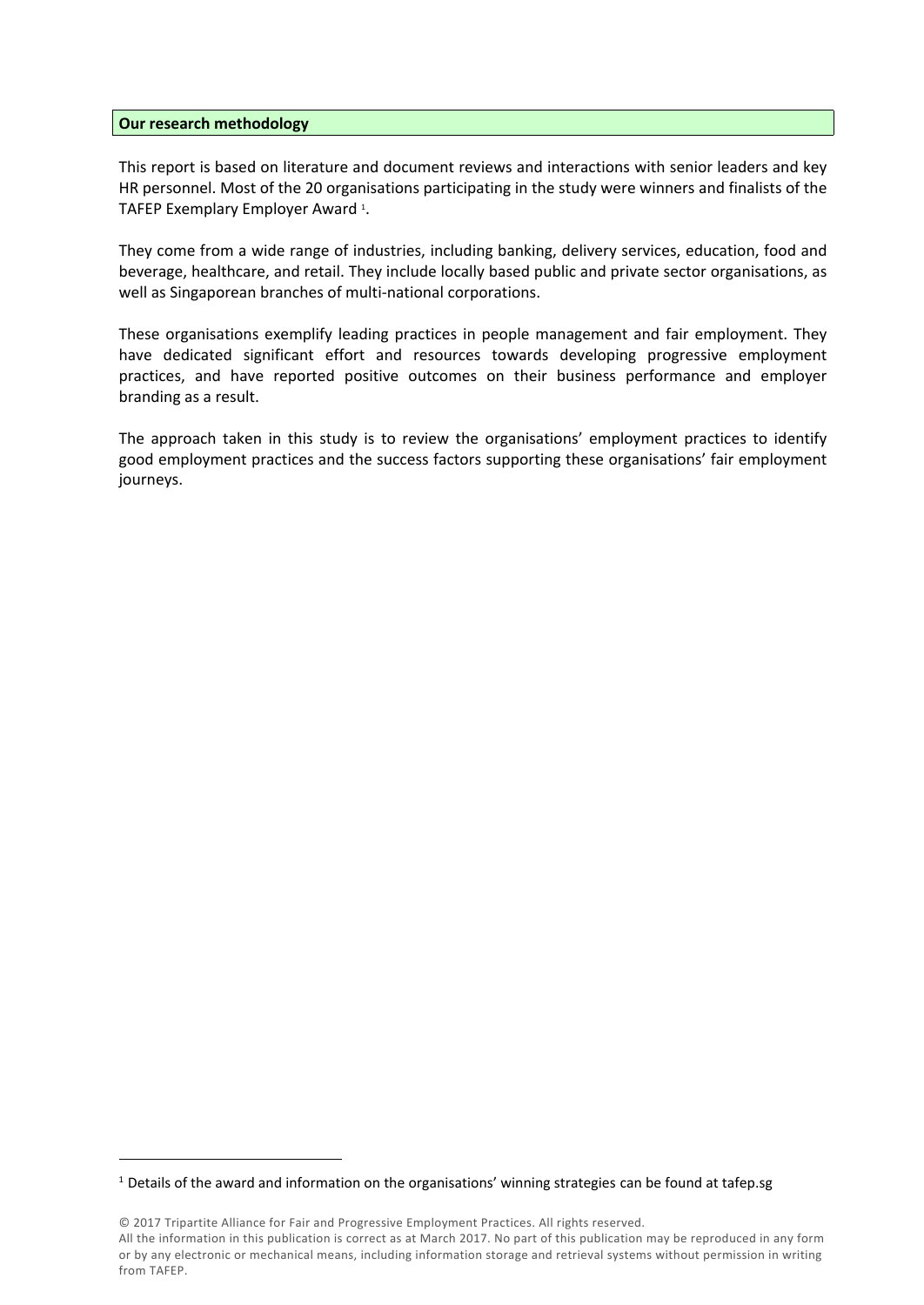## Our research methodology

This report is based on literature and document reviews and interactions with senior leaders and key HR personnel. Most of the 20 organisations participating in the study were winners and finalists of the TAFEP Exemplary Employer Award [1].

They come from a wide range of industries, including banking, delivery services, education, food and beverage, healthcare, and retail. They include locally based public and private sector organisations, as well as Singaporean branches of multi-national corporations.

These organisations exemplify leading practices in people management and fair employment. They have dedicated significant effort and resources towards developing progressive employment practices, and have reported positive outcomes on their business performance and employer branding as a result.

The approach taken in this study is to review the organisations' employment practices to identify good employment practices and the success factors supporting these organisations' fair employment journeys.

---

[1] Details of the award and information on the organisations' winning strategies can be found at tafep.sg

© 2017 Tripartite Alliance for Fair and Progressive Employment Practices. All rights reserved.
All the information in this publication is correct as at March 2017. No part of this publication may be reproduced in any form or by any electronic or mechanical means, including information storage and retrieval systems without permission in writing from TAFEP.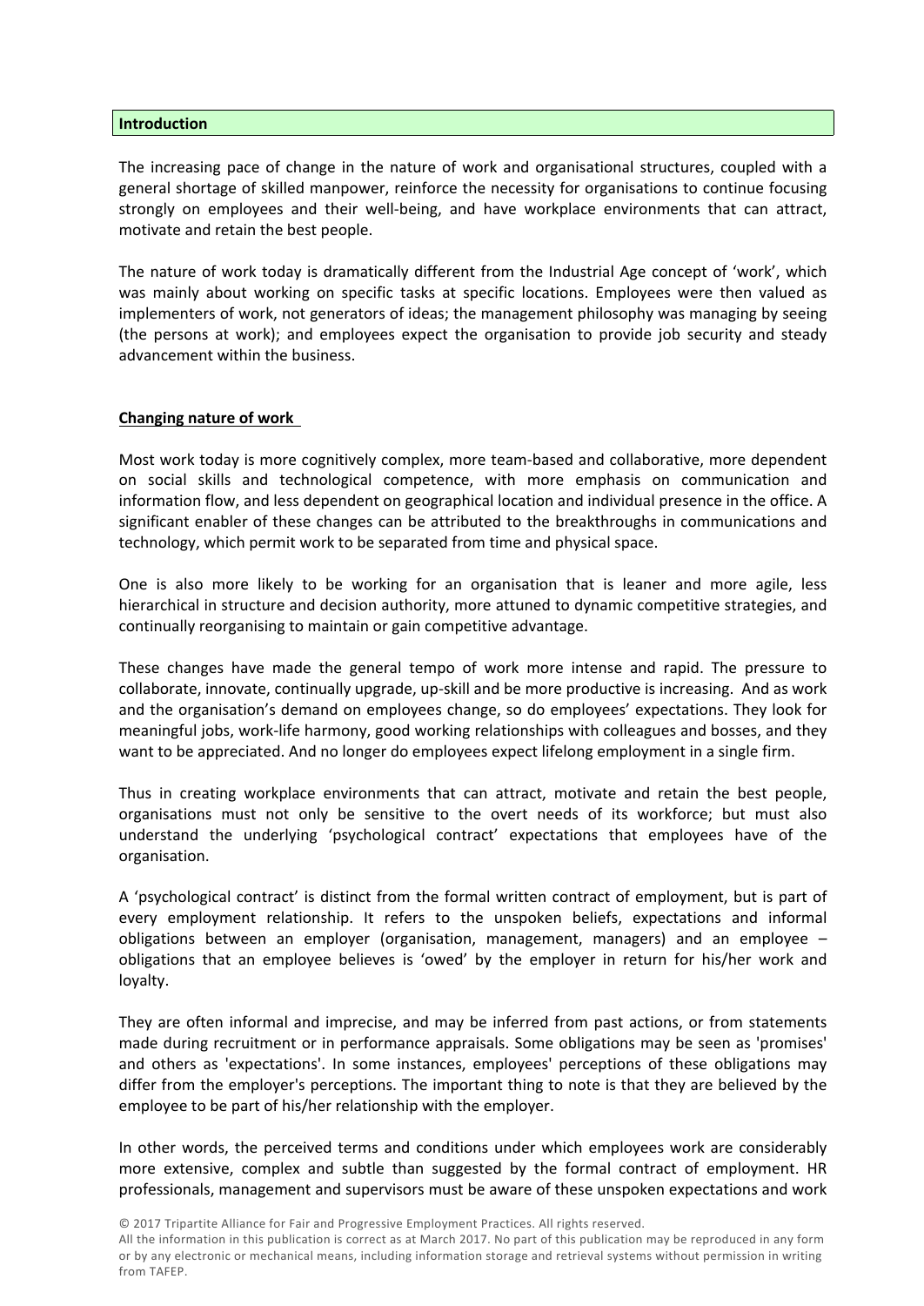**Introduction**

The increasing pace of change in the nature of work and organisational structures, coupled with a general shortage of skilled manpower, reinforce the necessity for organisations to continue focusing strongly on employees and their well-being, and have workplace environments that can attract, motivate and retain the best people.

The nature of work today is dramatically different from the Industrial Age concept of 'work', which was mainly about working on specific tasks at specific locations. Employees were then valued as implementers of work, not generators of ideas; the management philosophy was managing by seeing (the persons at work); and employees expect the organisation to provide job security and steady advancement within the business.

**Changing nature of work**

Most work today is more cognitively complex, more team-based and collaborative, more dependent on social skills and technological competence, with more emphasis on communication and information flow, and less dependent on geographical location and individual presence in the office. A significant enabler of these changes can be attributed to the breakthroughs in communications and technology, which permit work to be separated from time and physical space.

One is also more likely to be working for an organisation that is leaner and more agile, less hierarchical in structure and decision authority, more attuned to dynamic competitive strategies, and continually reorganising to maintain or gain competitive advantage.

These changes have made the general tempo of work more intense and rapid. The pressure to collaborate, innovate, continually upgrade, up-skill and be more productive is increasing. And as work and the organisation's demand on employees change, so do employees' expectations. They look for meaningful jobs, work-life harmony, good working relationships with colleagues and bosses, and they want to be appreciated. And no longer do employees expect lifelong employment in a single firm.

Thus in creating workplace environments that can attract, motivate and retain the best people, organisations must not only be sensitive to the overt needs of its workforce; but must also understand the underlying 'psychological contract' expectations that employees have of the organisation.

A 'psychological contract' is distinct from the formal written contract of employment, but is part of every employment relationship. It refers to the unspoken beliefs, expectations and informal obligations between an employer (organisation, management, managers) and an employee – obligations that an employee believes is 'owed' by the employer in return for his/her work and loyalty.

They are often informal and imprecise, and may be inferred from past actions, or from statements made during recruitment or in performance appraisals. Some obligations may be seen as 'promises' and others as 'expectations'. In some instances, employees' perceptions of these obligations may differ from the employer's perceptions. The important thing to note is that they are believed by the employee to be part of his/her relationship with the employer.

In other words, the perceived terms and conditions under which employees work are considerably more extensive, complex and subtle than suggested by the formal contract of employment. HR professionals, management and supervisors must be aware of these unspoken expectations and work

© 2017 Tripartite Alliance for Fair and Progressive Employment Practices. All rights reserved.
All the information in this publication is correct as at March 2017. No part of this publication may be reproduced in any form or by any electronic or mechanical means, including information storage and retrieval systems without permission in writing from TAFEP.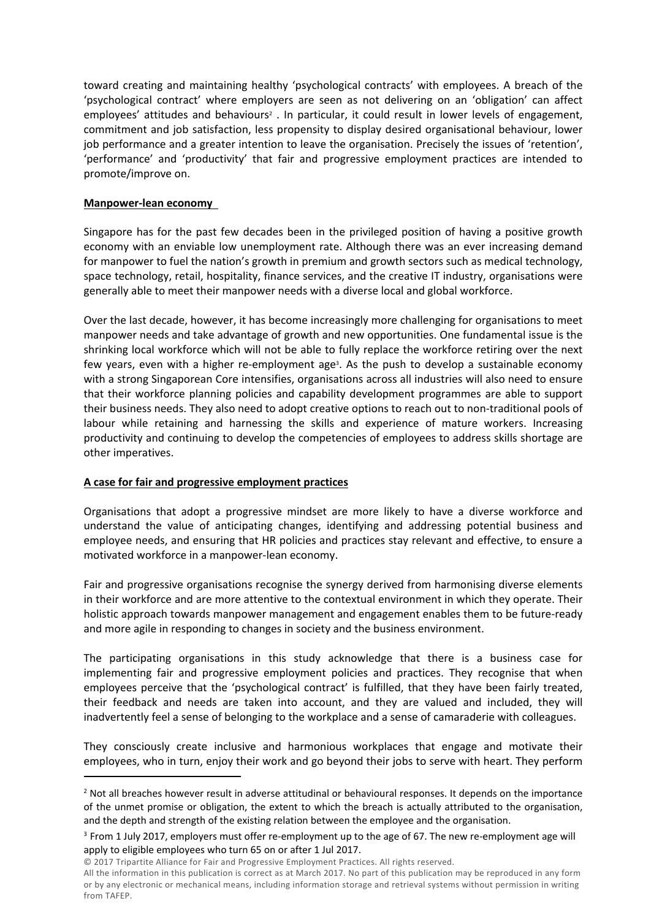toward creating and maintaining healthy 'psychological contracts' with employees. A breach of the 'psychological contract' where employers are seen as not delivering on an 'obligation' can affect employees' attitudes and behaviours[2]. In particular, it could result in lower levels of engagement, commitment and job satisfaction, less propensity to display desired organisational behaviour, lower job performance and a greater intention to leave the organisation. Precisely the issues of 'retention', 'performance' and 'productivity' that fair and progressive employment practices are intended to promote/improve on.

**Manpower-lean economy**

Singapore has for the past few decades been in the privileged position of having a positive growth economy with an enviable low unemployment rate. Although there was an ever increasing demand for manpower to fuel the nation's growth in premium and growth sectors such as medical technology, space technology, retail, hospitality, finance services, and the creative IT industry, organisations were generally able to meet their manpower needs with a diverse local and global workforce.

Over the last decade, however, it has become increasingly more challenging for organisations to meet manpower needs and take advantage of growth and new opportunities. One fundamental issue is the shrinking local workforce which will not be able to fully replace the workforce retiring over the next few years, even with a higher re-employment age[3]. As the push to develop a sustainable economy with a strong Singaporean Core intensifies, organisations across all industries will also need to ensure that their workforce planning policies and capability development programmes are able to support their business needs. They also need to adopt creative options to reach out to non-traditional pools of labour while retaining and harnessing the skills and experience of mature workers. Increasing productivity and continuing to develop the competencies of employees to address skills shortage are other imperatives.

**A case for fair and progressive employment practices**

Organisations that adopt a progressive mindset are more likely to have a diverse workforce and understand the value of anticipating changes, identifying and addressing potential business and employee needs, and ensuring that HR policies and practices stay relevant and effective, to ensure a motivated workforce in a manpower-lean economy.

Fair and progressive organisations recognise the synergy derived from harmonising diverse elements in their workforce and are more attentive to the contextual environment in which they operate. Their holistic approach towards manpower management and engagement enables them to be future-ready and more agile in responding to changes in society and the business environment.

The participating organisations in this study acknowledge that there is a business case for implementing fair and progressive employment policies and practices. They recognise that when employees perceive that the 'psychological contract' is fulfilled, that they have been fairly treated, their feedback and needs are taken into account, and they are valued and included, they will inadvertently feel a sense of belonging to the workplace and a sense of camaraderie with colleagues.

They consciously create inclusive and harmonious workplaces that engage and motivate their employees, who in turn, enjoy their work and go beyond their jobs to serve with heart. They perform

---

[2] Not all breaches however result in adverse attitudinal or behavioural responses. It depends on the importance of the unmet promise or obligation, the extent to which the breach is actually attributed to the organisation, and the depth and strength of the existing relation between the employee and the organisation.

[3] From 1 July 2017, employers must offer re-employment up to the age of 67. The new re-employment age will apply to eligible employees who turn 65 on or after 1 Jul 2017.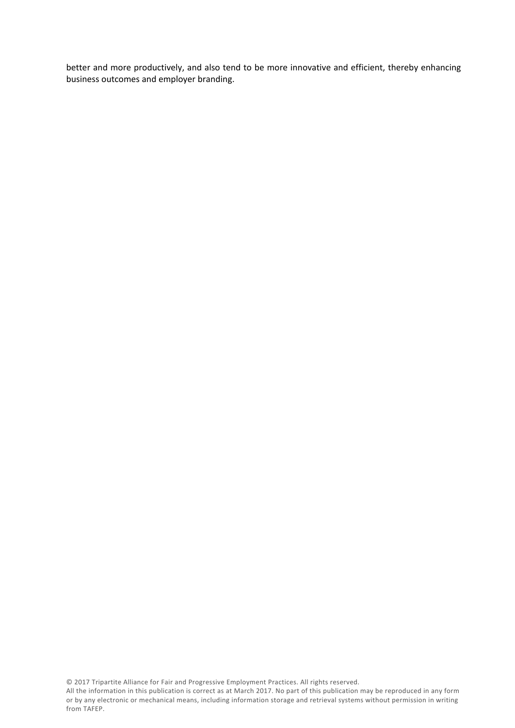better and more productively, and also tend to be more innovative and efficient, thereby enhancing business outcomes and employer branding.

© 2017 Tripartite Alliance for Fair and Progressive Employment Practices. All rights reserved.
All the information in this publication is correct as at March 2017. No part of this publication may be reproduced in any form or by any electronic or mechanical means, including information storage and retrieval systems without permission in writing from TAFEP.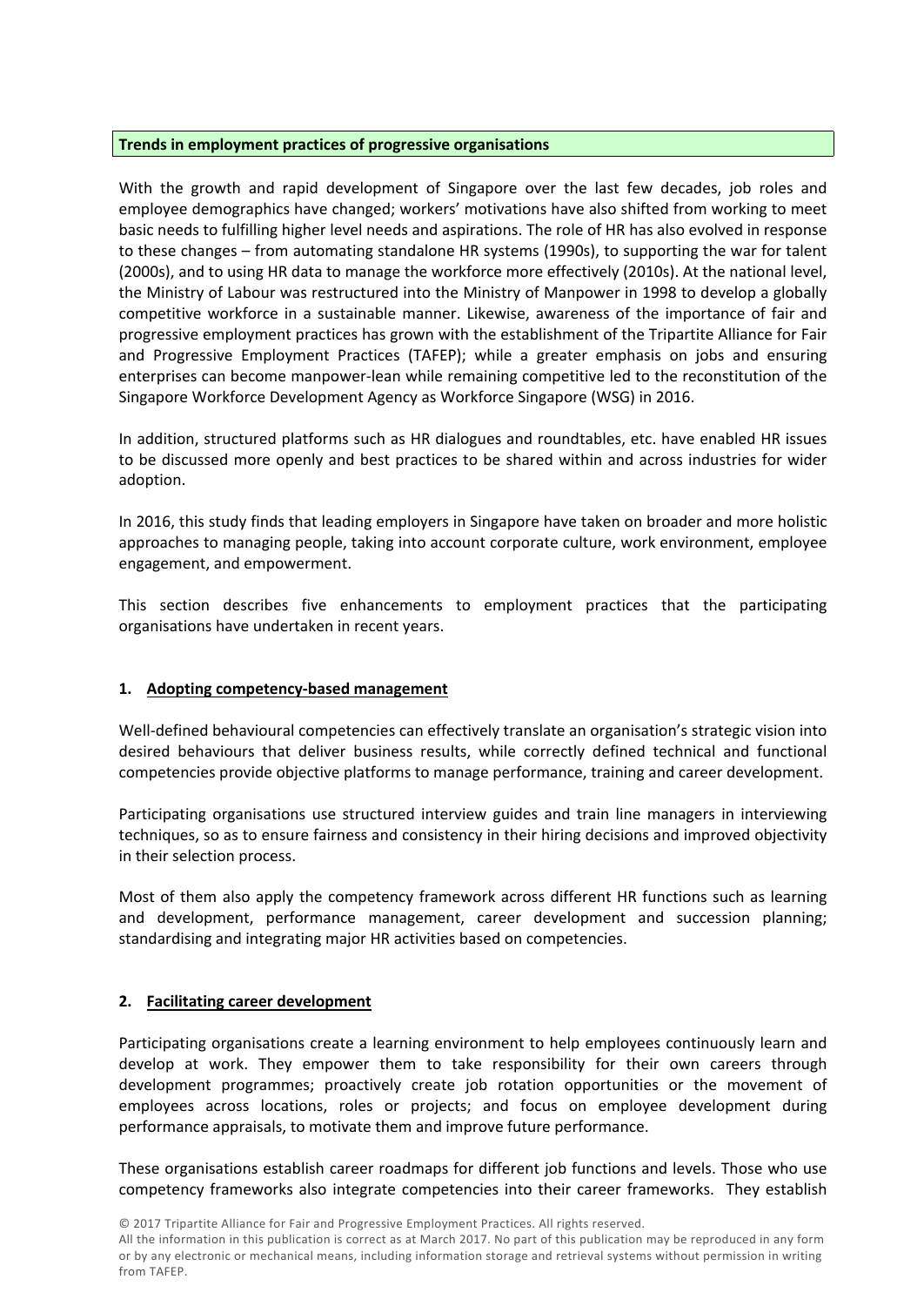## Trends in employment practices of progressive organisations

With the growth and rapid development of Singapore over the last few decades, job roles and employee demographics have changed; workers' motivations have also shifted from working to meet basic needs to fulfilling higher level needs and aspirations. The role of HR has also evolved in response to these changes – from automating standalone HR systems (1990s), to supporting the war for talent (2000s), and to using HR data to manage the workforce more effectively (2010s). At the national level, the Ministry of Labour was restructured into the Ministry of Manpower in 1998 to develop a globally competitive workforce in a sustainable manner. Likewise, awareness of the importance of fair and progressive employment practices has grown with the establishment of the Tripartite Alliance for Fair and Progressive Employment Practices (TAFEP); while a greater emphasis on jobs and ensuring enterprises can become manpower-lean while remaining competitive led to the reconstitution of the Singapore Workforce Development Agency as Workforce Singapore (WSG) in 2016.

In addition, structured platforms such as HR dialogues and roundtables, etc. have enabled HR issues to be discussed more openly and best practices to be shared within and across industries for wider adoption.

In 2016, this study finds that leading employers in Singapore have taken on broader and more holistic approaches to managing people, taking into account corporate culture, work environment, employee engagement, and empowerment.

This section describes five enhancements to employment practices that the participating organisations have undertaken in recent years.

### 1. Adopting competency-based management

Well-defined behavioural competencies can effectively translate an organisation's strategic vision into desired behaviours that deliver business results, while correctly defined technical and functional competencies provide objective platforms to manage performance, training and career development.

Participating organisations use structured interview guides and train line managers in interviewing techniques, so as to ensure fairness and consistency in their hiring decisions and improved objectivity in their selection process.

Most of them also apply the competency framework across different HR functions such as learning and development, performance management, career development and succession planning; standardising and integrating major HR activities based on competencies.

### 2. Facilitating career development

Participating organisations create a learning environment to help employees continuously learn and develop at work. They empower them to take responsibility for their own careers through development programmes; proactively create job rotation opportunities or the movement of employees across locations, roles or projects; and focus on employee development during performance appraisals, to motivate them and improve future performance.

These organisations establish career roadmaps for different job functions and levels. Those who use competency frameworks also integrate competencies into their career frameworks. They establish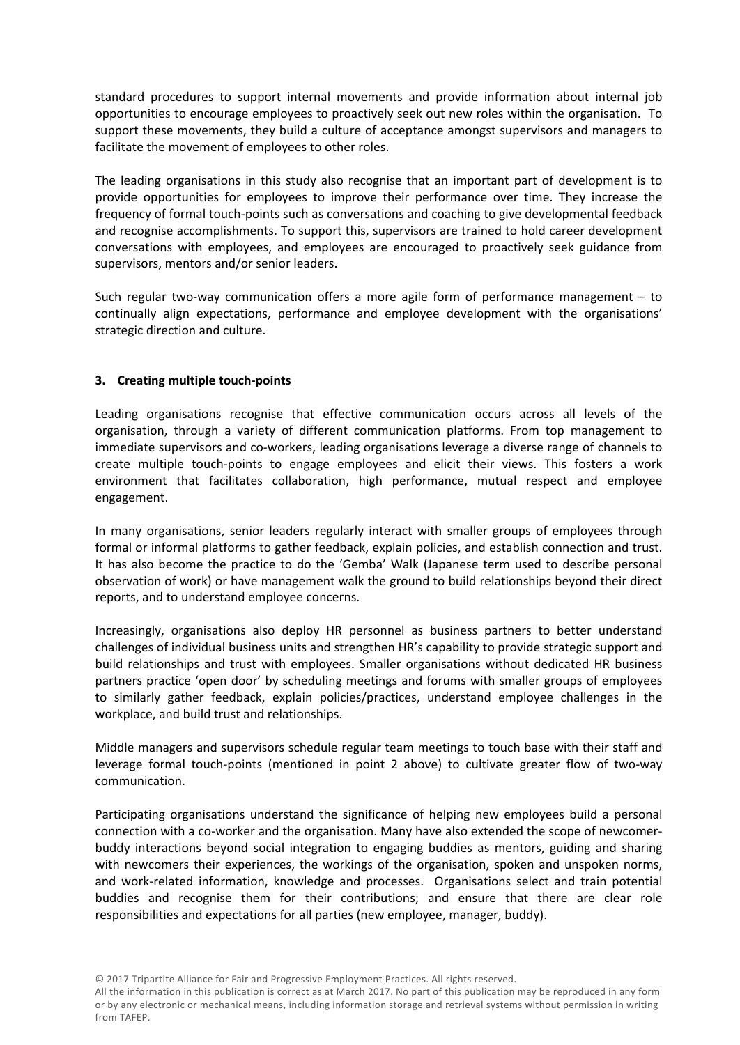standard procedures to support internal movements and provide information about internal job opportunities to encourage employees to proactively seek out new roles within the organisation. To support these movements, they build a culture of acceptance amongst supervisors and managers to facilitate the movement of employees to other roles.

The leading organisations in this study also recognise that an important part of development is to provide opportunities for employees to improve their performance over time. They increase the frequency of formal touch-points such as conversations and coaching to give developmental feedback and recognise accomplishments. To support this, supervisors are trained to hold career development conversations with employees, and employees are encouraged to proactively seek guidance from supervisors, mentors and/or senior leaders.

Such regular two-way communication offers a more agile form of performance management – to continually align expectations, performance and employee development with the organisations' strategic direction and culture.

### 3. Creating multiple touch-points

Leading organisations recognise that effective communication occurs across all levels of the organisation, through a variety of different communication platforms. From top management to immediate supervisors and co-workers, leading organisations leverage a diverse range of channels to create multiple touch-points to engage employees and elicit their views. This fosters a work environment that facilitates collaboration, high performance, mutual respect and employee engagement.

In many organisations, senior leaders regularly interact with smaller groups of employees through formal or informal platforms to gather feedback, explain policies, and establish connection and trust. It has also become the practice to do the 'Gemba' Walk (Japanese term used to describe personal observation of work) or have management walk the ground to build relationships beyond their direct reports, and to understand employee concerns.

Increasingly, organisations also deploy HR personnel as business partners to better understand challenges of individual business units and strengthen HR's capability to provide strategic support and build relationships and trust with employees. Smaller organisations without dedicated HR business partners practice 'open door' by scheduling meetings and forums with smaller groups of employees to similarly gather feedback, explain policies/practices, understand employee challenges in the workplace, and build trust and relationships.

Middle managers and supervisors schedule regular team meetings to touch base with their staff and leverage formal touch-points (mentioned in point 2 above) to cultivate greater flow of two-way communication.

Participating organisations understand the significance of helping new employees build a personal connection with a co-worker and the organisation. Many have also extended the scope of newcomer-buddy interactions beyond social integration to engaging buddies as mentors, guiding and sharing with newcomers their experiences, the workings of the organisation, spoken and unspoken norms, and work-related information, knowledge and processes. Organisations select and train potential buddies and recognise them for their contributions; and ensure that there are clear role responsibilities and expectations for all parties (new employee, manager, buddy).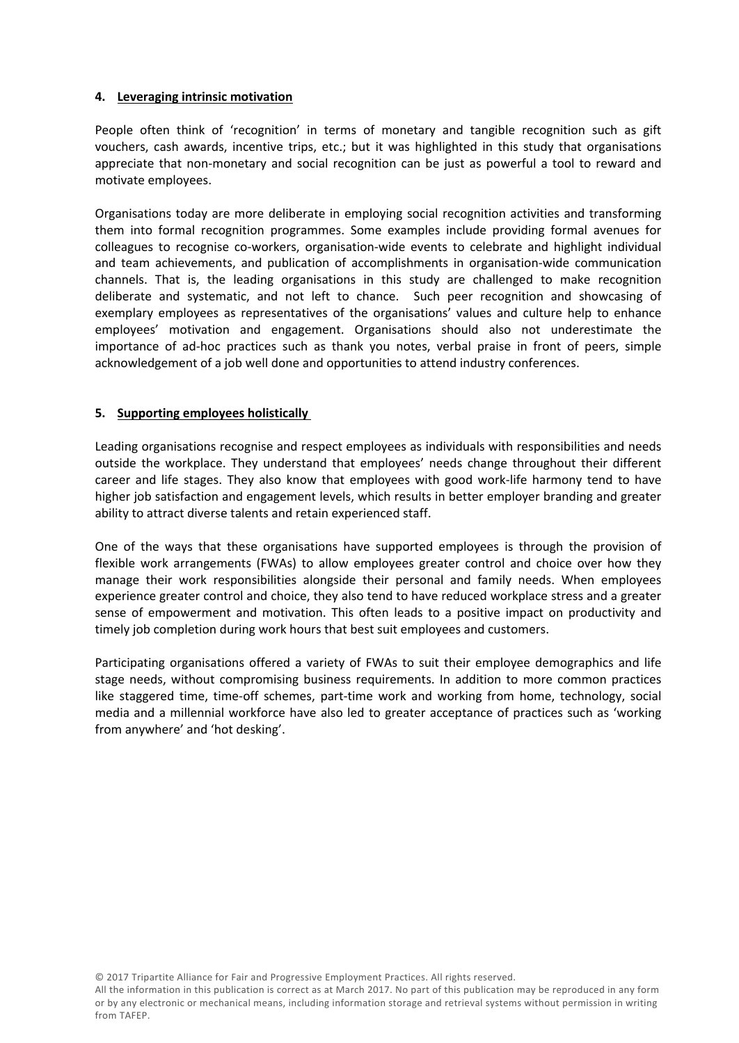#### 4. Leveraging intrinsic motivation

People often think of 'recognition' in terms of monetary and tangible recognition such as gift vouchers, cash awards, incentive trips, etc.; but it was highlighted in this study that organisations appreciate that non-monetary and social recognition can be just as powerful a tool to reward and motivate employees.

Organisations today are more deliberate in employing social recognition activities and transforming them into formal recognition programmes. Some examples include providing formal avenues for colleagues to recognise co-workers, organisation-wide events to celebrate and highlight individual and team achievements, and publication of accomplishments in organisation-wide communication channels. That is, the leading organisations in this study are challenged to make recognition deliberate and systematic, and not left to chance. Such peer recognition and showcasing of exemplary employees as representatives of the organisations' values and culture help to enhance employees' motivation and engagement. Organisations should also not underestimate the importance of ad-hoc practices such as thank you notes, verbal praise in front of peers, simple acknowledgement of a job well done and opportunities to attend industry conferences.

#### 5. Supporting employees holistically

Leading organisations recognise and respect employees as individuals with responsibilities and needs outside the workplace. They understand that employees' needs change throughout their different career and life stages. They also know that employees with good work-life harmony tend to have higher job satisfaction and engagement levels, which results in better employer branding and greater ability to attract diverse talents and retain experienced staff.

One of the ways that these organisations have supported employees is through the provision of flexible work arrangements (FWAs) to allow employees greater control and choice over how they manage their work responsibilities alongside their personal and family needs. When employees experience greater control and choice, they also tend to have reduced workplace stress and a greater sense of empowerment and motivation. This often leads to a positive impact on productivity and timely job completion during work hours that best suit employees and customers.

Participating organisations offered a variety of FWAs to suit their employee demographics and life stage needs, without compromising business requirements. In addition to more common practices like staggered time, time-off schemes, part-time work and working from home, technology, social media and a millennial workforce have also led to greater acceptance of practices such as 'working from anywhere' and 'hot desking'.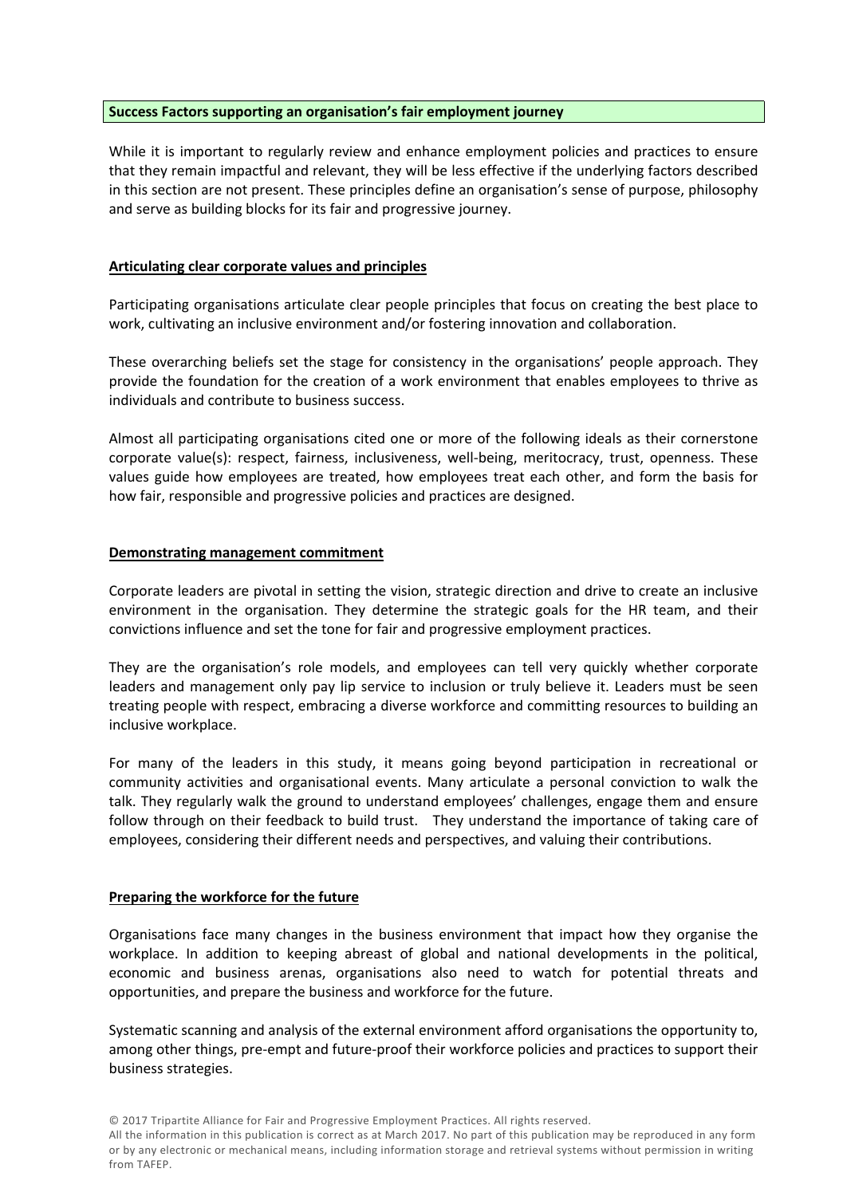## Success Factors supporting an organisation's fair employment journey

While it is important to regularly review and enhance employment policies and practices to ensure that they remain impactful and relevant, they will be less effective if the underlying factors described in this section are not present. These principles define an organisation's sense of purpose, philosophy and serve as building blocks for its fair and progressive journey.

### Articulating clear corporate values and principles

Participating organisations articulate clear people principles that focus on creating the best place to work, cultivating an inclusive environment and/or fostering innovation and collaboration.

These overarching beliefs set the stage for consistency in the organisations' people approach. They provide the foundation for the creation of a work environment that enables employees to thrive as individuals and contribute to business success.

Almost all participating organisations cited one or more of the following ideals as their cornerstone corporate value(s): respect, fairness, inclusiveness, well-being, meritocracy, trust, openness. These values guide how employees are treated, how employees treat each other, and form the basis for how fair, responsible and progressive policies and practices are designed.

### Demonstrating management commitment

Corporate leaders are pivotal in setting the vision, strategic direction and drive to create an inclusive environment in the organisation. They determine the strategic goals for the HR team, and their convictions influence and set the tone for fair and progressive employment practices.

They are the organisation's role models, and employees can tell very quickly whether corporate leaders and management only pay lip service to inclusion or truly believe it. Leaders must be seen treating people with respect, embracing a diverse workforce and committing resources to building an inclusive workplace.

For many of the leaders in this study, it means going beyond participation in recreational or community activities and organisational events. Many articulate a personal conviction to walk the talk. They regularly walk the ground to understand employees' challenges, engage them and ensure follow through on their feedback to build trust. They understand the importance of taking care of employees, considering their different needs and perspectives, and valuing their contributions.

### Preparing the workforce for the future

Organisations face many changes in the business environment that impact how they organise the workplace. In addition to keeping abreast of global and national developments in the political, economic and business arenas, organisations also need to watch for potential threats and opportunities, and prepare the business and workforce for the future.

Systematic scanning and analysis of the external environment afford organisations the opportunity to, among other things, pre-empt and future-proof their workforce policies and practices to support their business strategies.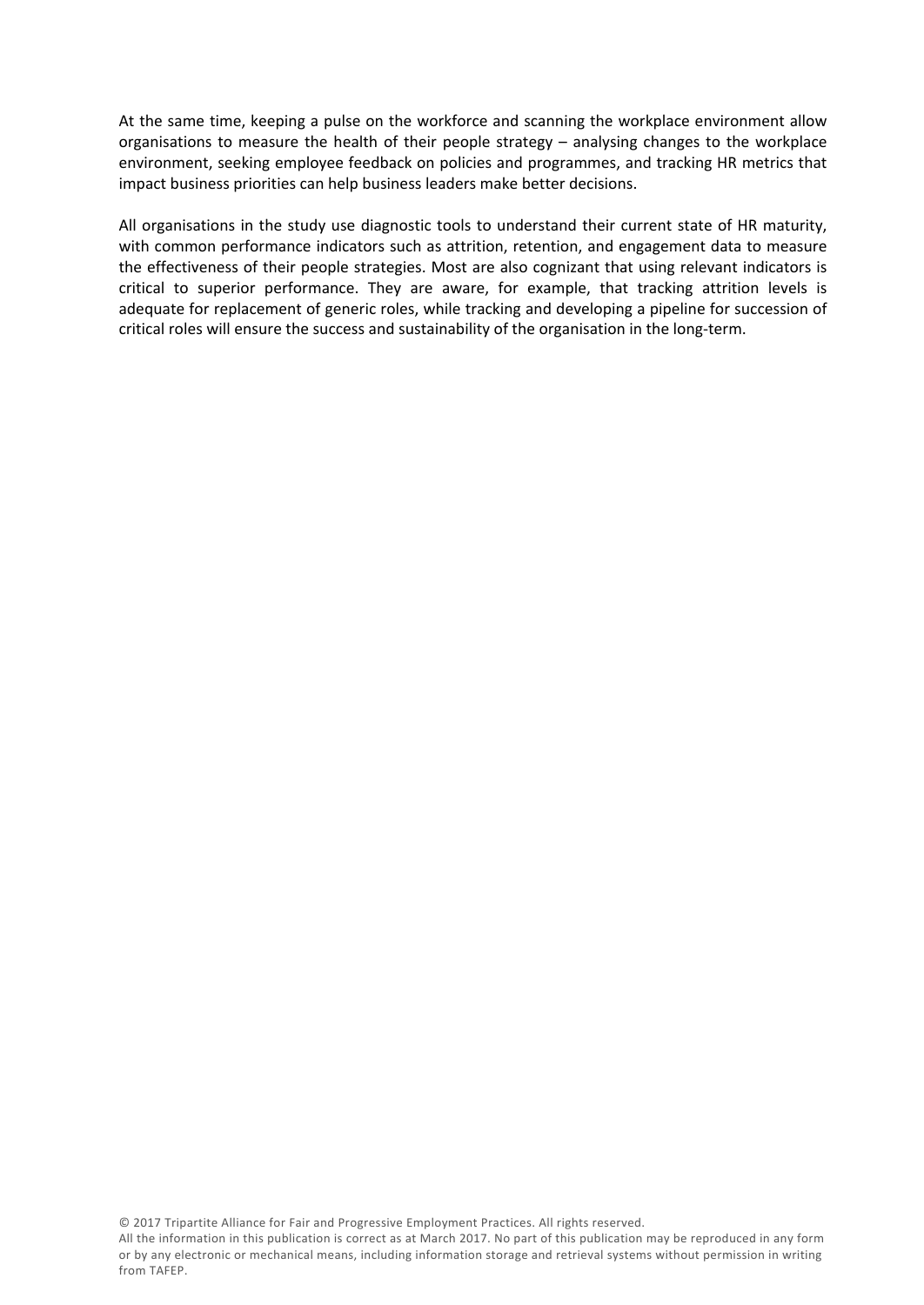At the same time, keeping a pulse on the workforce and scanning the workplace environment allow organisations to measure the health of their people strategy – analysing changes to the workplace environment, seeking employee feedback on policies and programmes, and tracking HR metrics that impact business priorities can help business leaders make better decisions.

All organisations in the study use diagnostic tools to understand their current state of HR maturity, with common performance indicators such as attrition, retention, and engagement data to measure the effectiveness of their people strategies. Most are also cognizant that using relevant indicators is critical to superior performance. They are aware, for example, that tracking attrition levels is adequate for replacement of generic roles, while tracking and developing a pipeline for succession of critical roles will ensure the success and sustainability of the organisation in the long-term.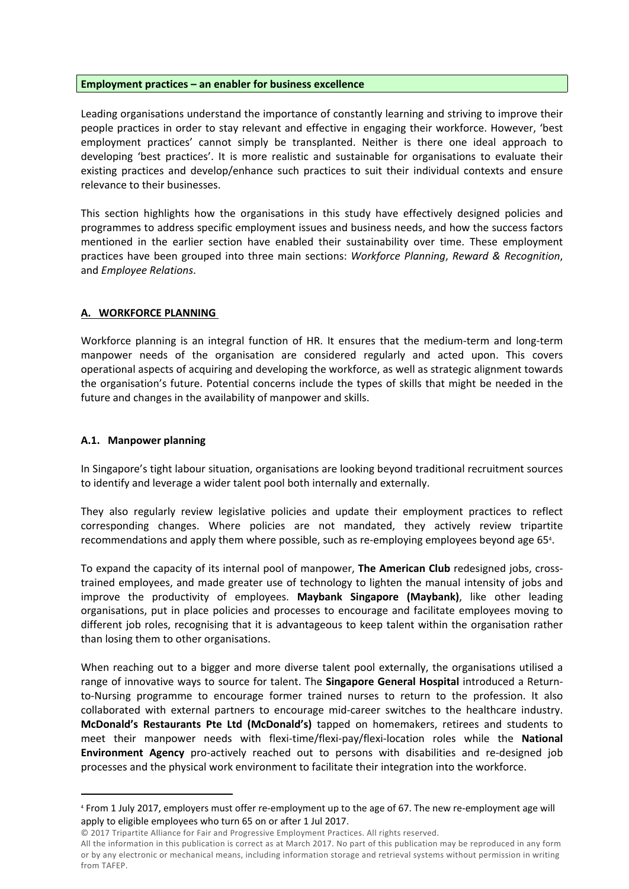**Employment practices – an enabler for business excellence**

Leading organisations understand the importance of constantly learning and striving to improve their people practices in order to stay relevant and effective in engaging their workforce. However, 'best employment practices' cannot simply be transplanted. Neither is there one ideal approach to developing 'best practices'. It is more realistic and sustainable for organisations to evaluate their existing practices and develop/enhance such practices to suit their individual contexts and ensure relevance to their businesses.

This section highlights how the organisations in this study have effectively designed policies and programmes to address specific employment issues and business needs, and how the success factors mentioned in the earlier section have enabled their sustainability over time. These employment practices have been grouped into three main sections: *Workforce Planning*, *Reward & Recognition*, and *Employee Relations*.

## A. WORKFORCE PLANNING

Workforce planning is an integral function of HR. It ensures that the medium-term and long-term manpower needs of the organisation are considered regularly and acted upon. This covers operational aspects of acquiring and developing the workforce, as well as strategic alignment towards the organisation's future. Potential concerns include the types of skills that might be needed in the future and changes in the availability of manpower and skills.

### A.1. Manpower planning

In Singapore's tight labour situation, organisations are looking beyond traditional recruitment sources to identify and leverage a wider talent pool both internally and externally.

They also regularly review legislative policies and update their employment practices to reflect corresponding changes. Where policies are not mandated, they actively review tripartite recommendations and apply them where possible, such as re-employing employees beyond age 65[4].

To expand the capacity of its internal pool of manpower, **The American Club** redesigned jobs, cross-trained employees, and made greater use of technology to lighten the manual intensity of jobs and improve the productivity of employees. **Maybank Singapore (Maybank)**, like other leading organisations, put in place policies and processes to encourage and facilitate employees moving to different job roles, recognising that it is advantageous to keep talent within the organisation rather than losing them to other organisations.

When reaching out to a bigger and more diverse talent pool externally, the organisations utilised a range of innovative ways to source for talent. The **Singapore General Hospital** introduced a Return-to-Nursing programme to encourage former trained nurses to return to the profession. It also collaborated with external partners to encourage mid-career switches to the healthcare industry. **McDonald's Restaurants Pte Ltd (McDonald's)** tapped on homemakers, retirees and students to meet their manpower needs with flexi-time/flexi-pay/flexi-location roles while the **National Environment Agency** pro-actively reached out to persons with disabilities and re-designed job processes and the physical work environment to facilitate their integration into the workforce.

---

[4] From 1 July 2017, employers must offer re-employment up to the age of 67. The new re-employment age will apply to eligible employees who turn 65 on or after 1 Jul 2017.

© 2017 Tripartite Alliance for Fair and Progressive Employment Practices. All rights reserved.
All the information in this publication is correct as at March 2017. No part of this publication may be reproduced in any form or by any electronic or mechanical means, including information storage and retrieval systems without permission in writing from TAFEP.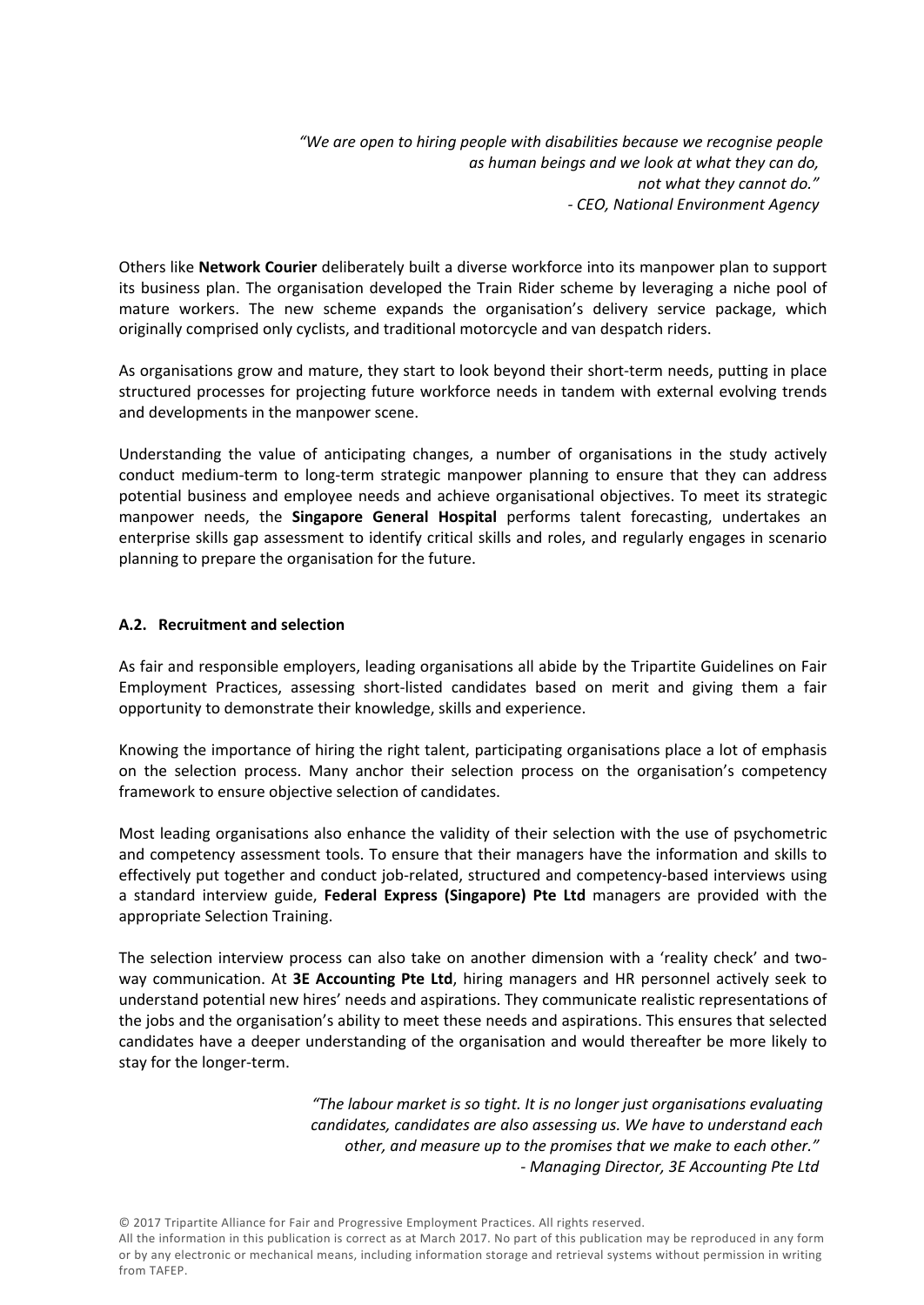*"We are open to hiring people with disabilities because we recognise people as human beings and we look at what they can do, not what they cannot do."*
*- CEO, National Environment Agency*

Others like **Network Courier** deliberately built a diverse workforce into its manpower plan to support its business plan. The organisation developed the Train Rider scheme by leveraging a niche pool of mature workers. The new scheme expands the organisation's delivery service package, which originally comprised only cyclists, and traditional motorcycle and van despatch riders.

As organisations grow and mature, they start to look beyond their short-term needs, putting in place structured processes for projecting future workforce needs in tandem with external evolving trends and developments in the manpower scene.

Understanding the value of anticipating changes, a number of organisations in the study actively conduct medium-term to long-term strategic manpower planning to ensure that they can address potential business and employee needs and achieve organisational objectives. To meet its strategic manpower needs, the **Singapore General Hospital** performs talent forecasting, undertakes an enterprise skills gap assessment to identify critical skills and roles, and regularly engages in scenario planning to prepare the organisation for the future.

### A.2. Recruitment and selection

As fair and responsible employers, leading organisations all abide by the Tripartite Guidelines on Fair Employment Practices, assessing short-listed candidates based on merit and giving them a fair opportunity to demonstrate their knowledge, skills and experience.

Knowing the importance of hiring the right talent, participating organisations place a lot of emphasis on the selection process. Many anchor their selection process on the organisation's competency framework to ensure objective selection of candidates.

Most leading organisations also enhance the validity of their selection with the use of psychometric and competency assessment tools. To ensure that their managers have the information and skills to effectively put together and conduct job-related, structured and competency-based interviews using a standard interview guide, **Federal Express (Singapore) Pte Ltd** managers are provided with the appropriate Selection Training.

The selection interview process can also take on another dimension with a 'reality check' and two-way communication. At **3E Accounting Pte Ltd**, hiring managers and HR personnel actively seek to understand potential new hires' needs and aspirations. They communicate realistic representations of the jobs and the organisation's ability to meet these needs and aspirations. This ensures that selected candidates have a deeper understanding of the organisation and would thereafter be more likely to stay for the longer-term.

*"The labour market is so tight. It is no longer just organisations evaluating candidates, candidates are also assessing us. We have to understand each other, and measure up to the promises that we make to each other."*
*- Managing Director, 3E Accounting Pte Ltd*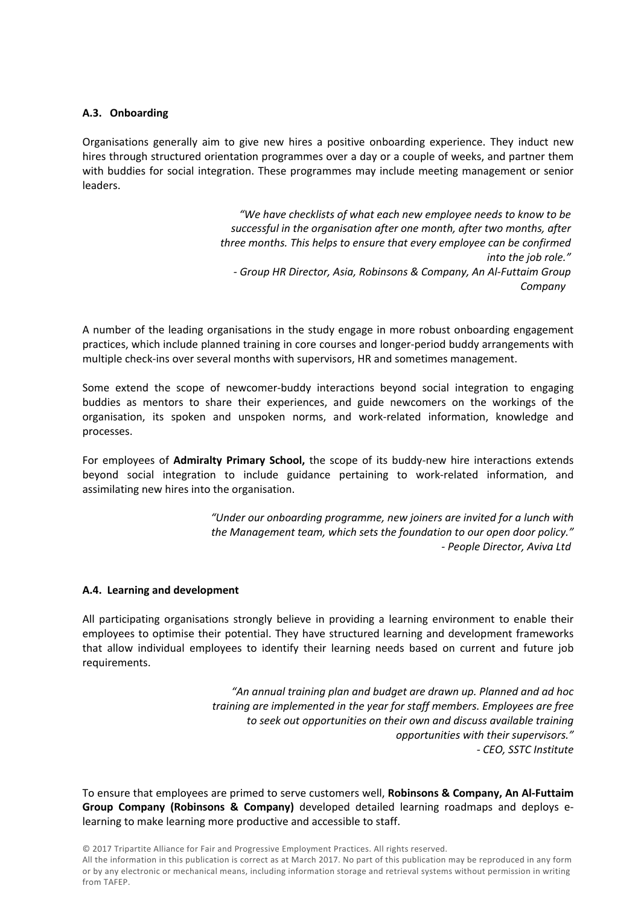### A.3. Onboarding

Organisations generally aim to give new hires a positive onboarding experience. They induct new hires through structured orientation programmes over a day or a couple of weeks, and partner them with buddies for social integration. These programmes may include meeting management or senior leaders.

> *"We have checklists of what each new employee needs to know to be successful in the organisation after one month, after two months, after three months. This helps to ensure that every employee can be confirmed into the job role."*
> *- Group HR Director, Asia, Robinsons & Company, An Al-Futtaim Group Company*

A number of the leading organisations in the study engage in more robust onboarding engagement practices, which include planned training in core courses and longer-period buddy arrangements with multiple check-ins over several months with supervisors, HR and sometimes management.

Some extend the scope of newcomer-buddy interactions beyond social integration to engaging buddies as mentors to share their experiences, and guide newcomers on the workings of the organisation, its spoken and unspoken norms, and work-related information, knowledge and processes.

For employees of **Admiralty Primary School,** the scope of its buddy-new hire interactions extends beyond social integration to include guidance pertaining to work-related information, and assimilating new hires into the organisation.

> *"Under our onboarding programme, new joiners are invited for a lunch with the Management team, which sets the foundation to our open door policy."*
> *- People Director, Aviva Ltd*

### A.4. Learning and development

All participating organisations strongly believe in providing a learning environment to enable their employees to optimise their potential. They have structured learning and development frameworks that allow individual employees to identify their learning needs based on current and future job requirements.

> *"An annual training plan and budget are drawn up. Planned and ad hoc training are implemented in the year for staff members. Employees are free to seek out opportunities on their own and discuss available training opportunities with their supervisors."*
> *- CEO, SSTC Institute*

To ensure that employees are primed to serve customers well, **Robinsons & Company, An Al-Futtaim Group Company (Robinsons & Company)** developed detailed learning roadmaps and deploys e-learning to make learning more productive and accessible to staff.

© 2017 Tripartite Alliance for Fair and Progressive Employment Practices. All rights reserved.
All the information in this publication is correct as at March 2017. No part of this publication may be reproduced in any form or by any electronic or mechanical means, including information storage and retrieval systems without permission in writing from TAFEP.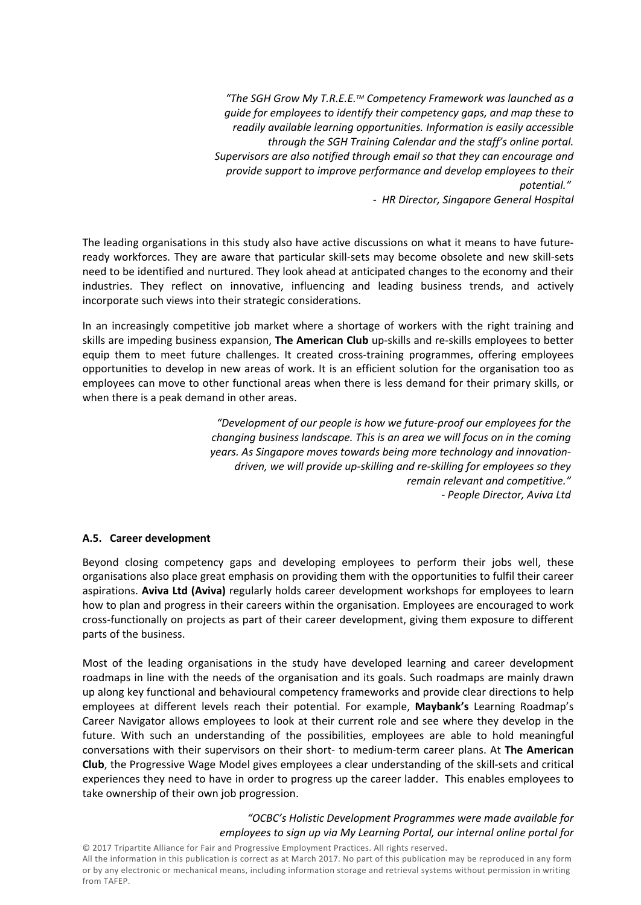*"The SGH Grow My T.R.E.E.™ Competency Framework was launched as a guide for employees to identify their competency gaps, and map these to readily available learning opportunities. Information is easily accessible through the SGH Training Calendar and the staff's online portal. Supervisors are also notified through email so that they can encourage and provide support to improve performance and develop employees to their potential."*
*- HR Director, Singapore General Hospital*

The leading organisations in this study also have active discussions on what it means to have future-ready workforces. They are aware that particular skill-sets may become obsolete and new skill-sets need to be identified and nurtured. They look ahead at anticipated changes to the economy and their industries. They reflect on innovative, influencing and leading business trends, and actively incorporate such views into their strategic considerations.

In an increasingly competitive job market where a shortage of workers with the right training and skills are impeding business expansion, **The American Club** up-skills and re-skills employees to better equip them to meet future challenges. It created cross-training programmes, offering employees opportunities to develop in new areas of work. It is an efficient solution for the organisation too as employees can move to other functional areas when there is less demand for their primary skills, or when there is a peak demand in other areas.

*"Development of our people is how we future-proof our employees for the changing business landscape. This is an area we will focus on in the coming years. As Singapore moves towards being more technology and innovation-driven, we will provide up-skilling and re-skilling for employees so they remain relevant and competitive."*
*- People Director, Aviva Ltd*

### A.5. Career development

Beyond closing competency gaps and developing employees to perform their jobs well, these organisations also place great emphasis on providing them with the opportunities to fulfil their career aspirations. **Aviva Ltd (Aviva)** regularly holds career development workshops for employees to learn how to plan and progress in their careers within the organisation. Employees are encouraged to work cross-functionally on projects as part of their career development, giving them exposure to different parts of the business.

Most of the leading organisations in the study have developed learning and career development roadmaps in line with the needs of the organisation and its goals. Such roadmaps are mainly drawn up along key functional and behavioural competency frameworks and provide clear directions to help employees at different levels reach their potential. For example, **Maybank's** Learning Roadmap's Career Navigator allows employees to look at their current role and see where they develop in the future. With such an understanding of the possibilities, employees are able to hold meaningful conversations with their supervisors on their short- to medium-term career plans. At **The American Club**, the Progressive Wage Model gives employees a clear understanding of the skill-sets and critical experiences they need to have in order to progress up the career ladder. This enables employees to take ownership of their own job progression.

*"OCBC's Holistic Development Programmes were made available for employees to sign up via My Learning Portal, our internal online portal for*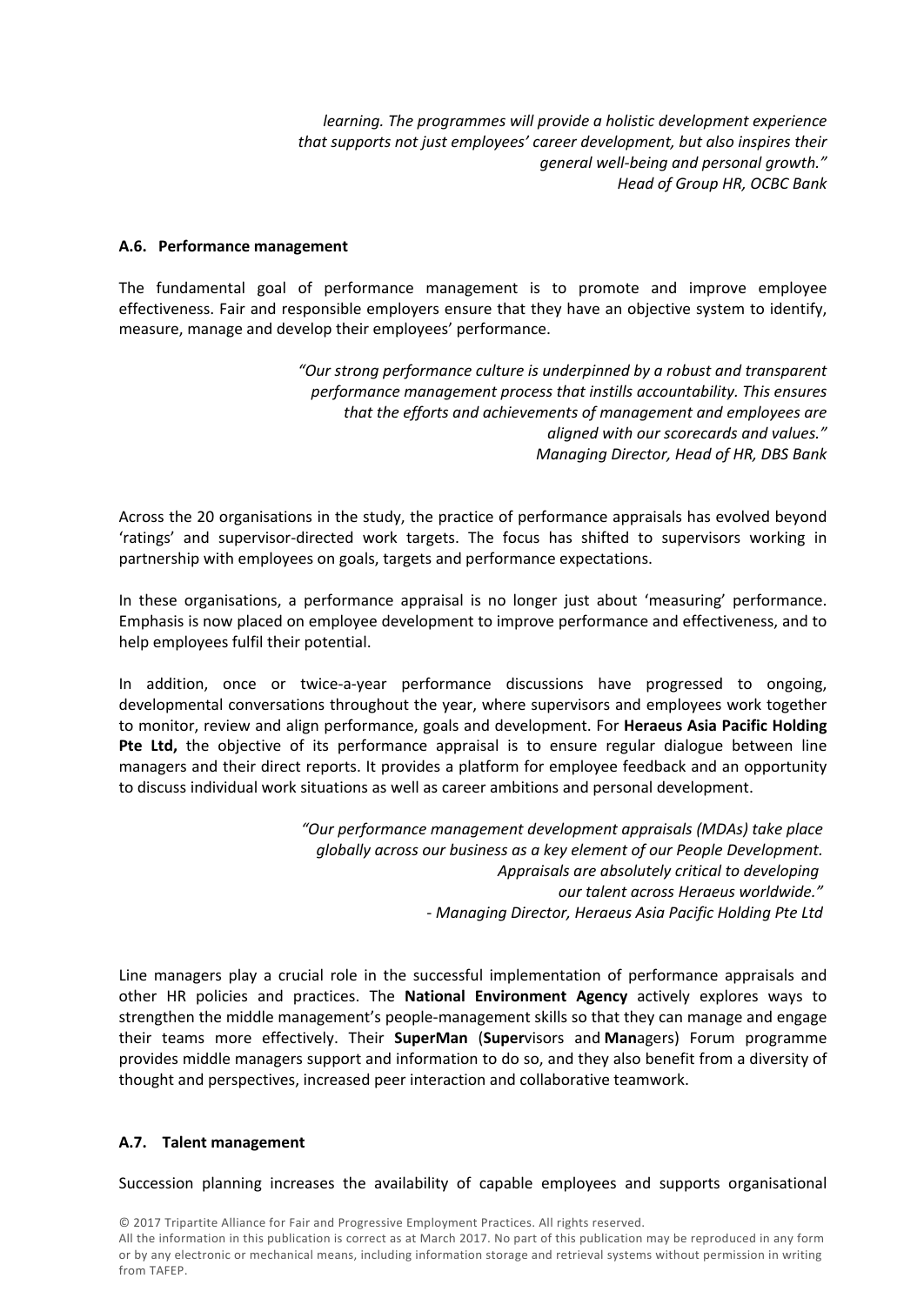*learning. The programmes will provide a holistic development experience that supports not just employees' career development, but also inspires their general well-being and personal growth."*
*Head of Group HR, OCBC Bank*

### A.6. Performance management

The fundamental goal of performance management is to promote and improve employee effectiveness. Fair and responsible employers ensure that they have an objective system to identify, measure, manage and develop their employees' performance.

*"Our strong performance culture is underpinned by a robust and transparent performance management process that instills accountability. This ensures that the efforts and achievements of management and employees are aligned with our scorecards and values."*
*Managing Director, Head of HR, DBS Bank*

Across the 20 organisations in the study, the practice of performance appraisals has evolved beyond 'ratings' and supervisor-directed work targets. The focus has shifted to supervisors working in partnership with employees on goals, targets and performance expectations.

In these organisations, a performance appraisal is no longer just about 'measuring' performance. Emphasis is now placed on employee development to improve performance and effectiveness, and to help employees fulfil their potential.

In addition, once or twice-a-year performance discussions have progressed to ongoing, developmental conversations throughout the year, where supervisors and employees work together to monitor, review and align performance, goals and development. For **Heraeus Asia Pacific Holding Pte Ltd,** the objective of its performance appraisal is to ensure regular dialogue between line managers and their direct reports. It provides a platform for employee feedback and an opportunity to discuss individual work situations as well as career ambitions and personal development.

*"Our performance management development appraisals (MDAs) take place globally across our business as a key element of our People Development. Appraisals are absolutely critical to developing our talent across Heraeus worldwide."*
*- Managing Director, Heraeus Asia Pacific Holding Pte Ltd*

Line managers play a crucial role in the successful implementation of performance appraisals and other HR policies and practices. The **National Environment Agency** actively explores ways to strengthen the middle management's people-management skills so that they can manage and engage their teams more effectively. Their **SuperMan** (**Super**visors and **Man**agers) Forum programme provides middle managers support and information to do so, and they also benefit from a diversity of thought and perspectives, increased peer interaction and collaborative teamwork.

### A.7. Talent management

Succession planning increases the availability of capable employees and supports organisational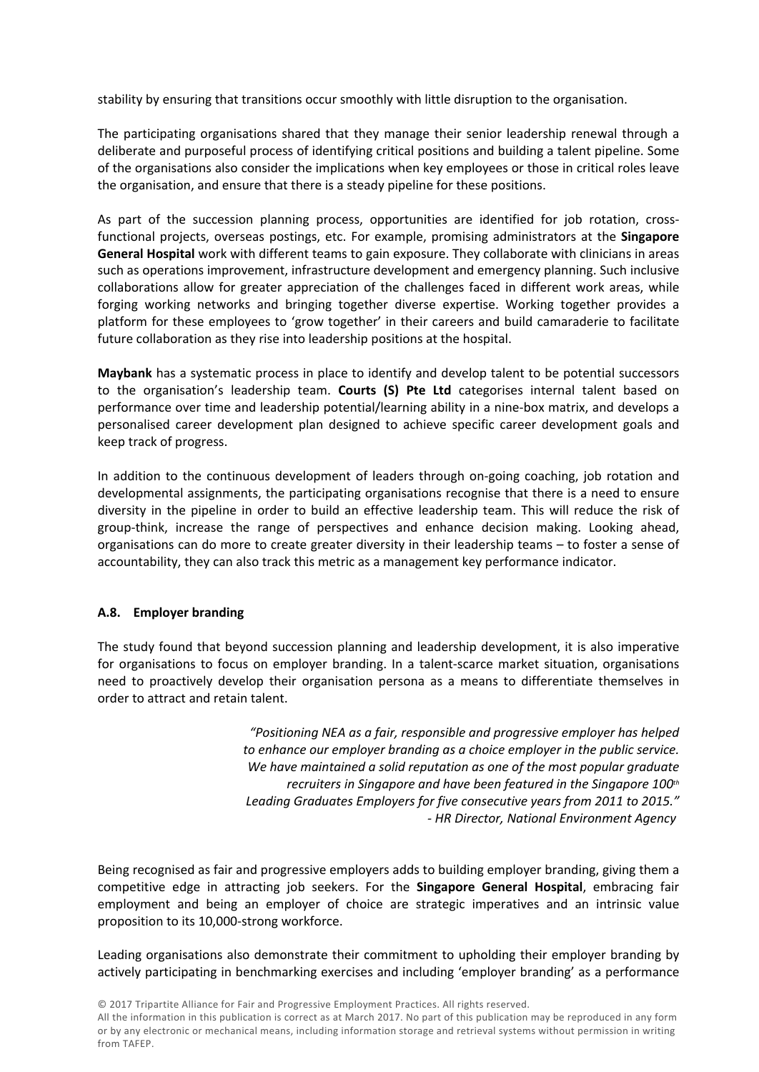stability by ensuring that transitions occur smoothly with little disruption to the organisation.

The participating organisations shared that they manage their senior leadership renewal through a deliberate and purposeful process of identifying critical positions and building a talent pipeline. Some of the organisations also consider the implications when key employees or those in critical roles leave the organisation, and ensure that there is a steady pipeline for these positions.

As part of the succession planning process, opportunities are identified for job rotation, cross-functional projects, overseas postings, etc. For example, promising administrators at the **Singapore General Hospital** work with different teams to gain exposure. They collaborate with clinicians in areas such as operations improvement, infrastructure development and emergency planning. Such inclusive collaborations allow for greater appreciation of the challenges faced in different work areas, while forging working networks and bringing together diverse expertise. Working together provides a platform for these employees to 'grow together' in their careers and build camaraderie to facilitate future collaboration as they rise into leadership positions at the hospital.

**Maybank** has a systematic process in place to identify and develop talent to be potential successors to the organisation's leadership team. **Courts (S) Pte Ltd** categorises internal talent based on performance over time and leadership potential/learning ability in a nine-box matrix, and develops a personalised career development plan designed to achieve specific career development goals and keep track of progress.

In addition to the continuous development of leaders through on-going coaching, job rotation and developmental assignments, the participating organisations recognise that there is a need to ensure diversity in the pipeline in order to build an effective leadership team. This will reduce the risk of group-think, increase the range of perspectives and enhance decision making. Looking ahead, organisations can do more to create greater diversity in their leadership teams – to foster a sense of accountability, they can also track this metric as a management key performance indicator.

### A.8. Employer branding

The study found that beyond succession planning and leadership development, it is also imperative for organisations to focus on employer branding. In a talent-scarce market situation, organisations need to proactively develop their organisation persona as a means to differentiate themselves in order to attract and retain talent.

> *"Positioning NEA as a fair, responsible and progressive employer has helped to enhance our employer branding as a choice employer in the public service. We have maintained a solid reputation as one of the most popular graduate recruiters in Singapore and have been featured in the Singapore 100th Leading Graduates Employers for five consecutive years from 2011 to 2015."*
> *- HR Director, National Environment Agency*

Being recognised as fair and progressive employers adds to building employer branding, giving them a competitive edge in attracting job seekers. For the **Singapore General Hospital**, embracing fair employment and being an employer of choice are strategic imperatives and an intrinsic value proposition to its 10,000-strong workforce.

Leading organisations also demonstrate their commitment to upholding their employer branding by actively participating in benchmarking exercises and including 'employer branding' as a performance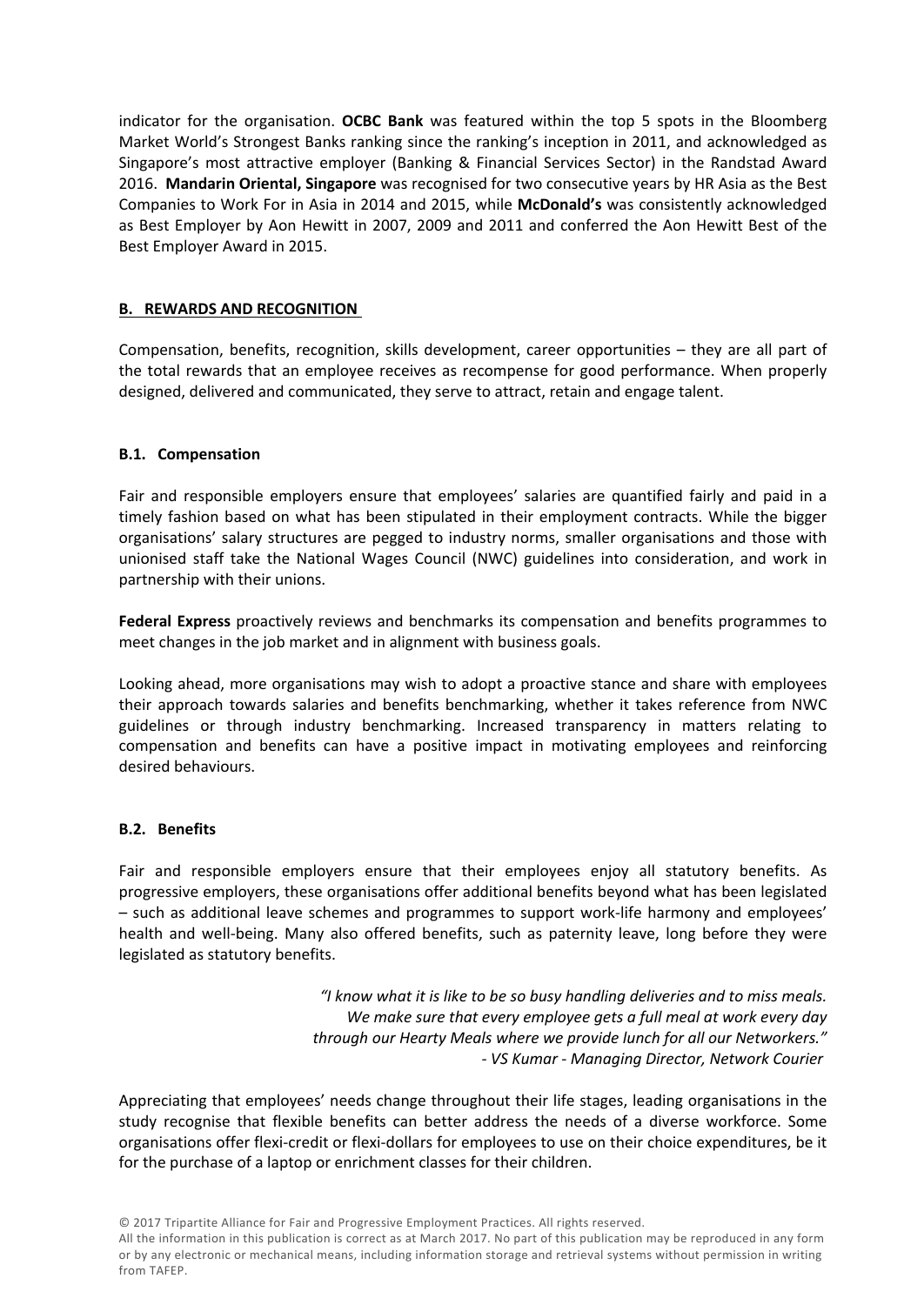indicator for the organisation. **OCBC Bank** was featured within the top 5 spots in the Bloomberg Market World's Strongest Banks ranking since the ranking's inception in 2011, and acknowledged as Singapore's most attractive employer (Banking & Financial Services Sector) in the Randstad Award 2016. **Mandarin Oriental, Singapore** was recognised for two consecutive years by HR Asia as the Best Companies to Work For in Asia in 2014 and 2015, while **McDonald's** was consistently acknowledged as Best Employer by Aon Hewitt in 2007, 2009 and 2011 and conferred the Aon Hewitt Best of the Best Employer Award in 2015.

## B. REWARDS AND RECOGNITION

Compensation, benefits, recognition, skills development, career opportunities – they are all part of the total rewards that an employee receives as recompense for good performance. When properly designed, delivered and communicated, they serve to attract, retain and engage talent.

### B.1. Compensation

Fair and responsible employers ensure that employees' salaries are quantified fairly and paid in a timely fashion based on what has been stipulated in their employment contracts. While the bigger organisations' salary structures are pegged to industry norms, smaller organisations and those with unionised staff take the National Wages Council (NWC) guidelines into consideration, and work in partnership with their unions.

**Federal Express** proactively reviews and benchmarks its compensation and benefits programmes to meet changes in the job market and in alignment with business goals.

Looking ahead, more organisations may wish to adopt a proactive stance and share with employees their approach towards salaries and benefits benchmarking, whether it takes reference from NWC guidelines or through industry benchmarking. Increased transparency in matters relating to compensation and benefits can have a positive impact in motivating employees and reinforcing desired behaviours.

### B.2. Benefits

Fair and responsible employers ensure that their employees enjoy all statutory benefits. As progressive employers, these organisations offer additional benefits beyond what has been legislated – such as additional leave schemes and programmes to support work-life harmony and employees' health and well-being. Many also offered benefits, such as paternity leave, long before they were legislated as statutory benefits.

> *"I know what it is like to be so busy handling deliveries and to miss meals. We make sure that every employee gets a full meal at work every day through our Hearty Meals where we provide lunch for all our Networkers."*
> *- VS Kumar - Managing Director, Network Courier*

Appreciating that employees' needs change throughout their life stages, leading organisations in the study recognise that flexible benefits can better address the needs of a diverse workforce. Some organisations offer flexi-credit or flexi-dollars for employees to use on their choice expenditures, be it for the purchase of a laptop or enrichment classes for their children.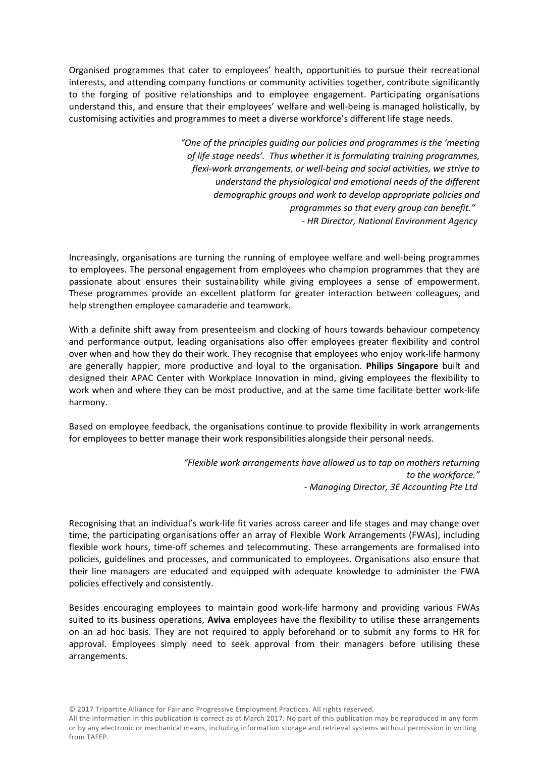Organised programmes that cater to employees' health, opportunities to pursue their recreational interests, and attending company functions or community activities together, contribute significantly to the forging of positive relationships and to employee engagement. Participating organisations understand this, and ensure that their employees' welfare and well-being is managed holistically, by customising activities and programmes to meet a diverse workforce's different life stage needs.

> *"One of the principles guiding our policies and programmes is the 'meeting of life stage needs'. Thus whether it is formulating training programmes, flexi-work arrangements, or well-being and social activities, we strive to understand the physiological and emotional needs of the different demographic groups and work to develop appropriate policies and programmes so that every group can benefit."*
> *- HR Director, National Environment Agency*

Increasingly, organisations are turning the running of employee welfare and well-being programmes to employees. The personal engagement from employees who champion programmes that they are passionate about ensures their sustainability while giving employees a sense of empowerment. These programmes provide an excellent platform for greater interaction between colleagues, and help strengthen employee camaraderie and teamwork.

With a definite shift away from presenteeism and clocking of hours towards behaviour competency and performance output, leading organisations also offer employees greater flexibility and control over when and how they do their work. They recognise that employees who enjoy work-life harmony are generally happier, more productive and loyal to the organisation. **Philips Singapore** built and designed their APAC Center with Workplace Innovation in mind, giving employees the flexibility to work when and where they can be most productive, and at the same time facilitate better work-life harmony.

Based on employee feedback, the organisations continue to provide flexibility in work arrangements for employees to better manage their work responsibilities alongside their personal needs.

> *"Flexible work arrangements have allowed us to tap on mothers returning to the workforce."*
> *- Managing Director, 3E Accounting Pte Ltd*

Recognising that an individual's work-life fit varies across career and life stages and may change over time, the participating organisations offer an array of Flexible Work Arrangements (FWAs), including flexible work hours, time-off schemes and telecommuting. These arrangements are formalised into policies, guidelines and processes, and communicated to employees. Organisations also ensure that their line managers are educated and equipped with adequate knowledge to administer the FWA policies effectively and consistently.

Besides encouraging employees to maintain good work-life harmony and providing various FWAs suited to its business operations, **Aviva** employees have the flexibility to utilise these arrangements on an ad hoc basis. They are not required to apply beforehand or to submit any forms to HR for approval. Employees simply need to seek approval from their managers before utilising these arrangements.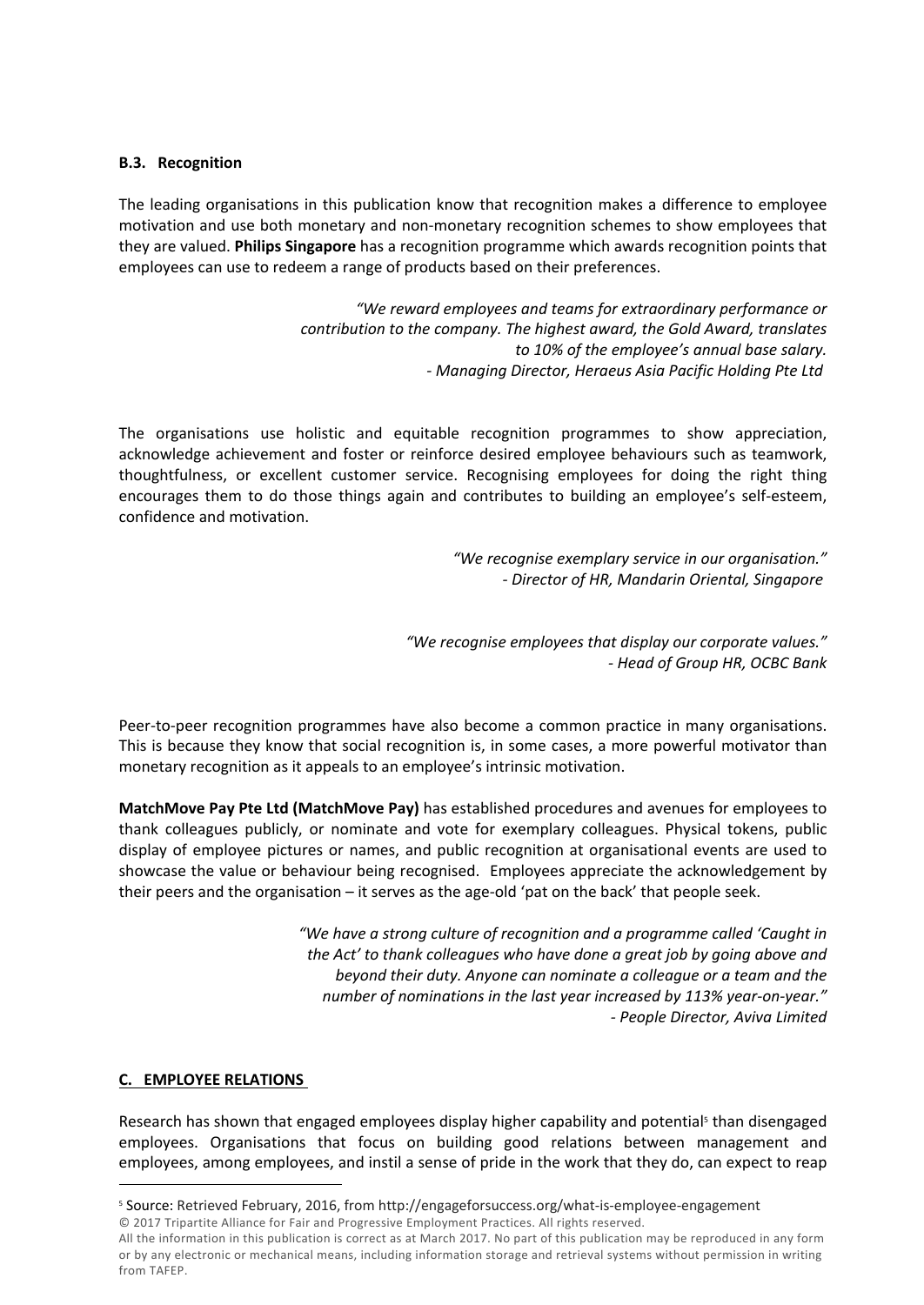### B.3. Recognition

The leading organisations in this publication know that recognition makes a difference to employee motivation and use both monetary and non-monetary recognition schemes to show employees that they are valued. **Philips Singapore** has a recognition programme which awards recognition points that employees can use to redeem a range of products based on their preferences.

> *"We reward employees and teams for extraordinary performance or contribution to the company. The highest award, the Gold Award, translates to 10% of the employee's annual base salary.*
> *- Managing Director, Heraeus Asia Pacific Holding Pte Ltd*

The organisations use holistic and equitable recognition programmes to show appreciation, acknowledge achievement and foster or reinforce desired employee behaviours such as teamwork, thoughtfulness, or excellent customer service. Recognising employees for doing the right thing encourages them to do those things again and contributes to building an employee's self-esteem, confidence and motivation.

> *"We recognise exemplary service in our organisation."*
> *- Director of HR, Mandarin Oriental, Singapore*

> *"We recognise employees that display our corporate values."*
> *- Head of Group HR, OCBC Bank*

Peer-to-peer recognition programmes have also become a common practice in many organisations. This is because they know that social recognition is, in some cases, a more powerful motivator than monetary recognition as it appeals to an employee's intrinsic motivation.

**MatchMove Pay Pte Ltd (MatchMove Pay)** has established procedures and avenues for employees to thank colleagues publicly, or nominate and vote for exemplary colleagues. Physical tokens, public display of employee pictures or names, and public recognition at organisational events are used to showcase the value or behaviour being recognised. Employees appreciate the acknowledgement by their peers and the organisation – it serves as the age-old 'pat on the back' that people seek.

> *"We have a strong culture of recognition and a programme called 'Caught in the Act' to thank colleagues who have done a great job by going above and beyond their duty. Anyone can nominate a colleague or a team and the number of nominations in the last year increased by 113% year-on-year."*
> *- People Director, Aviva Limited*

## C. EMPLOYEE RELATIONS

Research has shown that engaged employees display higher capability and potential[5] than disengaged employees. Organisations that focus on building good relations between management and employees, among employees, and instil a sense of pride in the work that they do, can expect to reap

[5] Source: Retrieved February, 2016, from http://engageforsuccess.org/what-is-employee-engagement

© 2017 Tripartite Alliance for Fair and Progressive Employment Practices. All rights reserved.
All the information in this publication is correct as at March 2017. No part of this publication may be reproduced in any form or by any electronic or mechanical means, including information storage and retrieval systems without permission in writing from TAFEP.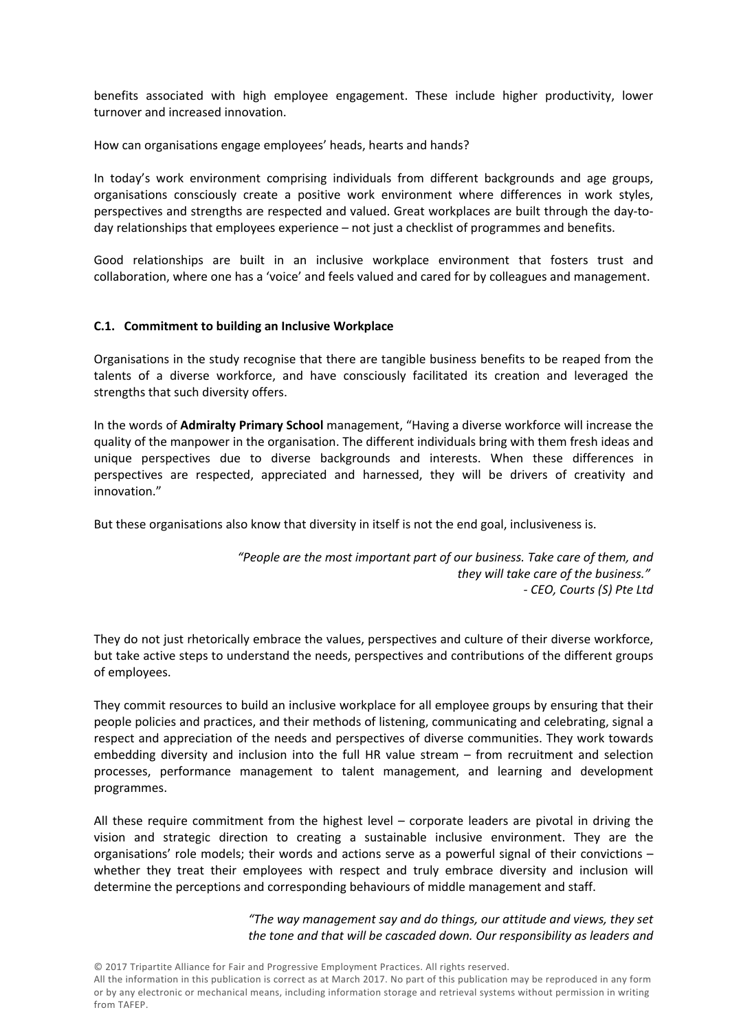benefits associated with high employee engagement. These include higher productivity, lower turnover and increased innovation.

How can organisations engage employees' heads, hearts and hands?

In today's work environment comprising individuals from different backgrounds and age groups, organisations consciously create a positive work environment where differences in work styles, perspectives and strengths are respected and valued. Great workplaces are built through the day-to-day relationships that employees experience – not just a checklist of programmes and benefits.

Good relationships are built in an inclusive workplace environment that fosters trust and collaboration, where one has a 'voice' and feels valued and cared for by colleagues and management.

### C.1. Commitment to building an Inclusive Workplace

Organisations in the study recognise that there are tangible business benefits to be reaped from the talents of a diverse workforce, and have consciously facilitated its creation and leveraged the strengths that such diversity offers.

In the words of **Admiralty Primary School** management, "Having a diverse workforce will increase the quality of the manpower in the organisation. The different individuals bring with them fresh ideas and unique perspectives due to diverse backgrounds and interests. When these differences in perspectives are respected, appreciated and harnessed, they will be drivers of creativity and innovation."

But these organisations also know that diversity in itself is not the end goal, inclusiveness is.

> *"People are the most important part of our business. Take care of them, and they will take care of the business."*
> *- CEO, Courts (S) Pte Ltd*

They do not just rhetorically embrace the values, perspectives and culture of their diverse workforce, but take active steps to understand the needs, perspectives and contributions of the different groups of employees.

They commit resources to build an inclusive workplace for all employee groups by ensuring that their people policies and practices, and their methods of listening, communicating and celebrating, signal a respect and appreciation of the needs and perspectives of diverse communities. They work towards embedding diversity and inclusion into the full HR value stream – from recruitment and selection processes, performance management to talent management, and learning and development programmes.

All these require commitment from the highest level – corporate leaders are pivotal in driving the vision and strategic direction to creating a sustainable inclusive environment. They are the organisations' role models; their words and actions serve as a powerful signal of their convictions – whether they treat their employees with respect and truly embrace diversity and inclusion will determine the perceptions and corresponding behaviours of middle management and staff.

> *"The way management say and do things, our attitude and views, they set the tone and that will be cascaded down. Our responsibility as leaders and*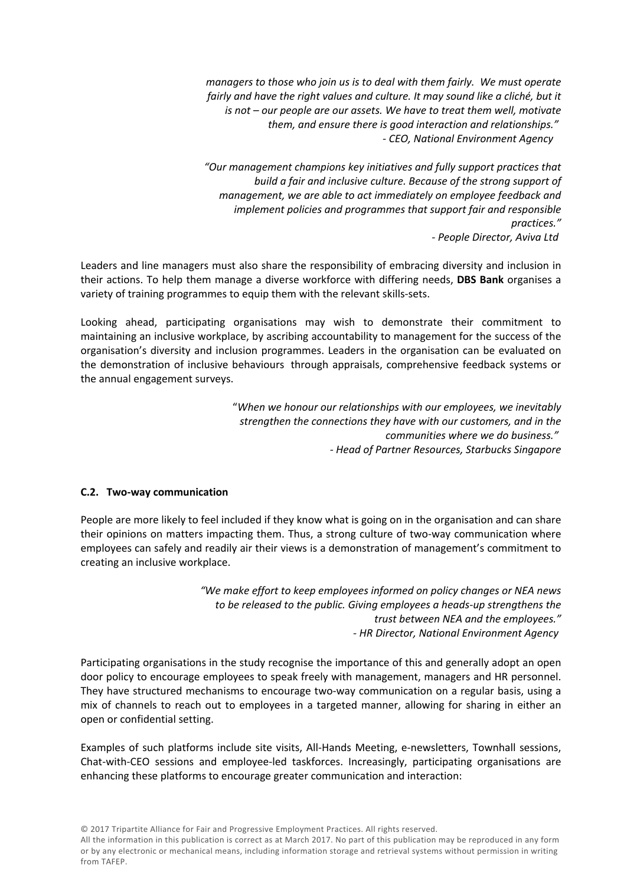*managers to those who join us is to deal with them fairly. We must operate fairly and have the right values and culture. It may sound like a cliché, but it is not – our people are our assets. We have to treat them well, motivate them, and ensure there is good interaction and relationships."*
*- CEO, National Environment Agency*

*"Our management champions key initiatives and fully support practices that build a fair and inclusive culture. Because of the strong support of management, we are able to act immediately on employee feedback and implement policies and programmes that support fair and responsible practices."*
*- People Director, Aviva Ltd*

Leaders and line managers must also share the responsibility of embracing diversity and inclusion in their actions. To help them manage a diverse workforce with differing needs, **DBS Bank** organises a variety of training programmes to equip them with the relevant skills-sets.

Looking ahead, participating organisations may wish to demonstrate their commitment to maintaining an inclusive workplace, by ascribing accountability to management for the success of the organisation's diversity and inclusion programmes. Leaders in the organisation can be evaluated on the demonstration of inclusive behaviours through appraisals, comprehensive feedback systems or the annual engagement surveys.

"*When we honour our relationships with our employees, we inevitably strengthen the connections they have with our customers, and in the communities where we do business."*
*- Head of Partner Resources, Starbucks Singapore*

**C.2. Two-way communication**

People are more likely to feel included if they know what is going on in the organisation and can share their opinions on matters impacting them. Thus, a strong culture of two-way communication where employees can safely and readily air their views is a demonstration of management's commitment to creating an inclusive workplace.

*"We make effort to keep employees informed on policy changes or NEA news to be released to the public. Giving employees a heads-up strengthens the trust between NEA and the employees."*
*- HR Director, National Environment Agency*

Participating organisations in the study recognise the importance of this and generally adopt an open door policy to encourage employees to speak freely with management, managers and HR personnel. They have structured mechanisms to encourage two-way communication on a regular basis, using a mix of channels to reach out to employees in a targeted manner, allowing for sharing in either an open or confidential setting.

Examples of such platforms include site visits, All-Hands Meeting, e-newsletters, Townhall sessions, Chat-with-CEO sessions and employee-led taskforces. Increasingly, participating organisations are enhancing these platforms to encourage greater communication and interaction: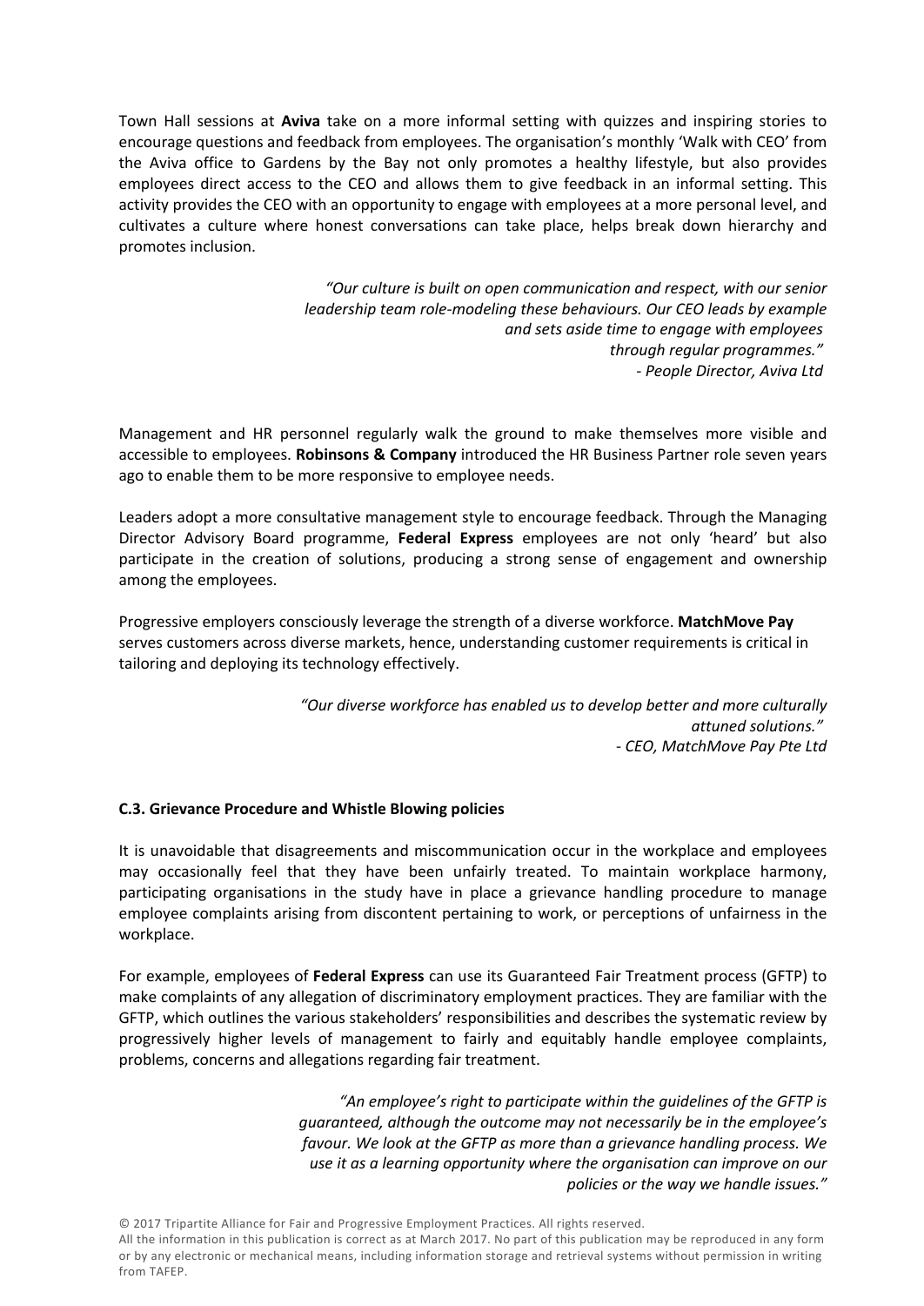Town Hall sessions at **Aviva** take on a more informal setting with quizzes and inspiring stories to encourage questions and feedback from employees. The organisation's monthly 'Walk with CEO' from the Aviva office to Gardens by the Bay not only promotes a healthy lifestyle, but also provides employees direct access to the CEO and allows them to give feedback in an informal setting. This activity provides the CEO with an opportunity to engage with employees at a more personal level, and cultivates a culture where honest conversations can take place, helps break down hierarchy and promotes inclusion.

> *"Our culture is built on open communication and respect, with our senior leadership team role-modeling these behaviours. Our CEO leads by example and sets aside time to engage with employees through regular programmes."*
> *- People Director, Aviva Ltd*

Management and HR personnel regularly walk the ground to make themselves more visible and accessible to employees. **Robinsons & Company** introduced the HR Business Partner role seven years ago to enable them to be more responsive to employee needs.

Leaders adopt a more consultative management style to encourage feedback. Through the Managing Director Advisory Board programme, **Federal Express** employees are not only 'heard' but also participate in the creation of solutions, producing a strong sense of engagement and ownership among the employees.

Progressive employers consciously leverage the strength of a diverse workforce. **MatchMove Pay** serves customers across diverse markets, hence, understanding customer requirements is critical in tailoring and deploying its technology effectively.

> *"Our diverse workforce has enabled us to develop better and more culturally attuned solutions."*
> *- CEO, MatchMove Pay Pte Ltd*

**C.3. Grievance Procedure and Whistle Blowing policies**

It is unavoidable that disagreements and miscommunication occur in the workplace and employees may occasionally feel that they have been unfairly treated. To maintain workplace harmony, participating organisations in the study have in place a grievance handling procedure to manage employee complaints arising from discontent pertaining to work, or perceptions of unfairness in the workplace.

For example, employees of **Federal Express** can use its Guaranteed Fair Treatment process (GFTP) to make complaints of any allegation of discriminatory employment practices. They are familiar with the GFTP, which outlines the various stakeholders' responsibilities and describes the systematic review by progressively higher levels of management to fairly and equitably handle employee complaints, problems, concerns and allegations regarding fair treatment.

> *"An employee's right to participate within the guidelines of the GFTP is guaranteed, although the outcome may not necessarily be in the employee's favour. We look at the GFTP as more than a grievance handling process. We use it as a learning opportunity where the organisation can improve on our policies or the way we handle issues."*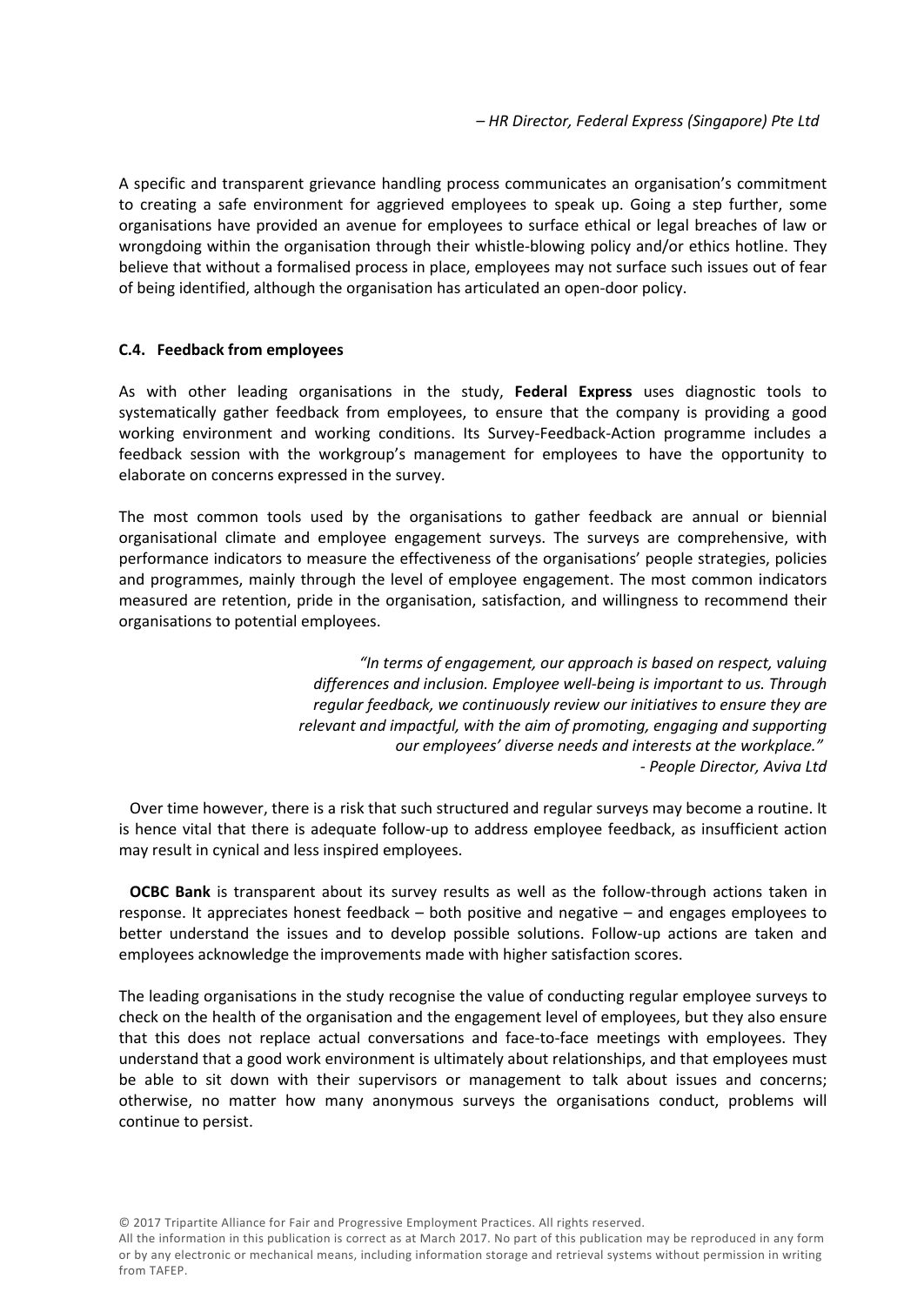*– HR Director, Federal Express (Singapore) Pte Ltd*

A specific and transparent grievance handling process communicates an organisation's commitment to creating a safe environment for aggrieved employees to speak up. Going a step further, some organisations have provided an avenue for employees to surface ethical or legal breaches of law or wrongdoing within the organisation through their whistle-blowing policy and/or ethics hotline. They believe that without a formalised process in place, employees may not surface such issues out of fear of being identified, although the organisation has articulated an open-door policy.

### C.4. Feedback from employees

As with other leading organisations in the study, **Federal Express** uses diagnostic tools to systematically gather feedback from employees, to ensure that the company is providing a good working environment and working conditions. Its Survey-Feedback-Action programme includes a feedback session with the workgroup's management for employees to have the opportunity to elaborate on concerns expressed in the survey.

The most common tools used by the organisations to gather feedback are annual or biennial organisational climate and employee engagement surveys. The surveys are comprehensive, with performance indicators to measure the effectiveness of the organisations' people strategies, policies and programmes, mainly through the level of employee engagement. The most common indicators measured are retention, pride in the organisation, satisfaction, and willingness to recommend their organisations to potential employees.

*"In terms of engagement, our approach is based on respect, valuing differences and inclusion. Employee well-being is important to us. Through regular feedback, we continuously review our initiatives to ensure they are relevant and impactful, with the aim of promoting, engaging and supporting our employees' diverse needs and interests at the workplace."*
*- People Director, Aviva Ltd*

Over time however, there is a risk that such structured and regular surveys may become a routine. It is hence vital that there is adequate follow-up to address employee feedback, as insufficient action may result in cynical and less inspired employees.

**OCBC Bank** is transparent about its survey results as well as the follow-through actions taken in response. It appreciates honest feedback – both positive and negative – and engages employees to better understand the issues and to develop possible solutions. Follow-up actions are taken and employees acknowledge the improvements made with higher satisfaction scores.

The leading organisations in the study recognise the value of conducting regular employee surveys to check on the health of the organisation and the engagement level of employees, but they also ensure that this does not replace actual conversations and face-to-face meetings with employees. They understand that a good work environment is ultimately about relationships, and that employees must be able to sit down with their supervisors or management to talk about issues and concerns; otherwise, no matter how many anonymous surveys the organisations conduct, problems will continue to persist.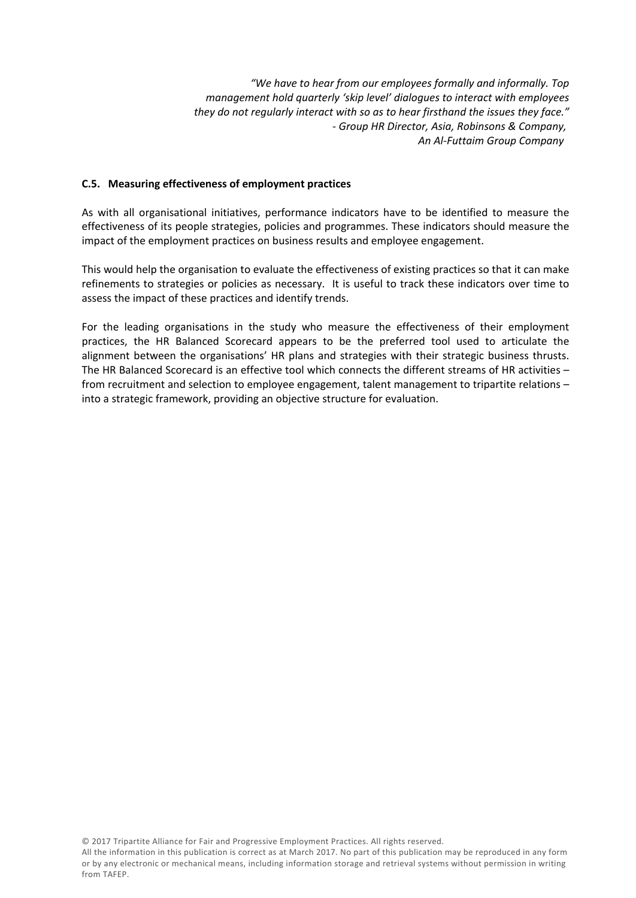*"We have to hear from our employees formally and informally. Top management hold quarterly 'skip level' dialogues to interact with employees they do not regularly interact with so as to hear firsthand the issues they face."*
*- Group HR Director, Asia, Robinsons & Company, An Al-Futtaim Group Company*

### C.5. Measuring effectiveness of employment practices

As with all organisational initiatives, performance indicators have to be identified to measure the effectiveness of its people strategies, policies and programmes. These indicators should measure the impact of the employment practices on business results and employee engagement.

This would help the organisation to evaluate the effectiveness of existing practices so that it can make refinements to strategies or policies as necessary. It is useful to track these indicators over time to assess the impact of these practices and identify trends.

For the leading organisations in the study who measure the effectiveness of their employment practices, the HR Balanced Scorecard appears to be the preferred tool used to articulate the alignment between the organisations' HR plans and strategies with their strategic business thrusts. The HR Balanced Scorecard is an effective tool which connects the different streams of HR activities – from recruitment and selection to employee engagement, talent management to tripartite relations – into a strategic framework, providing an objective structure for evaluation.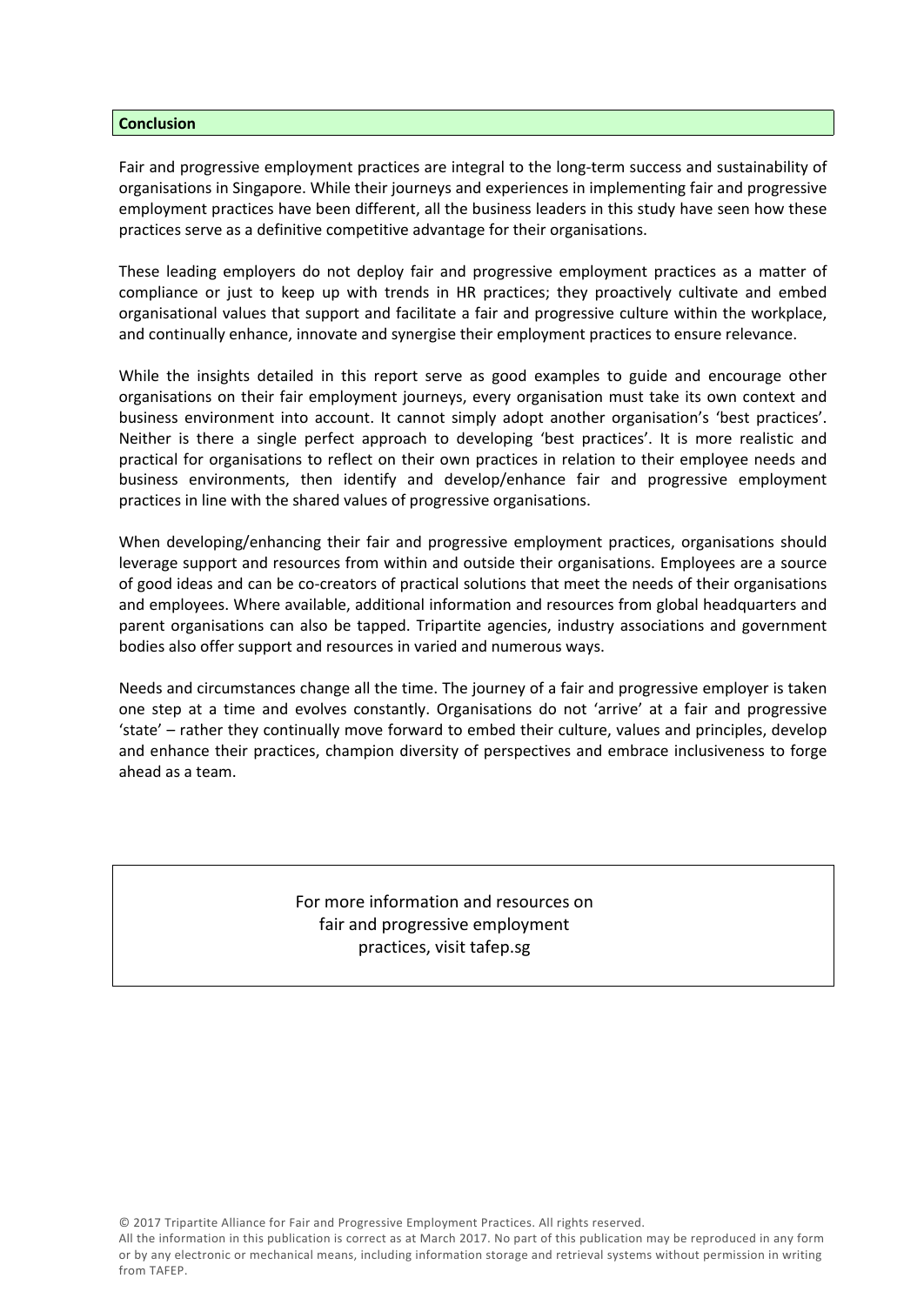## Conclusion

Fair and progressive employment practices are integral to the long-term success and sustainability of organisations in Singapore. While their journeys and experiences in implementing fair and progressive employment practices have been different, all the business leaders in this study have seen how these practices serve as a definitive competitive advantage for their organisations.

These leading employers do not deploy fair and progressive employment practices as a matter of compliance or just to keep up with trends in HR practices; they proactively cultivate and embed organisational values that support and facilitate a fair and progressive culture within the workplace, and continually enhance, innovate and synergise their employment practices to ensure relevance.

While the insights detailed in this report serve as good examples to guide and encourage other organisations on their fair employment journeys, every organisation must take its own context and business environment into account. It cannot simply adopt another organisation's 'best practices'. Neither is there a single perfect approach to developing 'best practices'. It is more realistic and practical for organisations to reflect on their own practices in relation to their employee needs and business environments, then identify and develop/enhance fair and progressive employment practices in line with the shared values of progressive organisations.

When developing/enhancing their fair and progressive employment practices, organisations should leverage support and resources from within and outside their organisations. Employees are a source of good ideas and can be co-creators of practical solutions that meet the needs of their organisations and employees. Where available, additional information and resources from global headquarters and parent organisations can also be tapped. Tripartite agencies, industry associations and government bodies also offer support and resources in varied and numerous ways.

Needs and circumstances change all the time. The journey of a fair and progressive employer is taken one step at a time and evolves constantly. Organisations do not 'arrive' at a fair and progressive 'state' – rather they continually move forward to embed their culture, values and principles, develop and enhance their practices, champion diversity of perspectives and embrace inclusiveness to forge ahead as a team.

For more information and resources on fair and progressive employment practices, visit tafep.sg

© 2017 Tripartite Alliance for Fair and Progressive Employment Practices. All rights reserved.
All the information in this publication is correct as at March 2017. No part of this publication may be reproduced in any form or by any electronic or mechanical means, including information storage and retrieval systems without permission in writing from TAFEP.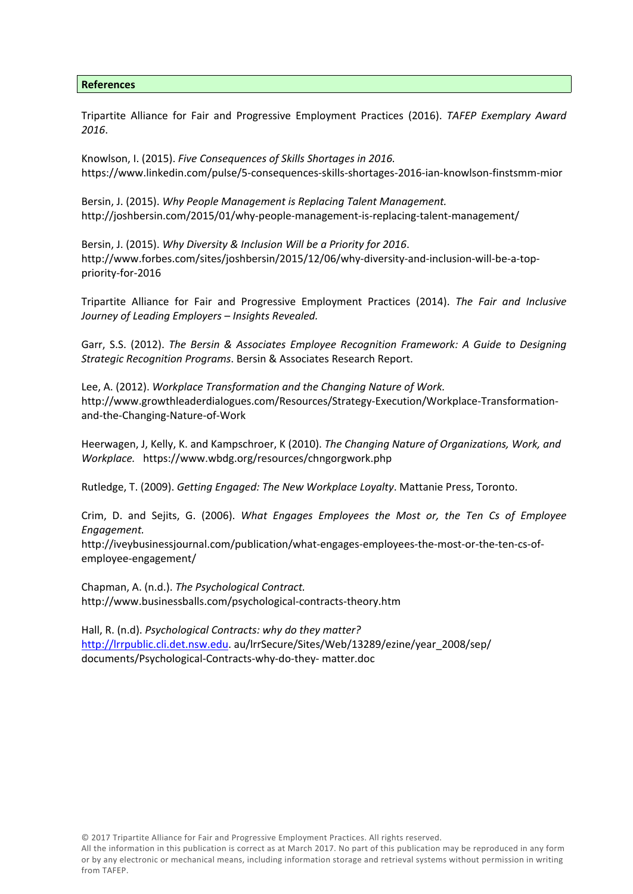## References

Tripartite Alliance for Fair and Progressive Employment Practices (2016). *TAFEP Exemplary Award 2016*.

Knowlson, I. (2015). *Five Consequences of Skills Shortages in 2016.* https://www.linkedin.com/pulse/5-consequences-skills-shortages-2016-ian-knowlson-finstsmm-mior

Bersin, J. (2015). *Why People Management is Replacing Talent Management.* http://joshbersin.com/2015/01/why-people-management-is-replacing-talent-management/

Bersin, J. (2015). *Why Diversity & Inclusion Will be a Priority for 2016*. http://www.forbes.com/sites/joshbersin/2015/12/06/why-diversity-and-inclusion-will-be-a-top-priority-for-2016

Tripartite Alliance for Fair and Progressive Employment Practices (2014). *The Fair and Inclusive Journey of Leading Employers – Insights Revealed.*

Garr, S.S. (2012). *The Bersin & Associates Employee Recognition Framework: A Guide to Designing Strategic Recognition Programs*. Bersin & Associates Research Report.

Lee, A. (2012). *Workplace Transformation and the Changing Nature of Work.* http://www.growthleaderdialogues.com/Resources/Strategy-Execution/Workplace-Transformation-and-the-Changing-Nature-of-Work

Heerwagen, J, Kelly, K. and Kampschroer, K (2010). *The Changing Nature of Organizations, Work, and Workplace.* https://www.wbdg.org/resources/chngorgwork.php

Rutledge, T. (2009). *Getting Engaged: The New Workplace Loyalty*. Mattanie Press, Toronto.

Crim, D. and Sejits, G. (2006). *What Engages Employees the Most or, the Ten Cs of Employee Engagement.* http://iveybusinessjournal.com/publication/what-engages-employees-the-most-or-the-ten-cs-of-employee-engagement/

Chapman, A. (n.d.). *The Psychological Contract.* http://www.businessballs.com/psychological-contracts-theory.htm

Hall, R. (n.d). *Psychological Contracts: why do they matter?* http://lrrpublic.cli.det.nsw.edu. au/lrrSecure/Sites/Web/13289/ezine/year_2008/sep/ documents/Psychological-Contracts-why-do-they- matter.doc

© 2017 Tripartite Alliance for Fair and Progressive Employment Practices. All rights reserved.
All the information in this publication is correct as at March 2017. No part of this publication may be reproduced in any form or by any electronic or mechanical means, including information storage and retrieval systems without permission in writing from TAFEP.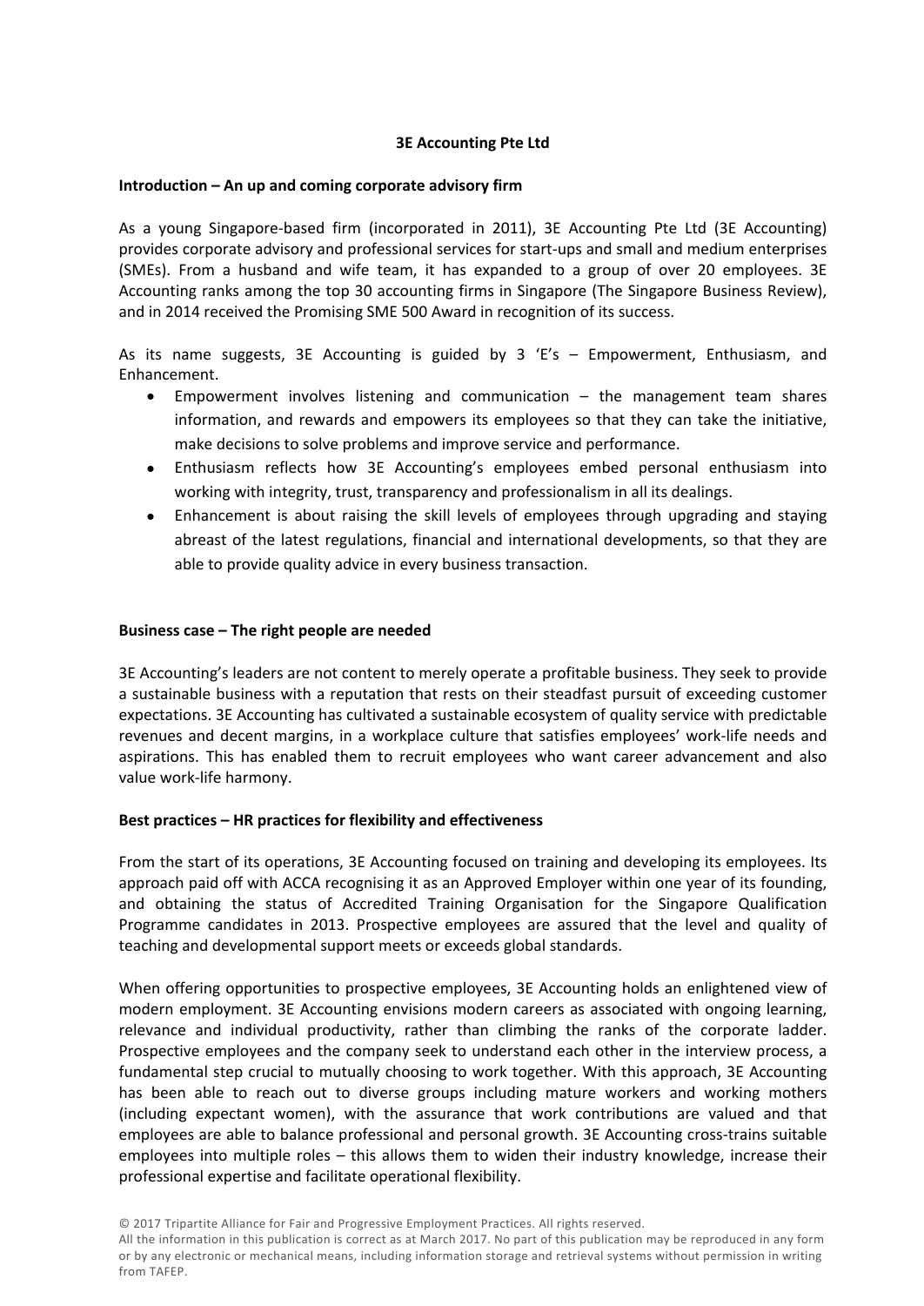# 3E Accounting Pte Ltd

## Introduction – An up and coming corporate advisory firm

As a young Singapore-based firm (incorporated in 2011), 3E Accounting Pte Ltd (3E Accounting) provides corporate advisory and professional services for start-ups and small and medium enterprises (SMEs). From a husband and wife team, it has expanded to a group of over 20 employees. 3E Accounting ranks among the top 30 accounting firms in Singapore (The Singapore Business Review), and in 2014 received the Promising SME 500 Award in recognition of its success.

As its name suggests, 3E Accounting is guided by 3 'E's – Empowerment, Enthusiasm, and Enhancement.

- Empowerment involves listening and communication – the management team shares information, and rewards and empowers its employees so that they can take the initiative, make decisions to solve problems and improve service and performance.
- Enthusiasm reflects how 3E Accounting's employees embed personal enthusiasm into working with integrity, trust, transparency and professionalism in all its dealings.
- Enhancement is about raising the skill levels of employees through upgrading and staying abreast of the latest regulations, financial and international developments, so that they are able to provide quality advice in every business transaction.

## Business case – The right people are needed

3E Accounting's leaders are not content to merely operate a profitable business. They seek to provide a sustainable business with a reputation that rests on their steadfast pursuit of exceeding customer expectations. 3E Accounting has cultivated a sustainable ecosystem of quality service with predictable revenues and decent margins, in a workplace culture that satisfies employees' work-life needs and aspirations. This has enabled them to recruit employees who want career advancement and also value work-life harmony.

## Best practices – HR practices for flexibility and effectiveness

From the start of its operations, 3E Accounting focused on training and developing its employees. Its approach paid off with ACCA recognising it as an Approved Employer within one year of its founding, and obtaining the status of Accredited Training Organisation for the Singapore Qualification Programme candidates in 2013. Prospective employees are assured that the level and quality of teaching and developmental support meets or exceeds global standards.

When offering opportunities to prospective employees, 3E Accounting holds an enlightened view of modern employment. 3E Accounting envisions modern careers as associated with ongoing learning, relevance and individual productivity, rather than climbing the ranks of the corporate ladder. Prospective employees and the company seek to understand each other in the interview process, a fundamental step crucial to mutually choosing to work together. With this approach, 3E Accounting has been able to reach out to diverse groups including mature workers and working mothers (including expectant women), with the assurance that work contributions are valued and that employees are able to balance professional and personal growth. 3E Accounting cross-trains suitable employees into multiple roles – this allows them to widen their industry knowledge, increase their professional expertise and facilitate operational flexibility.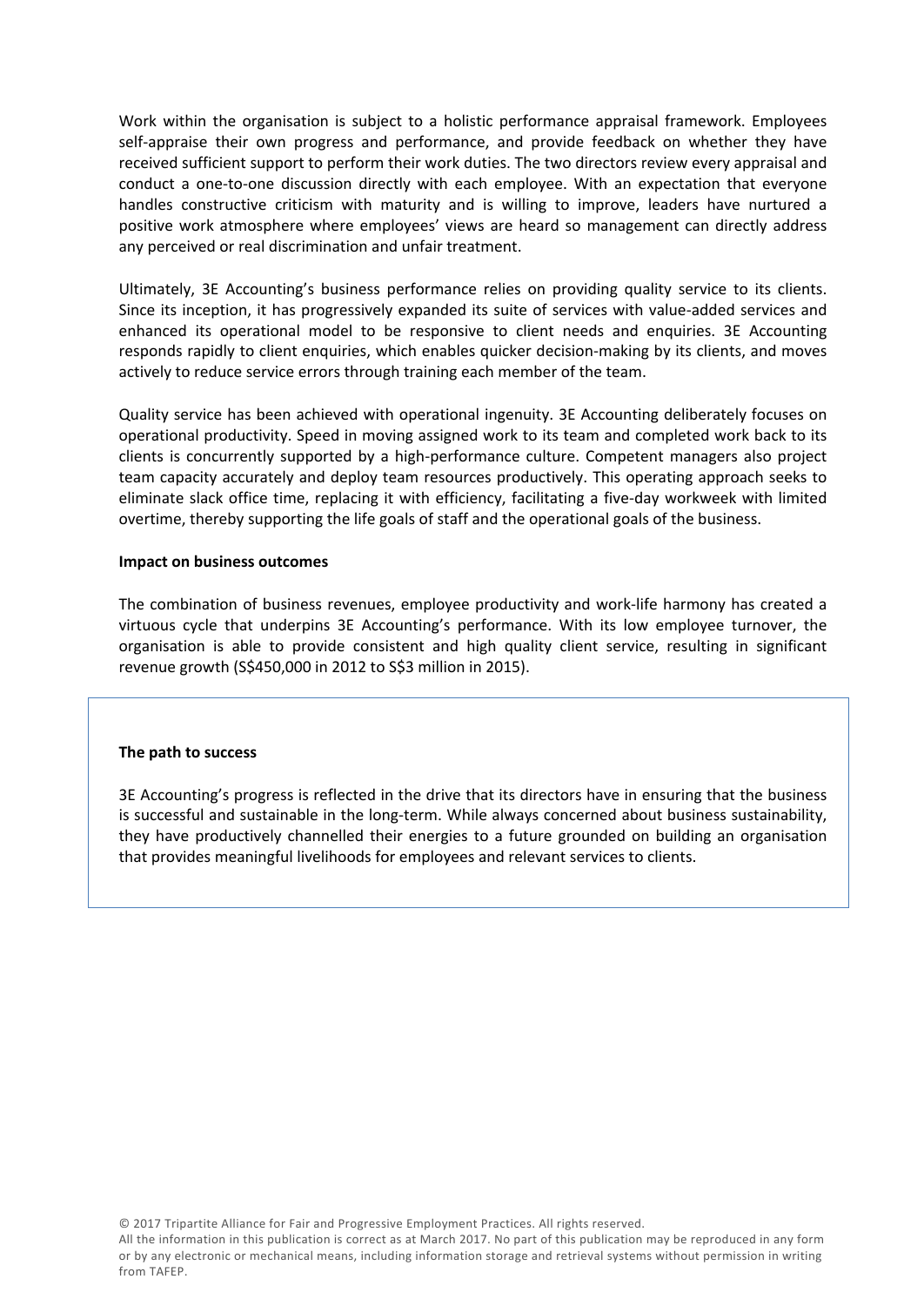Work within the organisation is subject to a holistic performance appraisal framework. Employees self-appraise their own progress and performance, and provide feedback on whether they have received sufficient support to perform their work duties. The two directors review every appraisal and conduct a one-to-one discussion directly with each employee. With an expectation that everyone handles constructive criticism with maturity and is willing to improve, leaders have nurtured a positive work atmosphere where employees' views are heard so management can directly address any perceived or real discrimination and unfair treatment.

Ultimately, 3E Accounting's business performance relies on providing quality service to its clients. Since its inception, it has progressively expanded its suite of services with value-added services and enhanced its operational model to be responsive to client needs and enquiries. 3E Accounting responds rapidly to client enquiries, which enables quicker decision-making by its clients, and moves actively to reduce service errors through training each member of the team.

Quality service has been achieved with operational ingenuity. 3E Accounting deliberately focuses on operational productivity. Speed in moving assigned work to its team and completed work back to its clients is concurrently supported by a high-performance culture. Competent managers also project team capacity accurately and deploy team resources productively. This operating approach seeks to eliminate slack office time, replacing it with efficiency, facilitating a five-day workweek with limited overtime, thereby supporting the life goals of staff and the operational goals of the business.

**Impact on business outcomes**

The combination of business revenues, employee productivity and work-life harmony has created a virtuous cycle that underpins 3E Accounting's performance. With its low employee turnover, the organisation is able to provide consistent and high quality client service, resulting in significant revenue growth (S$450,000 in 2012 to S$3 million in 2015).

**The path to success**

3E Accounting's progress is reflected in the drive that its directors have in ensuring that the business is successful and sustainable in the long-term. While always concerned about business sustainability, they have productively channelled their energies to a future grounded on building an organisation that provides meaningful livelihoods for employees and relevant services to clients.

© 2017 Tripartite Alliance for Fair and Progressive Employment Practices. All rights reserved.
All the information in this publication is correct as at March 2017. No part of this publication may be reproduced in any form or by any electronic or mechanical means, including information storage and retrieval systems without permission in writing from TAFEP.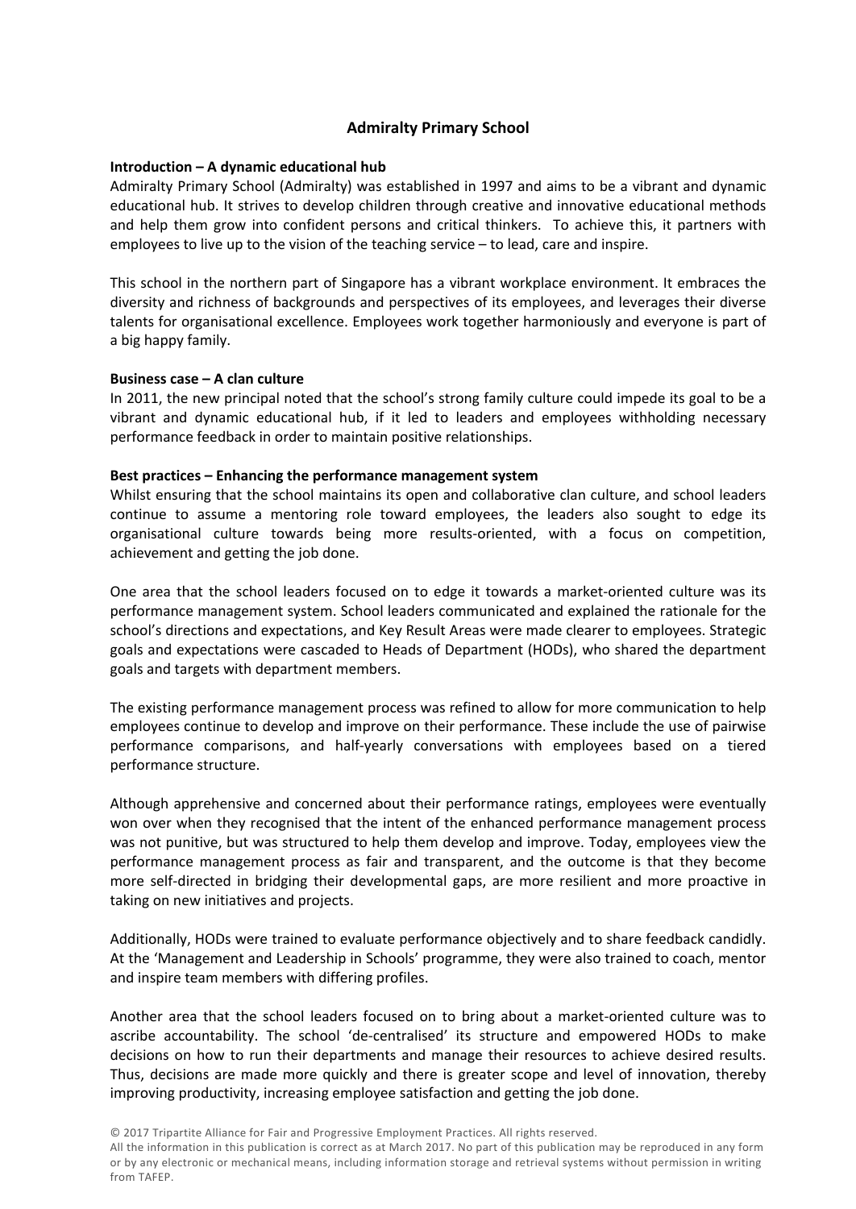## Admiralty Primary School

**Introduction – A dynamic educational hub**

Admiralty Primary School (Admiralty) was established in 1997 and aims to be a vibrant and dynamic educational hub. It strives to develop children through creative and innovative educational methods and help them grow into confident persons and critical thinkers. To achieve this, it partners with employees to live up to the vision of the teaching service – to lead, care and inspire.

This school in the northern part of Singapore has a vibrant workplace environment. It embraces the diversity and richness of backgrounds and perspectives of its employees, and leverages their diverse talents for organisational excellence. Employees work together harmoniously and everyone is part of a big happy family.

**Business case – A clan culture**

In 2011, the new principal noted that the school's strong family culture could impede its goal to be a vibrant and dynamic educational hub, if it led to leaders and employees withholding necessary performance feedback in order to maintain positive relationships.

**Best practices – Enhancing the performance management system**

Whilst ensuring that the school maintains its open and collaborative clan culture, and school leaders continue to assume a mentoring role toward employees, the leaders also sought to edge its organisational culture towards being more results-oriented, with a focus on competition, achievement and getting the job done.

One area that the school leaders focused on to edge it towards a market-oriented culture was its performance management system. School leaders communicated and explained the rationale for the school's directions and expectations, and Key Result Areas were made clearer to employees. Strategic goals and expectations were cascaded to Heads of Department (HODs), who shared the department goals and targets with department members.

The existing performance management process was refined to allow for more communication to help employees continue to develop and improve on their performance. These include the use of pairwise performance comparisons, and half-yearly conversations with employees based on a tiered performance structure.

Although apprehensive and concerned about their performance ratings, employees were eventually won over when they recognised that the intent of the enhanced performance management process was not punitive, but was structured to help them develop and improve. Today, employees view the performance management process as fair and transparent, and the outcome is that they become more self-directed in bridging their developmental gaps, are more resilient and more proactive in taking on new initiatives and projects.

Additionally, HODs were trained to evaluate performance objectively and to share feedback candidly. At the 'Management and Leadership in Schools' programme, they were also trained to coach, mentor and inspire team members with differing profiles.

Another area that the school leaders focused on to bring about a market-oriented culture was to ascribe accountability. The school 'de-centralised' its structure and empowered HODs to make decisions on how to run their departments and manage their resources to achieve desired results. Thus, decisions are made more quickly and there is greater scope and level of innovation, thereby improving productivity, increasing employee satisfaction and getting the job done.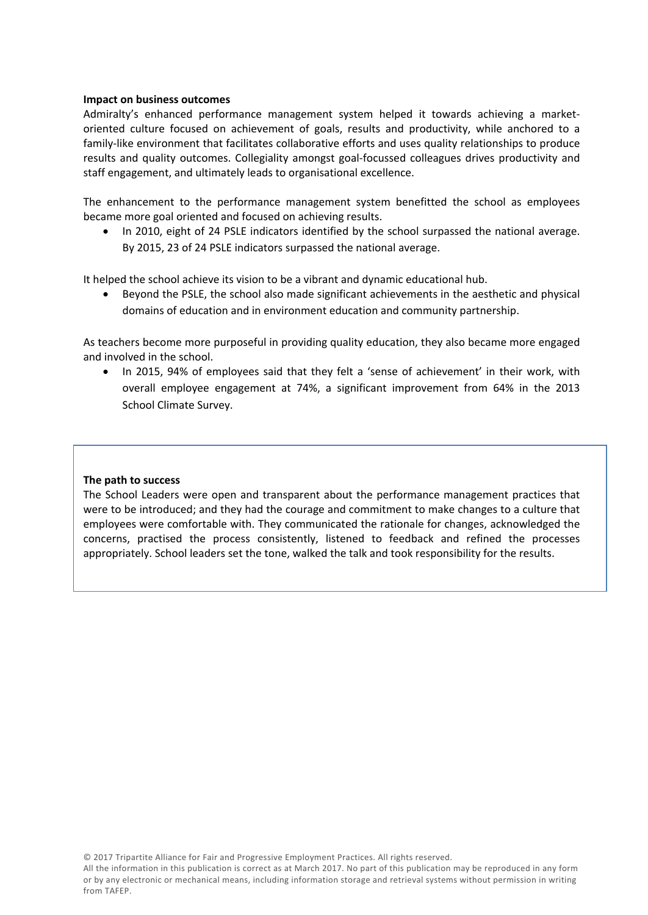**Impact on business outcomes**

Admiralty's enhanced performance management system helped it towards achieving a market-oriented culture focused on achievement of goals, results and productivity, while anchored to a family-like environment that facilitates collaborative efforts and uses quality relationships to produce results and quality outcomes. Collegiality amongst goal-focussed colleagues drives productivity and staff engagement, and ultimately leads to organisational excellence.

The enhancement to the performance management system benefitted the school as employees became more goal oriented and focused on achieving results.

- In 2010, eight of 24 PSLE indicators identified by the school surpassed the national average. By 2015, 23 of 24 PSLE indicators surpassed the national average.

It helped the school achieve its vision to be a vibrant and dynamic educational hub.

- Beyond the PSLE, the school also made significant achievements in the aesthetic and physical domains of education and in environment education and community partnership.

As teachers become more purposeful in providing quality education, they also became more engaged and involved in the school.

- In 2015, 94% of employees said that they felt a 'sense of achievement' in their work, with overall employee engagement at 74%, a significant improvement from 64% in the 2013 School Climate Survey.

**The path to success**

The School Leaders were open and transparent about the performance management practices that were to be introduced; and they had the courage and commitment to make changes to a culture that employees were comfortable with. They communicated the rationale for changes, acknowledged the concerns, practised the process consistently, listened to feedback and refined the processes appropriately. School leaders set the tone, walked the talk and took responsibility for the results.

© 2017 Tripartite Alliance for Fair and Progressive Employment Practices. All rights reserved.
All the information in this publication is correct as at March 2017. No part of this publication may be reproduced in any form or by any electronic or mechanical means, including information storage and retrieval systems without permission in writing from TAFEP.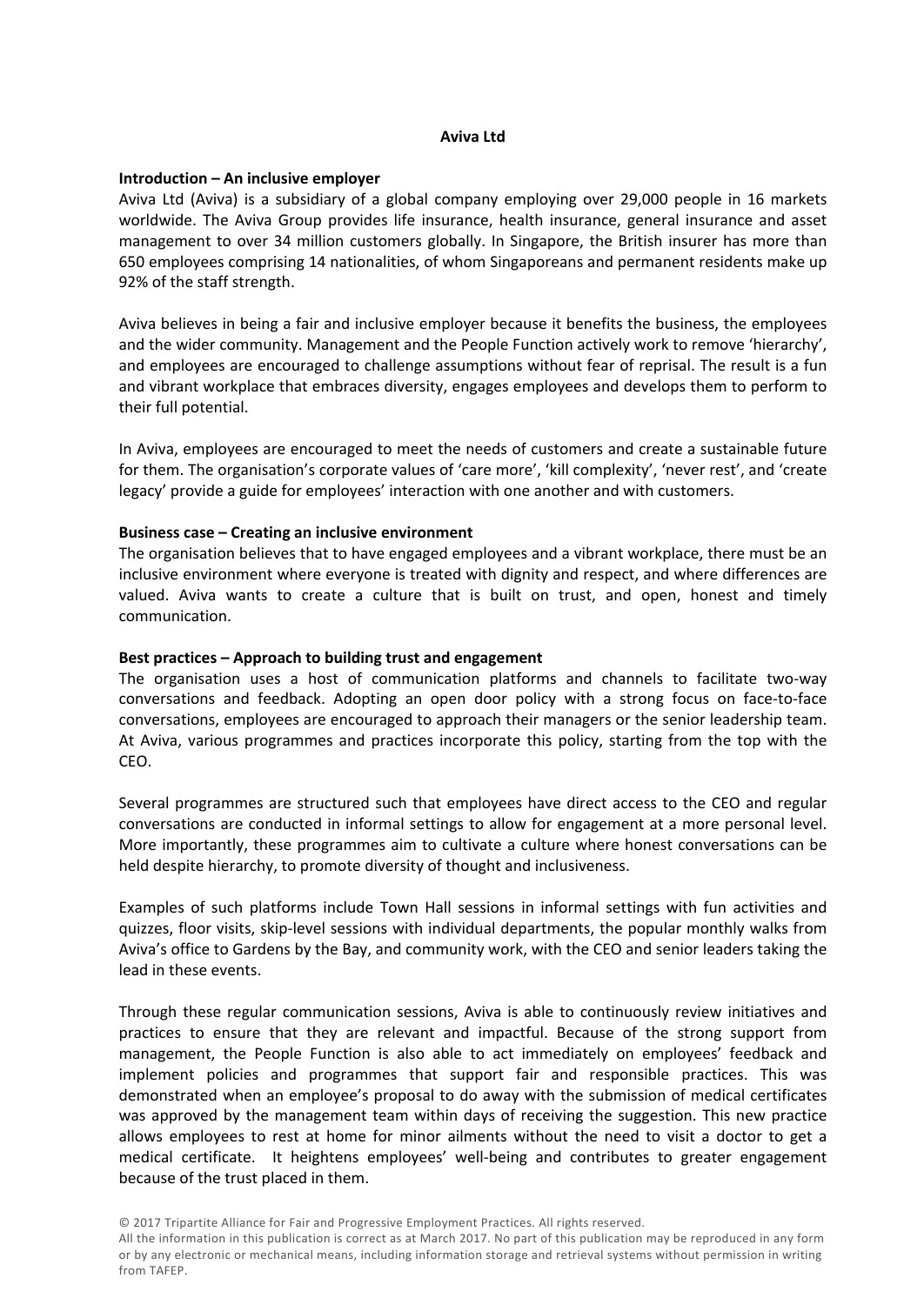# Aviva Ltd

**Introduction – An inclusive employer**

Aviva Ltd (Aviva) is a subsidiary of a global company employing over 29,000 people in 16 markets worldwide. The Aviva Group provides life insurance, health insurance, general insurance and asset management to over 34 million customers globally. In Singapore, the British insurer has more than 650 employees comprising 14 nationalities, of whom Singaporeans and permanent residents make up 92% of the staff strength.

Aviva believes in being a fair and inclusive employer because it benefits the business, the employees and the wider community. Management and the People Function actively work to remove 'hierarchy', and employees are encouraged to challenge assumptions without fear of reprisal. The result is a fun and vibrant workplace that embraces diversity, engages employees and develops them to perform to their full potential.

In Aviva, employees are encouraged to meet the needs of customers and create a sustainable future for them. The organisation's corporate values of 'care more', 'kill complexity', 'never rest', and 'create legacy' provide a guide for employees' interaction with one another and with customers.

**Business case – Creating an inclusive environment**

The organisation believes that to have engaged employees and a vibrant workplace, there must be an inclusive environment where everyone is treated with dignity and respect, and where differences are valued. Aviva wants to create a culture that is built on trust, and open, honest and timely communication.

**Best practices – Approach to building trust and engagement**

The organisation uses a host of communication platforms and channels to facilitate two-way conversations and feedback. Adopting an open door policy with a strong focus on face-to-face conversations, employees are encouraged to approach their managers or the senior leadership team. At Aviva, various programmes and practices incorporate this policy, starting from the top with the CEO.

Several programmes are structured such that employees have direct access to the CEO and regular conversations are conducted in informal settings to allow for engagement at a more personal level. More importantly, these programmes aim to cultivate a culture where honest conversations can be held despite hierarchy, to promote diversity of thought and inclusiveness.

Examples of such platforms include Town Hall sessions in informal settings with fun activities and quizzes, floor visits, skip-level sessions with individual departments, the popular monthly walks from Aviva's office to Gardens by the Bay, and community work, with the CEO and senior leaders taking the lead in these events.

Through these regular communication sessions, Aviva is able to continuously review initiatives and practices to ensure that they are relevant and impactful. Because of the strong support from management, the People Function is also able to act immediately on employees' feedback and implement policies and programmes that support fair and responsible practices. This was demonstrated when an employee's proposal to do away with the submission of medical certificates was approved by the management team within days of receiving the suggestion. This new practice allows employees to rest at home for minor ailments without the need to visit a doctor to get a medical certificate. It heightens employees' well-being and contributes to greater engagement because of the trust placed in them.

© 2017 Tripartite Alliance for Fair and Progressive Employment Practices. All rights reserved.
All the information in this publication is correct as at March 2017. No part of this publication may be reproduced in any form or by any electronic or mechanical means, including information storage and retrieval systems without permission in writing from TAFEP.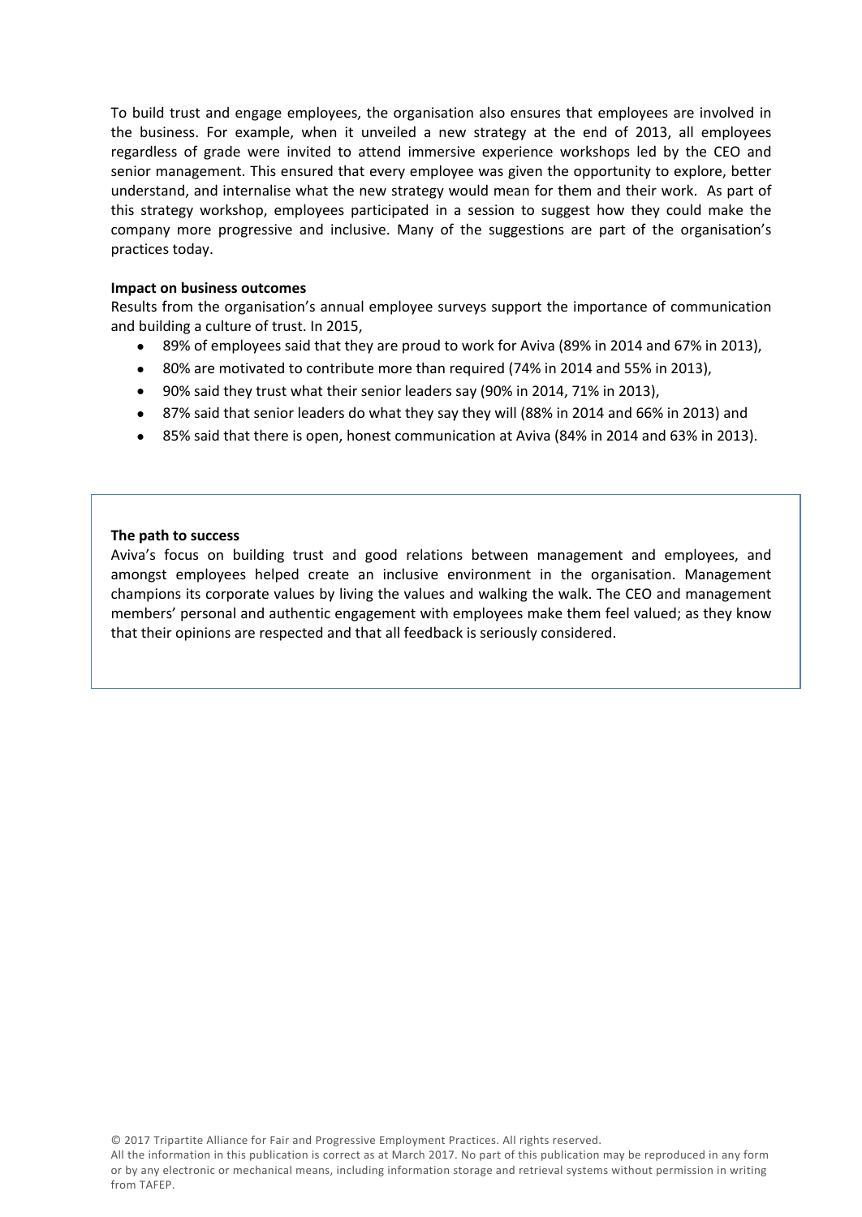To build trust and engage employees, the organisation also ensures that employees are involved in the business. For example, when it unveiled a new strategy at the end of 2013, all employees regardless of grade were invited to attend immersive experience workshops led by the CEO and senior management. This ensured that every employee was given the opportunity to explore, better understand, and internalise what the new strategy would mean for them and their work. As part of this strategy workshop, employees participated in a session to suggest how they could make the company more progressive and inclusive. Many of the suggestions are part of the organisation's practices today.

**Impact on business outcomes**

Results from the organisation's annual employee surveys support the importance of communication and building a culture of trust. In 2015,

- 89% of employees said that they are proud to work for Aviva (89% in 2014 and 67% in 2013),
- 80% are motivated to contribute more than required (74% in 2014 and 55% in 2013),
- 90% said they trust what their senior leaders say (90% in 2014, 71% in 2013),
- 87% said that senior leaders do what they say they will (88% in 2014 and 66% in 2013) and
- 85% said that there is open, honest communication at Aviva (84% in 2014 and 63% in 2013).

**The path to success**

Aviva's focus on building trust and good relations between management and employees, and amongst employees helped create an inclusive environment in the organisation. Management champions its corporate values by living the values and walking the walk. The CEO and management members' personal and authentic engagement with employees make them feel valued; as they know that their opinions are respected and that all feedback is seriously considered.

© 2017 Tripartite Alliance for Fair and Progressive Employment Practices. All rights reserved.
All the information in this publication is correct as at March 2017. No part of this publication may be reproduced in any form or by any electronic or mechanical means, including information storage and retrieval systems without permission in writing from TAFEP.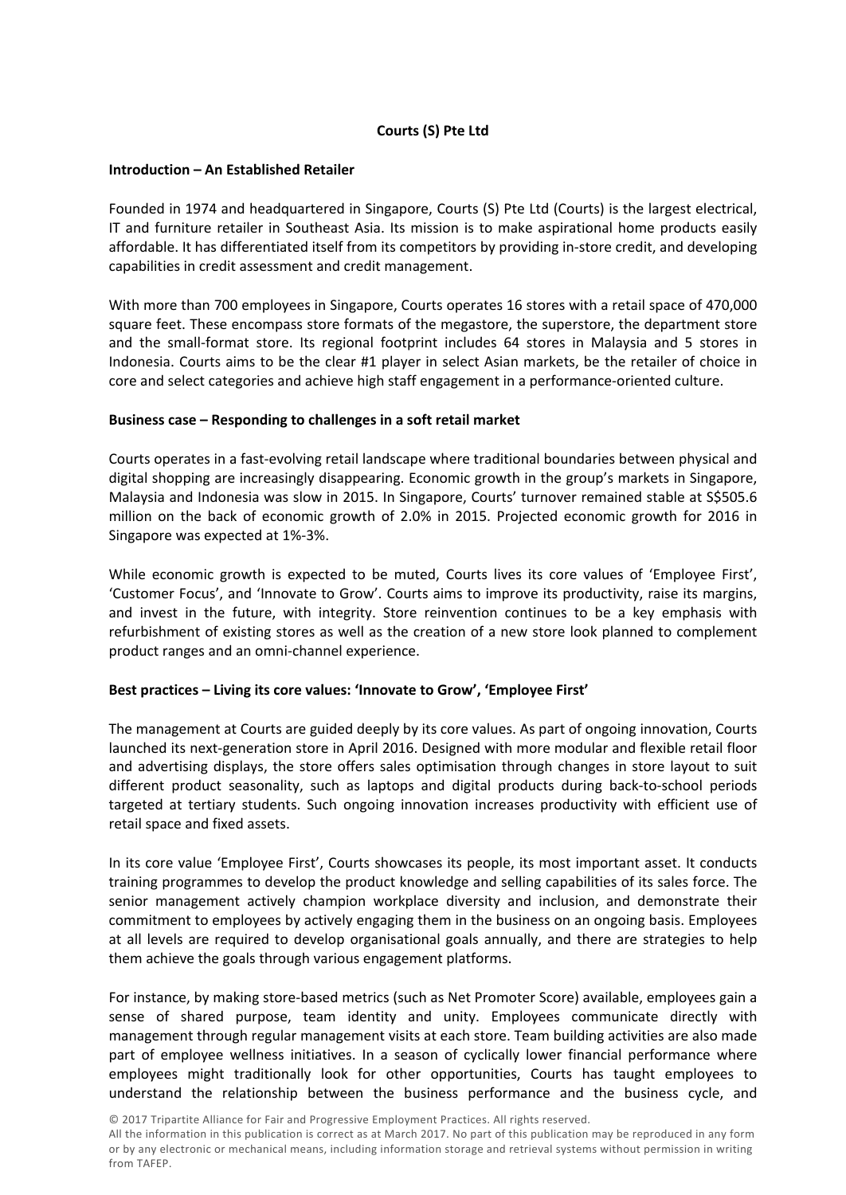**Courts (S) Pte Ltd**

**Introduction – An Established Retailer**

Founded in 1974 and headquartered in Singapore, Courts (S) Pte Ltd (Courts) is the largest electrical, IT and furniture retailer in Southeast Asia. Its mission is to make aspirational home products easily affordable. It has differentiated itself from its competitors by providing in-store credit, and developing capabilities in credit assessment and credit management.

With more than 700 employees in Singapore, Courts operates 16 stores with a retail space of 470,000 square feet. These encompass store formats of the megastore, the superstore, the department store and the small-format store. Its regional footprint includes 64 stores in Malaysia and 5 stores in Indonesia. Courts aims to be the clear #1 player in select Asian markets, be the retailer of choice in core and select categories and achieve high staff engagement in a performance-oriented culture.

**Business case – Responding to challenges in a soft retail market**

Courts operates in a fast-evolving retail landscape where traditional boundaries between physical and digital shopping are increasingly disappearing. Economic growth in the group's markets in Singapore, Malaysia and Indonesia was slow in 2015. In Singapore, Courts' turnover remained stable at S$505.6 million on the back of economic growth of 2.0% in 2015. Projected economic growth for 2016 in Singapore was expected at 1%-3%.

While economic growth is expected to be muted, Courts lives its core values of 'Employee First', 'Customer Focus', and 'Innovate to Grow'. Courts aims to improve its productivity, raise its margins, and invest in the future, with integrity. Store reinvention continues to be a key emphasis with refurbishment of existing stores as well as the creation of a new store look planned to complement product ranges and an omni-channel experience.

**Best practices – Living its core values: 'Innovate to Grow', 'Employee First'**

The management at Courts are guided deeply by its core values. As part of ongoing innovation, Courts launched its next-generation store in April 2016. Designed with more modular and flexible retail floor and advertising displays, the store offers sales optimisation through changes in store layout to suit different product seasonality, such as laptops and digital products during back-to-school periods targeted at tertiary students. Such ongoing innovation increases productivity with efficient use of retail space and fixed assets.

In its core value 'Employee First', Courts showcases its people, its most important asset. It conducts training programmes to develop the product knowledge and selling capabilities of its sales force. The senior management actively champion workplace diversity and inclusion, and demonstrate their commitment to employees by actively engaging them in the business on an ongoing basis. Employees at all levels are required to develop organisational goals annually, and there are strategies to help them achieve the goals through various engagement platforms.

For instance, by making store-based metrics (such as Net Promoter Score) available, employees gain a sense of shared purpose, team identity and unity. Employees communicate directly with management through regular management visits at each store. Team building activities are also made part of employee wellness initiatives. In a season of cyclically lower financial performance where employees might traditionally look for other opportunities, Courts has taught employees to understand the relationship between the business performance and the business cycle, and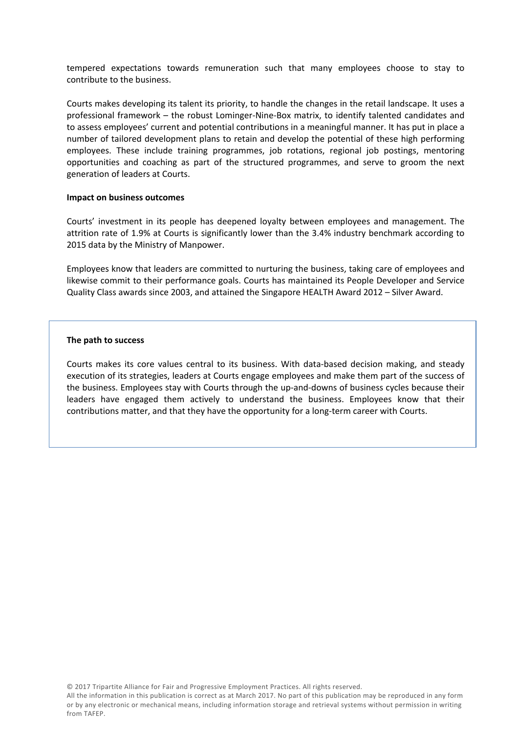tempered expectations towards remuneration such that many employees choose to stay to contribute to the business.

Courts makes developing its talent its priority, to handle the changes in the retail landscape. It uses a professional framework – the robust Lominger-Nine-Box matrix, to identify talented candidates and to assess employees' current and potential contributions in a meaningful manner. It has put in place a number of tailored development plans to retain and develop the potential of these high performing employees. These include training programmes, job rotations, regional job postings, mentoring opportunities and coaching as part of the structured programmes, and serve to groom the next generation of leaders at Courts.

**Impact on business outcomes**

Courts' investment in its people has deepened loyalty between employees and management. The attrition rate of 1.9% at Courts is significantly lower than the 3.4% industry benchmark according to 2015 data by the Ministry of Manpower.

Employees know that leaders are committed to nurturing the business, taking care of employees and likewise commit to their performance goals. Courts has maintained its People Developer and Service Quality Class awards since 2003, and attained the Singapore HEALTH Award 2012 – Silver Award.

**The path to success**

Courts makes its core values central to its business. With data-based decision making, and steady execution of its strategies, leaders at Courts engage employees and make them part of the success of the business. Employees stay with Courts through the up-and-downs of business cycles because their leaders have engaged them actively to understand the business. Employees know that their contributions matter, and that they have the opportunity for a long-term career with Courts.

© 2017 Tripartite Alliance for Fair and Progressive Employment Practices. All rights reserved.
All the information in this publication is correct as at March 2017. No part of this publication may be reproduced in any form or by any electronic or mechanical means, including information storage and retrieval systems without permission in writing from TAFEP.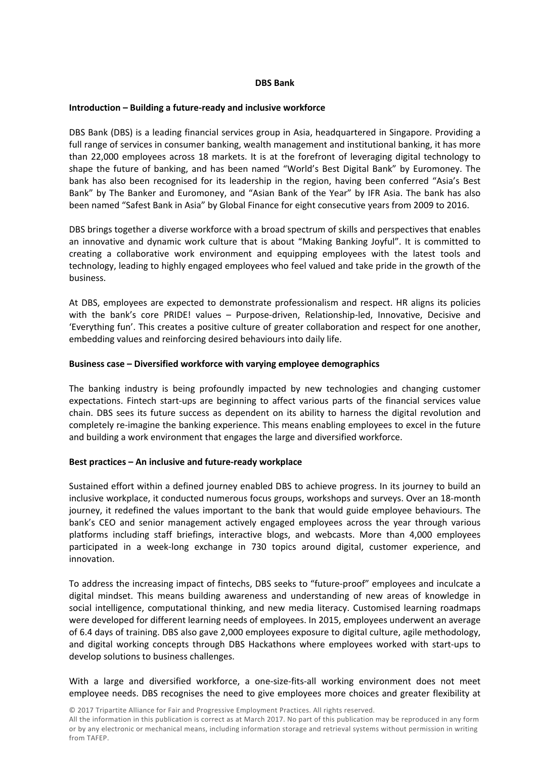**DBS Bank**

**Introduction – Building a future-ready and inclusive workforce**

DBS Bank (DBS) is a leading financial services group in Asia, headquartered in Singapore. Providing a full range of services in consumer banking, wealth management and institutional banking, it has more than 22,000 employees across 18 markets. It is at the forefront of leveraging digital technology to shape the future of banking, and has been named "World's Best Digital Bank" by Euromoney. The bank has also been recognised for its leadership in the region, having been conferred "Asia's Best Bank" by The Banker and Euromoney, and "Asian Bank of the Year" by IFR Asia. The bank has also been named "Safest Bank in Asia" by Global Finance for eight consecutive years from 2009 to 2016.

DBS brings together a diverse workforce with a broad spectrum of skills and perspectives that enables an innovative and dynamic work culture that is about "Making Banking Joyful". It is committed to creating a collaborative work environment and equipping employees with the latest tools and technology, leading to highly engaged employees who feel valued and take pride in the growth of the business.

At DBS, employees are expected to demonstrate professionalism and respect. HR aligns its policies with the bank's core PRIDE! values – Purpose-driven, Relationship-led, Innovative, Decisive and 'Everything fun'. This creates a positive culture of greater collaboration and respect for one another, embedding values and reinforcing desired behaviours into daily life.

**Business case – Diversified workforce with varying employee demographics**

The banking industry is being profoundly impacted by new technologies and changing customer expectations. Fintech start-ups are beginning to affect various parts of the financial services value chain. DBS sees its future success as dependent on its ability to harness the digital revolution and completely re-imagine the banking experience. This means enabling employees to excel in the future and building a work environment that engages the large and diversified workforce.

**Best practices – An inclusive and future-ready workplace**

Sustained effort within a defined journey enabled DBS to achieve progress. In its journey to build an inclusive workplace, it conducted numerous focus groups, workshops and surveys. Over an 18-month journey, it redefined the values important to the bank that would guide employee behaviours. The bank's CEO and senior management actively engaged employees across the year through various platforms including staff briefings, interactive blogs, and webcasts. More than 4,000 employees participated in a week-long exchange in 730 topics around digital, customer experience, and innovation.

To address the increasing impact of fintechs, DBS seeks to "future-proof" employees and inculcate a digital mindset. This means building awareness and understanding of new areas of knowledge in social intelligence, computational thinking, and new media literacy. Customised learning roadmaps were developed for different learning needs of employees. In 2015, employees underwent an average of 6.4 days of training. DBS also gave 2,000 employees exposure to digital culture, agile methodology, and digital working concepts through DBS Hackathons where employees worked with start-ups to develop solutions to business challenges.

With a large and diversified workforce, a one-size-fits-all working environment does not meet employee needs. DBS recognises the need to give employees more choices and greater flexibility at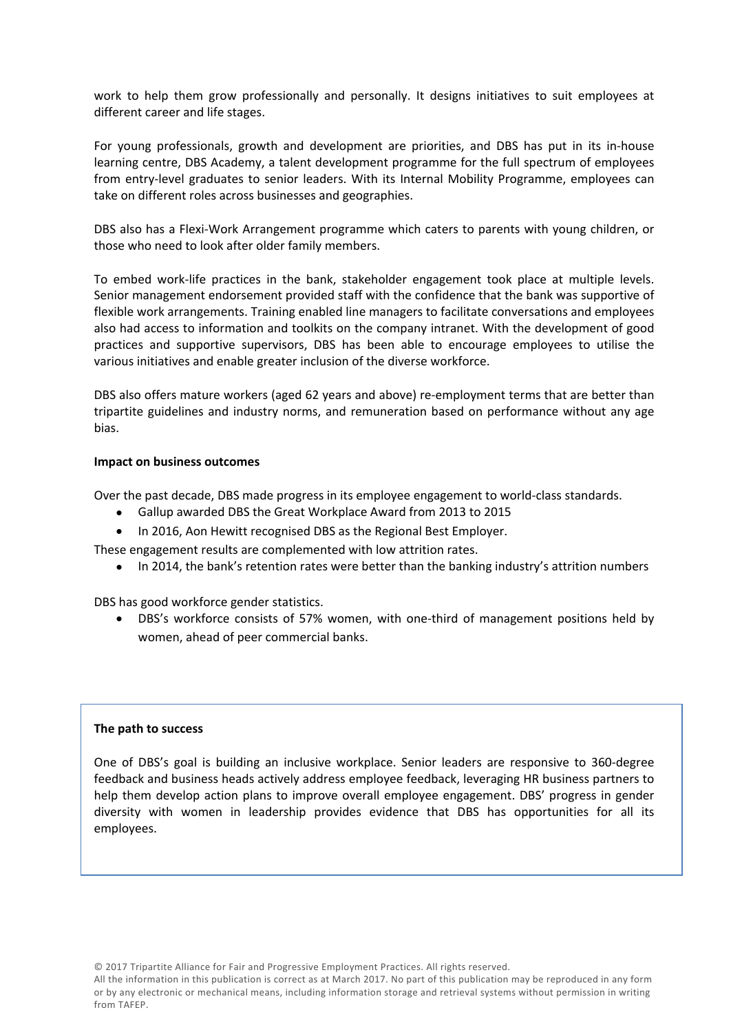work to help them grow professionally and personally. It designs initiatives to suit employees at different career and life stages.

For young professionals, growth and development are priorities, and DBS has put in its in-house learning centre, DBS Academy, a talent development programme for the full spectrum of employees from entry-level graduates to senior leaders. With its Internal Mobility Programme, employees can take on different roles across businesses and geographies.

DBS also has a Flexi-Work Arrangement programme which caters to parents with young children, or those who need to look after older family members.

To embed work-life practices in the bank, stakeholder engagement took place at multiple levels. Senior management endorsement provided staff with the confidence that the bank was supportive of flexible work arrangements. Training enabled line managers to facilitate conversations and employees also had access to information and toolkits on the company intranet. With the development of good practices and supportive supervisors, DBS has been able to encourage employees to utilise the various initiatives and enable greater inclusion of the diverse workforce.

DBS also offers mature workers (aged 62 years and above) re-employment terms that are better than tripartite guidelines and industry norms, and remuneration based on performance without any age bias.

**Impact on business outcomes**

Over the past decade, DBS made progress in its employee engagement to world-class standards.

- Gallup awarded DBS the Great Workplace Award from 2013 to 2015
- In 2016, Aon Hewitt recognised DBS as the Regional Best Employer.

These engagement results are complemented with low attrition rates.

- In 2014, the bank's retention rates were better than the banking industry's attrition numbers

DBS has good workforce gender statistics.

- DBS's workforce consists of 57% women, with one-third of management positions held by women, ahead of peer commercial banks.

**The path to success**

One of DBS's goal is building an inclusive workplace. Senior leaders are responsive to 360-degree feedback and business heads actively address employee feedback, leveraging HR business partners to help them develop action plans to improve overall employee engagement. DBS' progress in gender diversity with women in leadership provides evidence that DBS has opportunities for all its employees.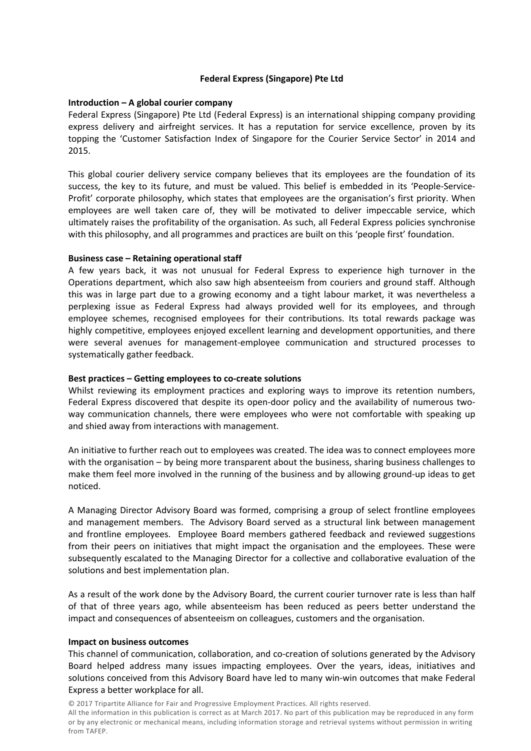## Federal Express (Singapore) Pte Ltd

**Introduction – A global courier company**

Federal Express (Singapore) Pte Ltd (Federal Express) is an international shipping company providing express delivery and airfreight services. It has a reputation for service excellence, proven by its topping the 'Customer Satisfaction Index of Singapore for the Courier Service Sector' in 2014 and 2015.

This global courier delivery service company believes that its employees are the foundation of its success, the key to its future, and must be valued. This belief is embedded in its 'People-Service-Profit' corporate philosophy, which states that employees are the organisation's first priority. When employees are well taken care of, they will be motivated to deliver impeccable service, which ultimately raises the profitability of the organisation. As such, all Federal Express policies synchronise with this philosophy, and all programmes and practices are built on this 'people first' foundation.

**Business case – Retaining operational staff**

A few years back, it was not unusual for Federal Express to experience high turnover in the Operations department, which also saw high absenteeism from couriers and ground staff. Although this was in large part due to a growing economy and a tight labour market, it was nevertheless a perplexing issue as Federal Express had always provided well for its employees, and through employee schemes, recognised employees for their contributions. Its total rewards package was highly competitive, employees enjoyed excellent learning and development opportunities, and there were several avenues for management-employee communication and structured processes to systematically gather feedback.

**Best practices – Getting employees to co-create solutions**

Whilst reviewing its employment practices and exploring ways to improve its retention numbers, Federal Express discovered that despite its open-door policy and the availability of numerous two-way communication channels, there were employees who were not comfortable with speaking up and shied away from interactions with management.

An initiative to further reach out to employees was created. The idea was to connect employees more with the organisation – by being more transparent about the business, sharing business challenges to make them feel more involved in the running of the business and by allowing ground-up ideas to get noticed.

A Managing Director Advisory Board was formed, comprising a group of select frontline employees and management members. The Advisory Board served as a structural link between management and frontline employees. Employee Board members gathered feedback and reviewed suggestions from their peers on initiatives that might impact the organisation and the employees. These were subsequently escalated to the Managing Director for a collective and collaborative evaluation of the solutions and best implementation plan.

As a result of the work done by the Advisory Board, the current courier turnover rate is less than half of that of three years ago, while absenteeism has been reduced as peers better understand the impact and consequences of absenteeism on colleagues, customers and the organisation.

**Impact on business outcomes**

This channel of communication, collaboration, and co-creation of solutions generated by the Advisory Board helped address many issues impacting employees. Over the years, ideas, initiatives and solutions conceived from this Advisory Board have led to many win-win outcomes that make Federal Express a better workplace for all.

© 2017 Tripartite Alliance for Fair and Progressive Employment Practices. All rights reserved.
All the information in this publication is correct as at March 2017. No part of this publication may be reproduced in any form or by any electronic or mechanical means, including information storage and retrieval systems without permission in writing from TAFEP.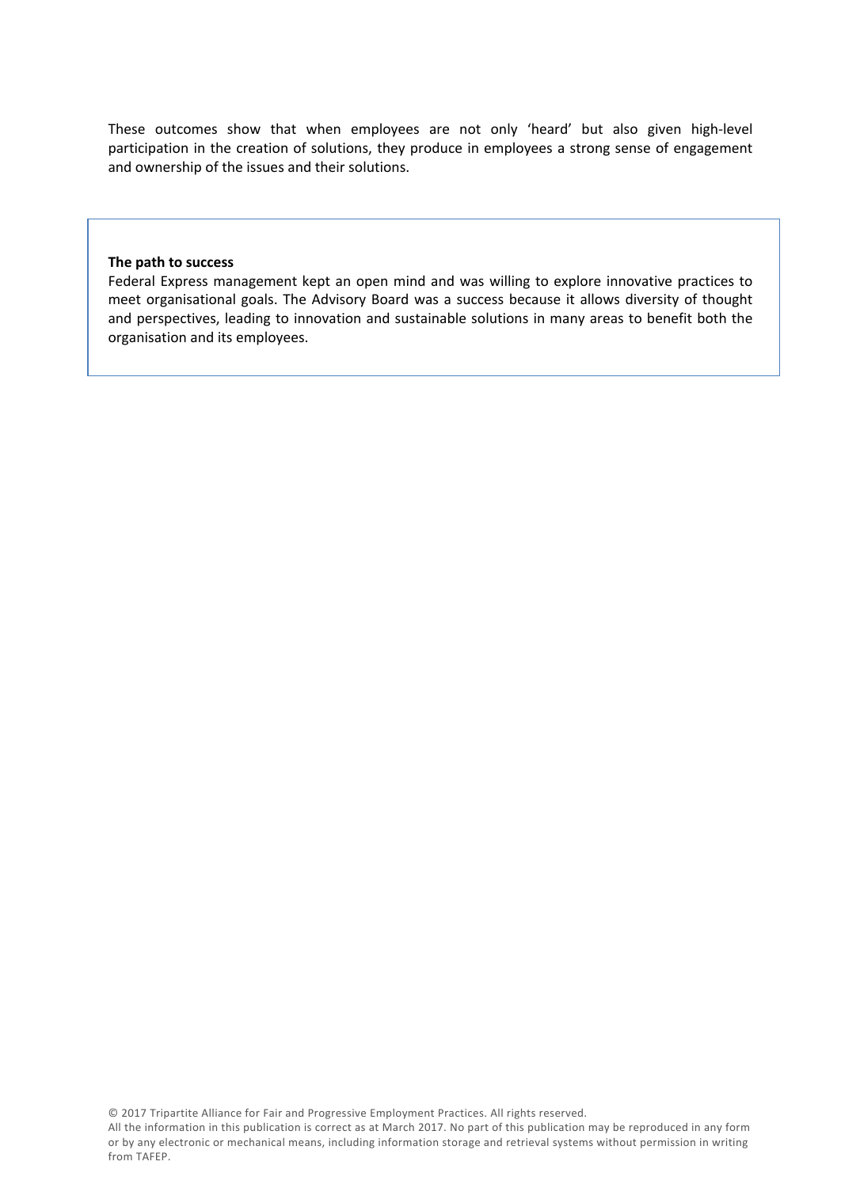These outcomes show that when employees are not only 'heard' but also given high-level participation in the creation of solutions, they produce in employees a strong sense of engagement and ownership of the issues and their solutions.

**The path to success**

Federal Express management kept an open mind and was willing to explore innovative practices to meet organisational goals. The Advisory Board was a success because it allows diversity of thought and perspectives, leading to innovation and sustainable solutions in many areas to benefit both the organisation and its employees.

© 2017 Tripartite Alliance for Fair and Progressive Employment Practices. All rights reserved.
All the information in this publication is correct as at March 2017. No part of this publication may be reproduced in any form or by any electronic or mechanical means, including information storage and retrieval systems without permission in writing from TAFEP.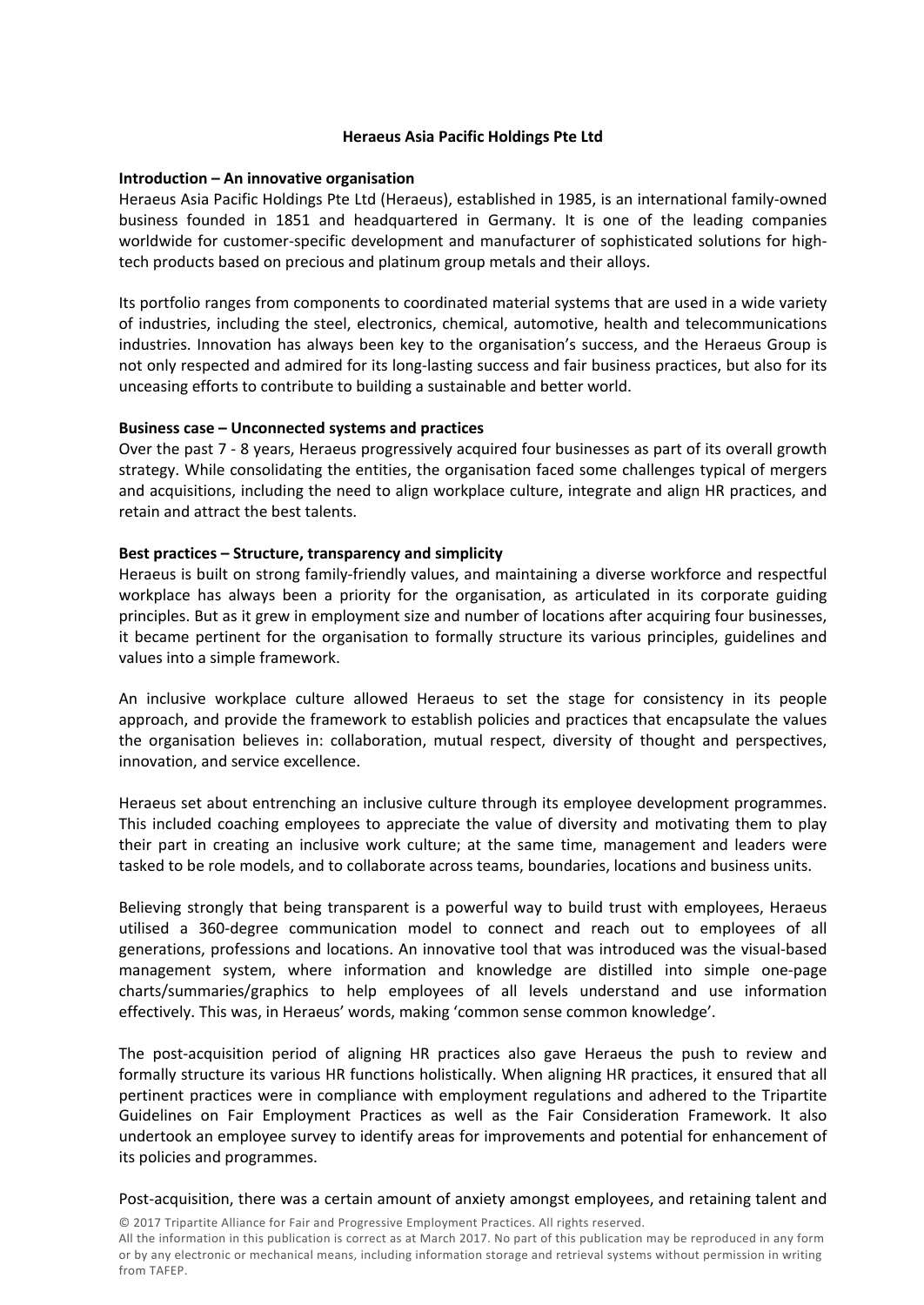# Heraeus Asia Pacific Holdings Pte Ltd

## Introduction – An innovative organisation

Heraeus Asia Pacific Holdings Pte Ltd (Heraeus), established in 1985, is an international family-owned business founded in 1851 and headquartered in Germany. It is one of the leading companies worldwide for customer-specific development and manufacturer of sophisticated solutions for high-tech products based on precious and platinum group metals and their alloys.

Its portfolio ranges from components to coordinated material systems that are used in a wide variety of industries, including the steel, electronics, chemical, automotive, health and telecommunications industries. Innovation has always been key to the organisation's success, and the Heraeus Group is not only respected and admired for its long-lasting success and fair business practices, but also for its unceasing efforts to contribute to building a sustainable and better world.

## Business case – Unconnected systems and practices

Over the past 7 - 8 years, Heraeus progressively acquired four businesses as part of its overall growth strategy. While consolidating the entities, the organisation faced some challenges typical of mergers and acquisitions, including the need to align workplace culture, integrate and align HR practices, and retain and attract the best talents.

## Best practices – Structure, transparency and simplicity

Heraeus is built on strong family-friendly values, and maintaining a diverse workforce and respectful workplace has always been a priority for the organisation, as articulated in its corporate guiding principles. But as it grew in employment size and number of locations after acquiring four businesses, it became pertinent for the organisation to formally structure its various principles, guidelines and values into a simple framework.

An inclusive workplace culture allowed Heraeus to set the stage for consistency in its people approach, and provide the framework to establish policies and practices that encapsulate the values the organisation believes in: collaboration, mutual respect, diversity of thought and perspectives, innovation, and service excellence.

Heraeus set about entrenching an inclusive culture through its employee development programmes. This included coaching employees to appreciate the value of diversity and motivating them to play their part in creating an inclusive work culture; at the same time, management and leaders were tasked to be role models, and to collaborate across teams, boundaries, locations and business units.

Believing strongly that being transparent is a powerful way to build trust with employees, Heraeus utilised a 360-degree communication model to connect and reach out to employees of all generations, professions and locations. An innovative tool that was introduced was the visual-based management system, where information and knowledge are distilled into simple one-page charts/summaries/graphics to help employees of all levels understand and use information effectively. This was, in Heraeus' words, making 'common sense common knowledge'.

The post-acquisition period of aligning HR practices also gave Heraeus the push to review and formally structure its various HR functions holistically. When aligning HR practices, it ensured that all pertinent practices were in compliance with employment regulations and adhered to the Tripartite Guidelines on Fair Employment Practices as well as the Fair Consideration Framework. It also undertook an employee survey to identify areas for improvements and potential for enhancement of its policies and programmes.

Post-acquisition, there was a certain amount of anxiety amongst employees, and retaining talent and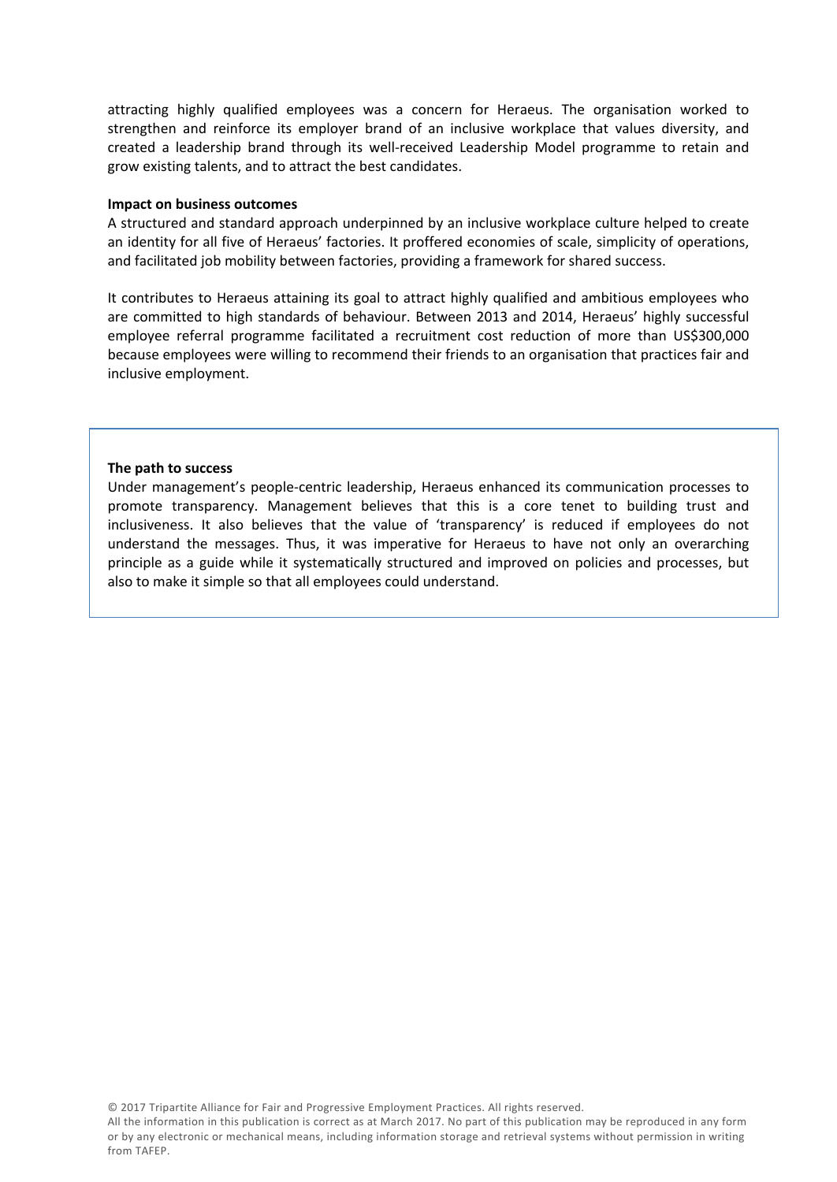attracting highly qualified employees was a concern for Heraeus. The organisation worked to strengthen and reinforce its employer brand of an inclusive workplace that values diversity, and created a leadership brand through its well-received Leadership Model programme to retain and grow existing talents, and to attract the best candidates.

**Impact on business outcomes**

A structured and standard approach underpinned by an inclusive workplace culture helped to create an identity for all five of Heraeus' factories. It proffered economies of scale, simplicity of operations, and facilitated job mobility between factories, providing a framework for shared success.

It contributes to Heraeus attaining its goal to attract highly qualified and ambitious employees who are committed to high standards of behaviour. Between 2013 and 2014, Heraeus' highly successful employee referral programme facilitated a recruitment cost reduction of more than US$300,000 because employees were willing to recommend their friends to an organisation that practices fair and inclusive employment.

**The path to success**

Under management's people-centric leadership, Heraeus enhanced its communication processes to promote transparency. Management believes that this is a core tenet to building trust and inclusiveness. It also believes that the value of 'transparency' is reduced if employees do not understand the messages. Thus, it was imperative for Heraeus to have not only an overarching principle as a guide while it systematically structured and improved on policies and processes, but also to make it simple so that all employees could understand.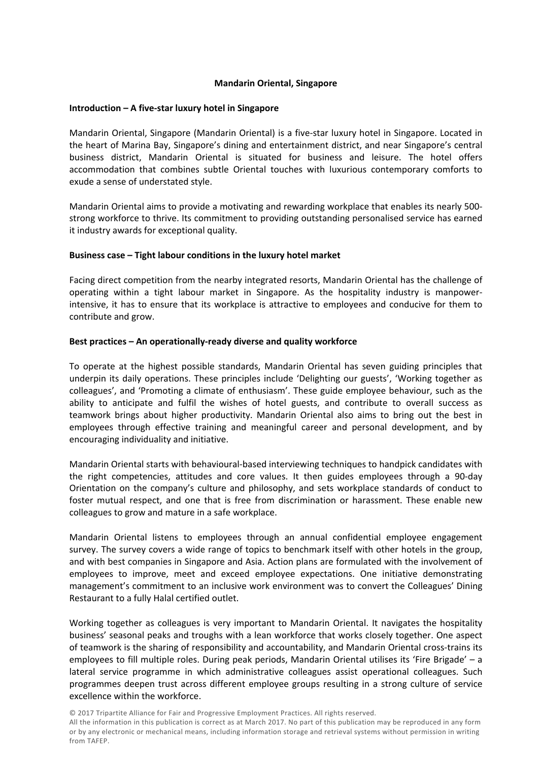**Mandarin Oriental, Singapore**

**Introduction – A five-star luxury hotel in Singapore**

Mandarin Oriental, Singapore (Mandarin Oriental) is a five-star luxury hotel in Singapore. Located in the heart of Marina Bay, Singapore's dining and entertainment district, and near Singapore's central business district, Mandarin Oriental is situated for business and leisure. The hotel offers accommodation that combines subtle Oriental touches with luxurious contemporary comforts to exude a sense of understated style.

Mandarin Oriental aims to provide a motivating and rewarding workplace that enables its nearly 500-strong workforce to thrive. Its commitment to providing outstanding personalised service has earned it industry awards for exceptional quality.

**Business case – Tight labour conditions in the luxury hotel market**

Facing direct competition from the nearby integrated resorts, Mandarin Oriental has the challenge of operating within a tight labour market in Singapore. As the hospitality industry is manpower-intensive, it has to ensure that its workplace is attractive to employees and conducive for them to contribute and grow.

**Best practices – An operationally-ready diverse and quality workforce**

To operate at the highest possible standards, Mandarin Oriental has seven guiding principles that underpin its daily operations. These principles include 'Delighting our guests', 'Working together as colleagues', and 'Promoting a climate of enthusiasm'. These guide employee behaviour, such as the ability to anticipate and fulfil the wishes of hotel guests, and contribute to overall success as teamwork brings about higher productivity. Mandarin Oriental also aims to bring out the best in employees through effective training and meaningful career and personal development, and by encouraging individuality and initiative.

Mandarin Oriental starts with behavioural-based interviewing techniques to handpick candidates with the right competencies, attitudes and core values. It then guides employees through a 90-day Orientation on the company's culture and philosophy, and sets workplace standards of conduct to foster mutual respect, and one that is free from discrimination or harassment. These enable new colleagues to grow and mature in a safe workplace.

Mandarin Oriental listens to employees through an annual confidential employee engagement survey. The survey covers a wide range of topics to benchmark itself with other hotels in the group, and with best companies in Singapore and Asia. Action plans are formulated with the involvement of employees to improve, meet and exceed employee expectations. One initiative demonstrating management's commitment to an inclusive work environment was to convert the Colleagues' Dining Restaurant to a fully Halal certified outlet.

Working together as colleagues is very important to Mandarin Oriental. It navigates the hospitality business' seasonal peaks and troughs with a lean workforce that works closely together. One aspect of teamwork is the sharing of responsibility and accountability, and Mandarin Oriental cross-trains its employees to fill multiple roles. During peak periods, Mandarin Oriental utilises its 'Fire Brigade' – a lateral service programme in which administrative colleagues assist operational colleagues. Such programmes deepen trust across different employee groups resulting in a strong culture of service excellence within the workforce.

© 2017 Tripartite Alliance for Fair and Progressive Employment Practices. All rights reserved.
All the information in this publication is correct as at March 2017. No part of this publication may be reproduced in any form or by any electronic or mechanical means, including information storage and retrieval systems without permission in writing from TAFEP.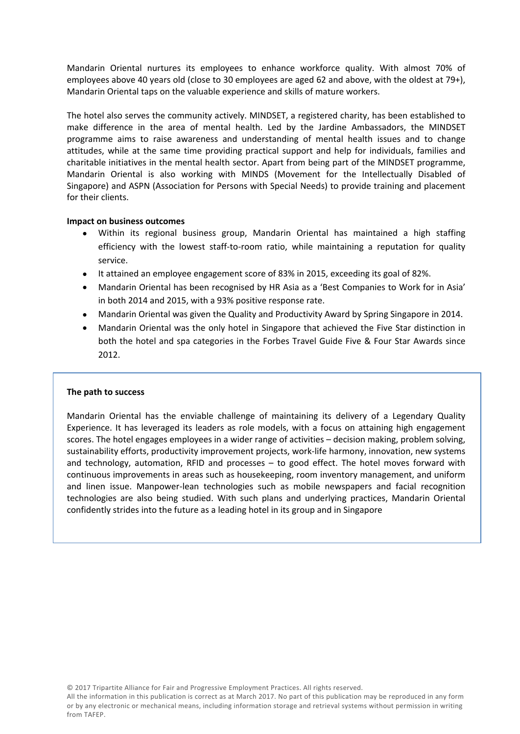Mandarin Oriental nurtures its employees to enhance workforce quality. With almost 70% of employees above 40 years old (close to 30 employees are aged 62 and above, with the oldest at 79+), Mandarin Oriental taps on the valuable experience and skills of mature workers.

The hotel also serves the community actively. MINDSET, a registered charity, has been established to make difference in the area of mental health. Led by the Jardine Ambassadors, the MINDSET programme aims to raise awareness and understanding of mental health issues and to change attitudes, while at the same time providing practical support and help for individuals, families and charitable initiatives in the mental health sector. Apart from being part of the MINDSET programme, Mandarin Oriental is also working with MINDS (Movement for the Intellectually Disabled of Singapore) and ASPN (Association for Persons with Special Needs) to provide training and placement for their clients.

**Impact on business outcomes**

- Within its regional business group, Mandarin Oriental has maintained a high staffing efficiency with the lowest staff-to-room ratio, while maintaining a reputation for quality service.
- It attained an employee engagement score of 83% in 2015, exceeding its goal of 82%.
- Mandarin Oriental has been recognised by HR Asia as a 'Best Companies to Work for in Asia' in both 2014 and 2015, with a 93% positive response rate.
- Mandarin Oriental was given the Quality and Productivity Award by Spring Singapore in 2014.
- Mandarin Oriental was the only hotel in Singapore that achieved the Five Star distinction in both the hotel and spa categories in the Forbes Travel Guide Five & Four Star Awards since 2012.

**The path to success**

Mandarin Oriental has the enviable challenge of maintaining its delivery of a Legendary Quality Experience. It has leveraged its leaders as role models, with a focus on attaining high engagement scores. The hotel engages employees in a wider range of activities – decision making, problem solving, sustainability efforts, productivity improvement projects, work-life harmony, innovation, new systems and technology, automation, RFID and processes – to good effect. The hotel moves forward with continuous improvements in areas such as housekeeping, room inventory management, and uniform and linen issue. Manpower-lean technologies such as mobile newspapers and facial recognition technologies are also being studied. With such plans and underlying practices, Mandarin Oriental confidently strides into the future as a leading hotel in its group and in Singapore

© 2017 Tripartite Alliance for Fair and Progressive Employment Practices. All rights reserved.
All the information in this publication is correct as at March 2017. No part of this publication may be reproduced in any form or by any electronic or mechanical means, including information storage and retrieval systems without permission in writing from TAFEP.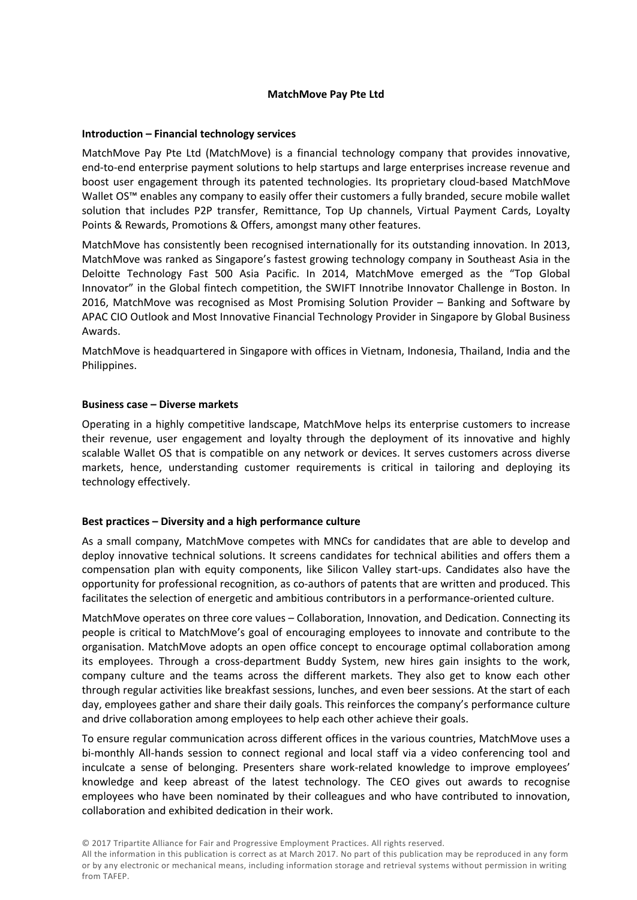**MatchMove Pay Pte Ltd**

**Introduction – Financial technology services**

MatchMove Pay Pte Ltd (MatchMove) is a financial technology company that provides innovative, end-to-end enterprise payment solutions to help startups and large enterprises increase revenue and boost user engagement through its patented technologies. Its proprietary cloud-based MatchMove Wallet OS™ enables any company to easily offer their customers a fully branded, secure mobile wallet solution that includes P2P transfer, Remittance, Top Up channels, Virtual Payment Cards, Loyalty Points & Rewards, Promotions & Offers, amongst many other features.

MatchMove has consistently been recognised internationally for its outstanding innovation. In 2013, MatchMove was ranked as Singapore's fastest growing technology company in Southeast Asia in the Deloitte Technology Fast 500 Asia Pacific. In 2014, MatchMove emerged as the "Top Global Innovator" in the Global fintech competition, the SWIFT Innotribe Innovator Challenge in Boston. In 2016, MatchMove was recognised as Most Promising Solution Provider – Banking and Software by APAC CIO Outlook and Most Innovative Financial Technology Provider in Singapore by Global Business Awards.

MatchMove is headquartered in Singapore with offices in Vietnam, Indonesia, Thailand, India and the Philippines.

**Business case – Diverse markets**

Operating in a highly competitive landscape, MatchMove helps its enterprise customers to increase their revenue, user engagement and loyalty through the deployment of its innovative and highly scalable Wallet OS that is compatible on any network or devices. It serves customers across diverse markets, hence, understanding customer requirements is critical in tailoring and deploying its technology effectively.

**Best practices – Diversity and a high performance culture**

As a small company, MatchMove competes with MNCs for candidates that are able to develop and deploy innovative technical solutions. It screens candidates for technical abilities and offers them a compensation plan with equity components, like Silicon Valley start-ups. Candidates also have the opportunity for professional recognition, as co-authors of patents that are written and produced. This facilitates the selection of energetic and ambitious contributors in a performance-oriented culture.

MatchMove operates on three core values – Collaboration, Innovation, and Dedication. Connecting its people is critical to MatchMove's goal of encouraging employees to innovate and contribute to the organisation. MatchMove adopts an open office concept to encourage optimal collaboration among its employees. Through a cross-department Buddy System, new hires gain insights to the work, company culture and the teams across the different markets. They also get to know each other through regular activities like breakfast sessions, lunches, and even beer sessions. At the start of each day, employees gather and share their daily goals. This reinforces the company's performance culture and drive collaboration among employees to help each other achieve their goals.

To ensure regular communication across different offices in the various countries, MatchMove uses a bi-monthly All-hands session to connect regional and local staff via a video conferencing tool and inculcate a sense of belonging. Presenters share work-related knowledge to improve employees' knowledge and keep abreast of the latest technology. The CEO gives out awards to recognise employees who have been nominated by their colleagues and who have contributed to innovation, collaboration and exhibited dedication in their work.

© 2017 Tripartite Alliance for Fair and Progressive Employment Practices. All rights reserved.
All the information in this publication is correct as at March 2017. No part of this publication may be reproduced in any form or by any electronic or mechanical means, including information storage and retrieval systems without permission in writing from TAFEP.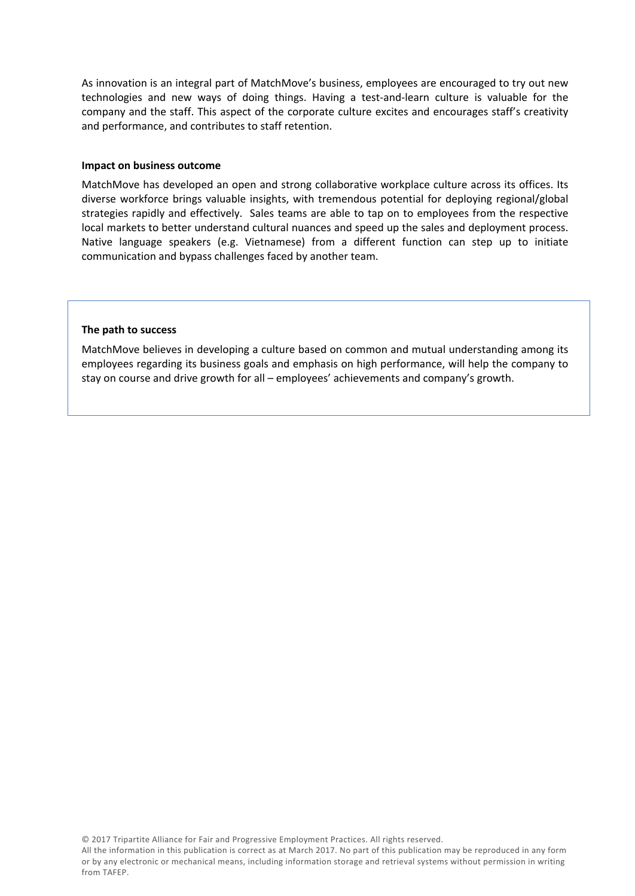As innovation is an integral part of MatchMove's business, employees are encouraged to try out new technologies and new ways of doing things. Having a test-and-learn culture is valuable for the company and the staff. This aspect of the corporate culture excites and encourages staff's creativity and performance, and contributes to staff retention.

**Impact on business outcome**

MatchMove has developed an open and strong collaborative workplace culture across its offices. Its diverse workforce brings valuable insights, with tremendous potential for deploying regional/global strategies rapidly and effectively. Sales teams are able to tap on to employees from the respective local markets to better understand cultural nuances and speed up the sales and deployment process. Native language speakers (e.g. Vietnamese) from a different function can step up to initiate communication and bypass challenges faced by another team.

**The path to success**

MatchMove believes in developing a culture based on common and mutual understanding among its employees regarding its business goals and emphasis on high performance, will help the company to stay on course and drive growth for all – employees' achievements and company's growth.

© 2017 Tripartite Alliance for Fair and Progressive Employment Practices. All rights reserved.
All the information in this publication is correct as at March 2017. No part of this publication may be reproduced in any form or by any electronic or mechanical means, including information storage and retrieval systems without permission in writing from TAFEP.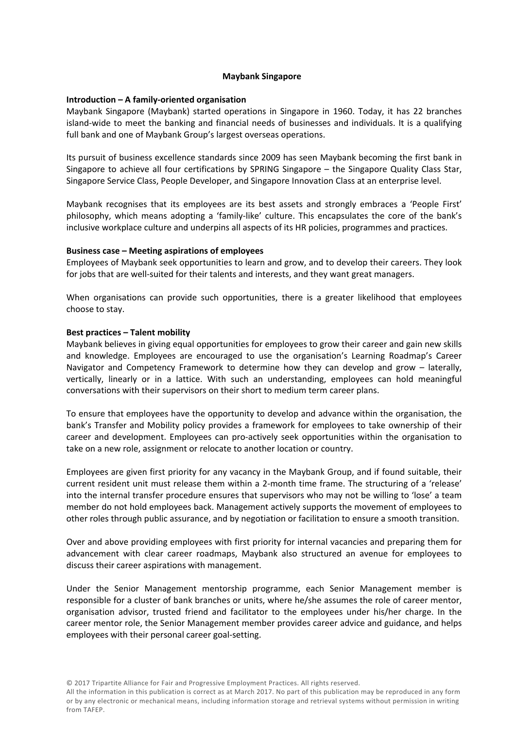# Maybank Singapore

## Introduction – A family-oriented organisation

Maybank Singapore (Maybank) started operations in Singapore in 1960. Today, it has 22 branches island-wide to meet the banking and financial needs of businesses and individuals. It is a qualifying full bank and one of Maybank Group's largest overseas operations.

Its pursuit of business excellence standards since 2009 has seen Maybank becoming the first bank in Singapore to achieve all four certifications by SPRING Singapore – the Singapore Quality Class Star, Singapore Service Class, People Developer, and Singapore Innovation Class at an enterprise level.

Maybank recognises that its employees are its best assets and strongly embraces a 'People First' philosophy, which means adopting a 'family-like' culture. This encapsulates the core of the bank's inclusive workplace culture and underpins all aspects of its HR policies, programmes and practices.

## Business case – Meeting aspirations of employees

Employees of Maybank seek opportunities to learn and grow, and to develop their careers. They look for jobs that are well-suited for their talents and interests, and they want great managers.

When organisations can provide such opportunities, there is a greater likelihood that employees choose to stay.

## Best practices – Talent mobility

Maybank believes in giving equal opportunities for employees to grow their career and gain new skills and knowledge. Employees are encouraged to use the organisation's Learning Roadmap's Career Navigator and Competency Framework to determine how they can develop and grow – laterally, vertically, linearly or in a lattice. With such an understanding, employees can hold meaningful conversations with their supervisors on their short to medium term career plans.

To ensure that employees have the opportunity to develop and advance within the organisation, the bank's Transfer and Mobility policy provides a framework for employees to take ownership of their career and development. Employees can pro-actively seek opportunities within the organisation to take on a new role, assignment or relocate to another location or country.

Employees are given first priority for any vacancy in the Maybank Group, and if found suitable, their current resident unit must release them within a 2-month time frame. The structuring of a 'release' into the internal transfer procedure ensures that supervisors who may not be willing to 'lose' a team member do not hold employees back. Management actively supports the movement of employees to other roles through public assurance, and by negotiation or facilitation to ensure a smooth transition.

Over and above providing employees with first priority for internal vacancies and preparing them for advancement with clear career roadmaps, Maybank also structured an avenue for employees to discuss their career aspirations with management.

Under the Senior Management mentorship programme, each Senior Management member is responsible for a cluster of bank branches or units, where he/she assumes the role of career mentor, organisation advisor, trusted friend and facilitator to the employees under his/her charge. In the career mentor role, the Senior Management member provides career advice and guidance, and helps employees with their personal career goal-setting.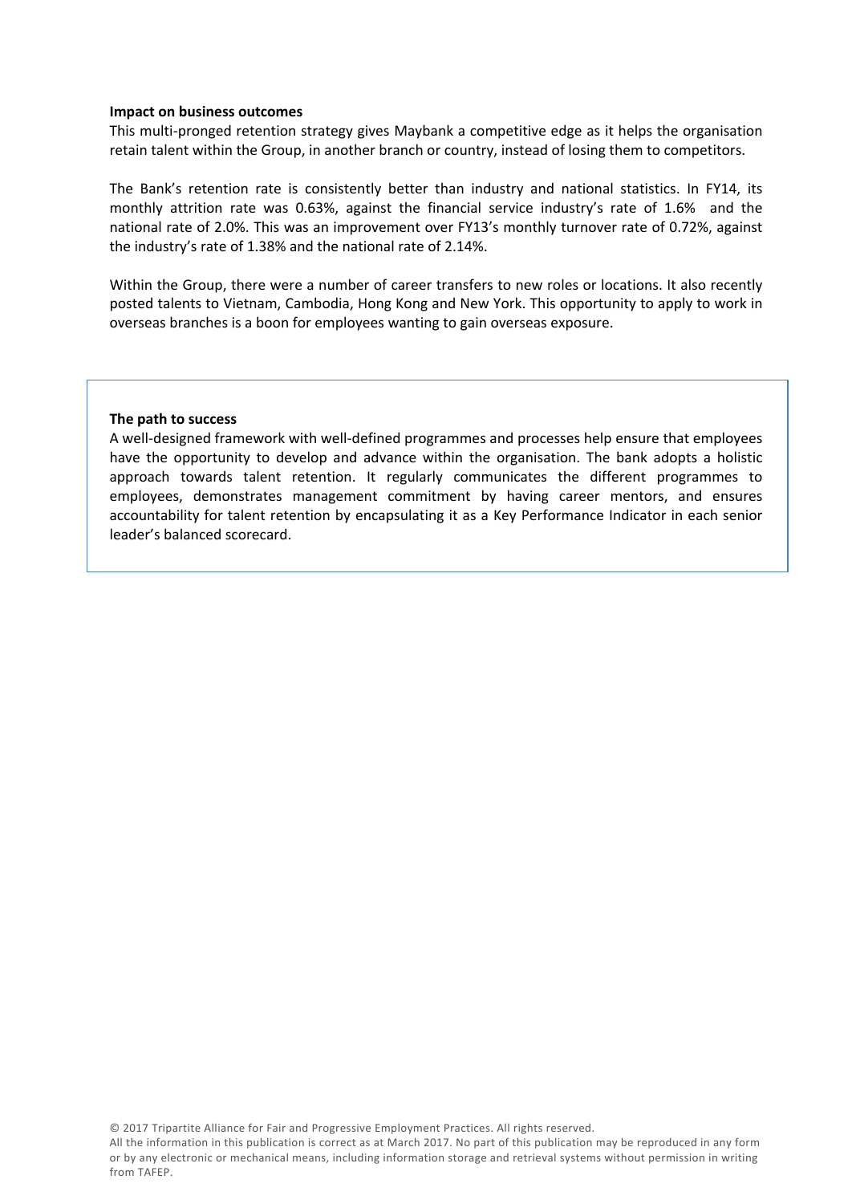**Impact on business outcomes**

This multi-pronged retention strategy gives Maybank a competitive edge as it helps the organisation retain talent within the Group, in another branch or country, instead of losing them to competitors.

The Bank's retention rate is consistently better than industry and national statistics. In FY14, its monthly attrition rate was 0.63%, against the financial service industry's rate of 1.6% and the national rate of 2.0%. This was an improvement over FY13's monthly turnover rate of 0.72%, against the industry's rate of 1.38% and the national rate of 2.14%.

Within the Group, there were a number of career transfers to new roles or locations. It also recently posted talents to Vietnam, Cambodia, Hong Kong and New York. This opportunity to apply to work in overseas branches is a boon for employees wanting to gain overseas exposure.

**The path to success**

A well-designed framework with well-defined programmes and processes help ensure that employees have the opportunity to develop and advance within the organisation. The bank adopts a holistic approach towards talent retention. It regularly communicates the different programmes to employees, demonstrates management commitment by having career mentors, and ensures accountability for talent retention by encapsulating it as a Key Performance Indicator in each senior leader's balanced scorecard.

© 2017 Tripartite Alliance for Fair and Progressive Employment Practices. All rights reserved.
All the information in this publication is correct as at March 2017. No part of this publication may be reproduced in any form or by any electronic or mechanical means, including information storage and retrieval systems without permission in writing from TAFEP.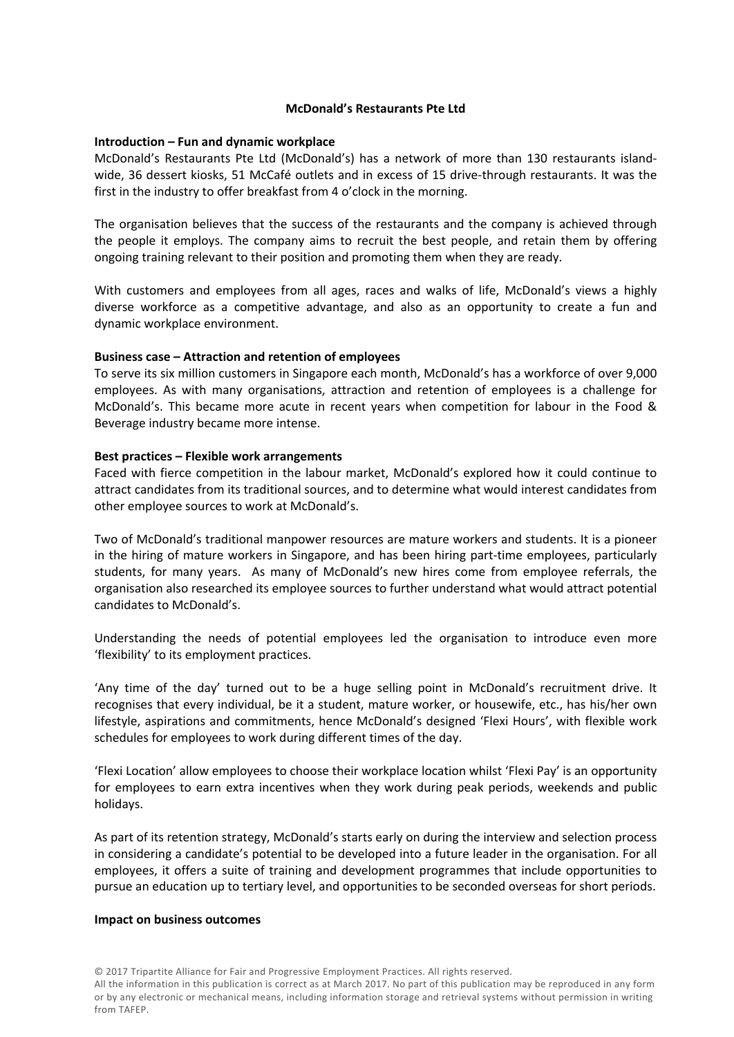**McDonald's Restaurants Pte Ltd**

**Introduction – Fun and dynamic workplace**

McDonald's Restaurants Pte Ltd (McDonald's) has a network of more than 130 restaurants island-wide, 36 dessert kiosks, 51 McCafé outlets and in excess of 15 drive-through restaurants. It was the first in the industry to offer breakfast from 4 o'clock in the morning.

The organisation believes that the success of the restaurants and the company is achieved through the people it employs. The company aims to recruit the best people, and retain them by offering ongoing training relevant to their position and promoting them when they are ready.

With customers and employees from all ages, races and walks of life, McDonald's views a highly diverse workforce as a competitive advantage, and also as an opportunity to create a fun and dynamic workplace environment.

**Business case – Attraction and retention of employees**

To serve its six million customers in Singapore each month, McDonald's has a workforce of over 9,000 employees. As with many organisations, attraction and retention of employees is a challenge for McDonald's. This became more acute in recent years when competition for labour in the Food & Beverage industry became more intense.

**Best practices – Flexible work arrangements**

Faced with fierce competition in the labour market, McDonald's explored how it could continue to attract candidates from its traditional sources, and to determine what would interest candidates from other employee sources to work at McDonald's.

Two of McDonald's traditional manpower resources are mature workers and students. It is a pioneer in the hiring of mature workers in Singapore, and has been hiring part-time employees, particularly students, for many years. As many of McDonald's new hires come from employee referrals, the organisation also researched its employee sources to further understand what would attract potential candidates to McDonald's.

Understanding the needs of potential employees led the organisation to introduce even more 'flexibility' to its employment practices.

'Any time of the day' turned out to be a huge selling point in McDonald's recruitment drive. It recognises that every individual, be it a student, mature worker, or housewife, etc., has his/her own lifestyle, aspirations and commitments, hence McDonald's designed 'Flexi Hours', with flexible work schedules for employees to work during different times of the day.

'Flexi Location' allow employees to choose their workplace location whilst 'Flexi Pay' is an opportunity for employees to earn extra incentives when they work during peak periods, weekends and public holidays.

As part of its retention strategy, McDonald's starts early on during the interview and selection process in considering a candidate's potential to be developed into a future leader in the organisation. For all employees, it offers a suite of training and development programmes that include opportunities to pursue an education up to tertiary level, and opportunities to be seconded overseas for short periods.

**Impact on business outcomes**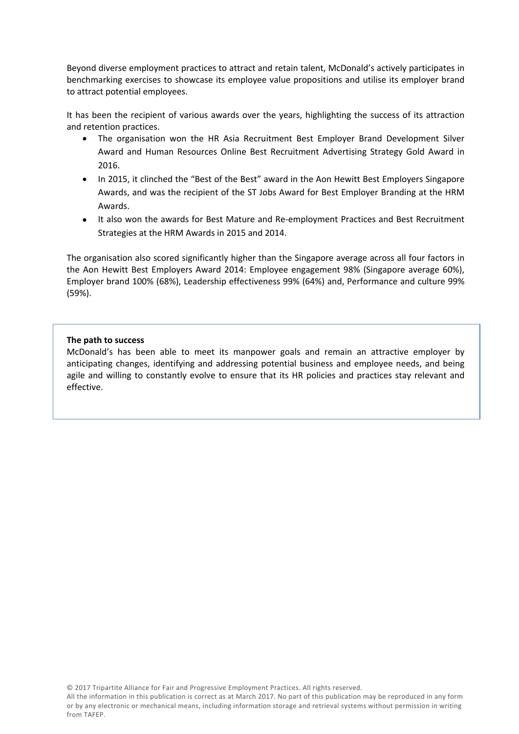Beyond diverse employment practices to attract and retain talent, McDonald's actively participates in benchmarking exercises to showcase its employee value propositions and utilise its employer brand to attract potential employees.

It has been the recipient of various awards over the years, highlighting the success of its attraction and retention practices.

- The organisation won the HR Asia Recruitment Best Employer Brand Development Silver Award and Human Resources Online Best Recruitment Advertising Strategy Gold Award in 2016.
- In 2015, it clinched the "Best of the Best" award in the Aon Hewitt Best Employers Singapore Awards, and was the recipient of the ST Jobs Award for Best Employer Branding at the HRM Awards.
- It also won the awards for Best Mature and Re-employment Practices and Best Recruitment Strategies at the HRM Awards in 2015 and 2014.

The organisation also scored significantly higher than the Singapore average across all four factors in the Aon Hewitt Best Employers Award 2014: Employee engagement 98% (Singapore average 60%), Employer brand 100% (68%), Leadership effectiveness 99% (64%) and, Performance and culture 99% (59%).

**The path to success**

McDonald's has been able to meet its manpower goals and remain an attractive employer by anticipating changes, identifying and addressing potential business and employee needs, and being agile and willing to constantly evolve to ensure that its HR policies and practices stay relevant and effective.

© 2017 Tripartite Alliance for Fair and Progressive Employment Practices. All rights reserved.
All the information in this publication is correct as at March 2017. No part of this publication may be reproduced in any form or by any electronic or mechanical means, including information storage and retrieval systems without permission in writing from TAFEP.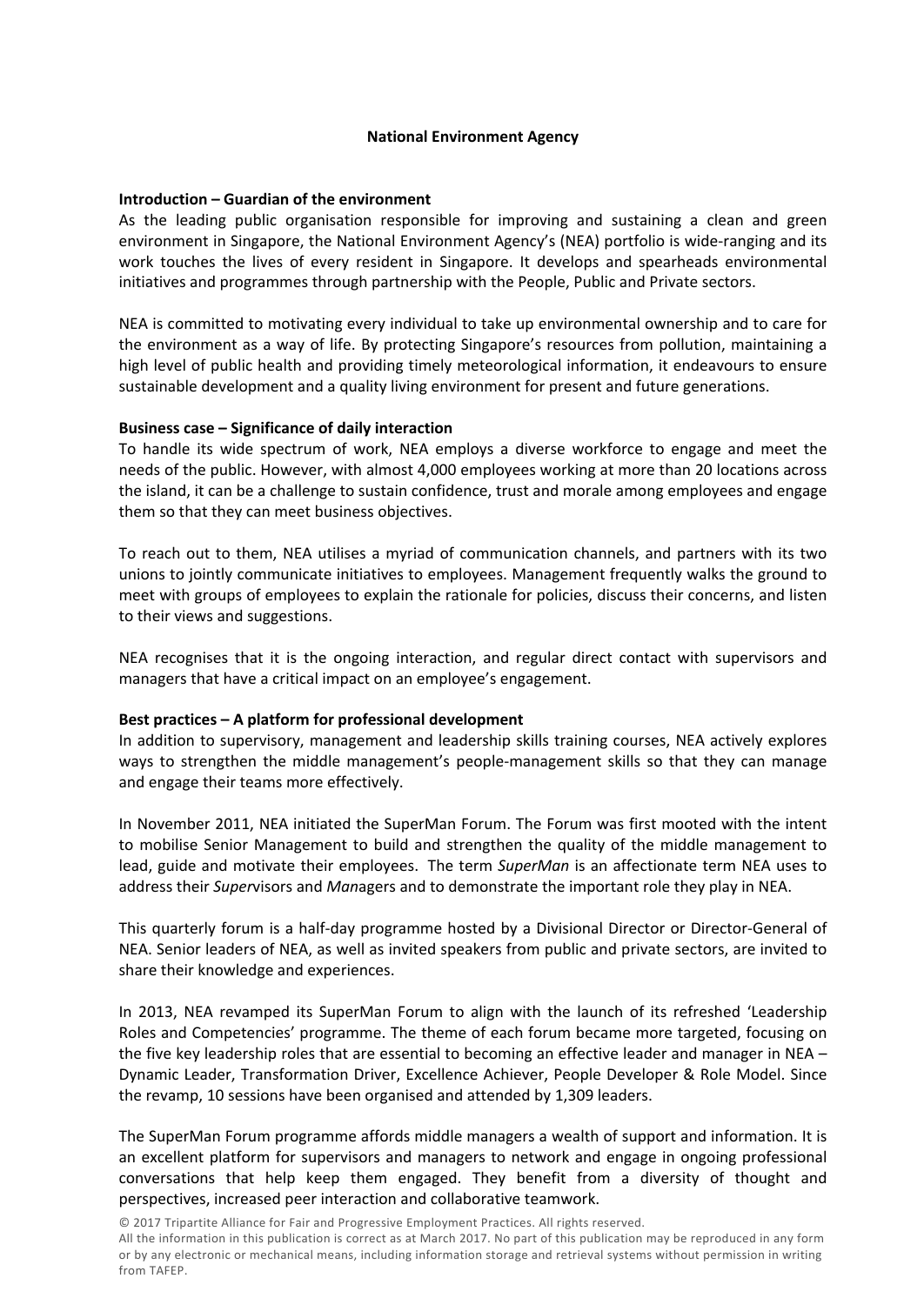**National Environment Agency**

**Introduction – Guardian of the environment**

As the leading public organisation responsible for improving and sustaining a clean and green environment in Singapore, the National Environment Agency's (NEA) portfolio is wide-ranging and its work touches the lives of every resident in Singapore. It develops and spearheads environmental initiatives and programmes through partnership with the People, Public and Private sectors.

NEA is committed to motivating every individual to take up environmental ownership and to care for the environment as a way of life. By protecting Singapore's resources from pollution, maintaining a high level of public health and providing timely meteorological information, it endeavours to ensure sustainable development and a quality living environment for present and future generations.

**Business case – Significance of daily interaction**

To handle its wide spectrum of work, NEA employs a diverse workforce to engage and meet the needs of the public. However, with almost 4,000 employees working at more than 20 locations across the island, it can be a challenge to sustain confidence, trust and morale among employees and engage them so that they can meet business objectives.

To reach out to them, NEA utilises a myriad of communication channels, and partners with its two unions to jointly communicate initiatives to employees. Management frequently walks the ground to meet with groups of employees to explain the rationale for policies, discuss their concerns, and listen to their views and suggestions.

NEA recognises that it is the ongoing interaction, and regular direct contact with supervisors and managers that have a critical impact on an employee's engagement.

**Best practices – A platform for professional development**

In addition to supervisory, management and leadership skills training courses, NEA actively explores ways to strengthen the middle management's people-management skills so that they can manage and engage their teams more effectively.

In November 2011, NEA initiated the SuperMan Forum. The Forum was first mooted with the intent to mobilise Senior Management to build and strengthen the quality of the middle management to lead, guide and motivate their employees. The term *SuperMan* is an affectionate term NEA uses to address their *Super*visors and *Man*agers and to demonstrate the important role they play in NEA.

This quarterly forum is a half-day programme hosted by a Divisional Director or Director-General of NEA. Senior leaders of NEA, as well as invited speakers from public and private sectors, are invited to share their knowledge and experiences.

In 2013, NEA revamped its SuperMan Forum to align with the launch of its refreshed 'Leadership Roles and Competencies' programme. The theme of each forum became more targeted, focusing on the five key leadership roles that are essential to becoming an effective leader and manager in NEA – Dynamic Leader, Transformation Driver, Excellence Achiever, People Developer & Role Model. Since the revamp, 10 sessions have been organised and attended by 1,309 leaders.

The SuperMan Forum programme affords middle managers a wealth of support and information. It is an excellent platform for supervisors and managers to network and engage in ongoing professional conversations that help keep them engaged. They benefit from a diversity of thought and perspectives, increased peer interaction and collaborative teamwork.

© 2017 Tripartite Alliance for Fair and Progressive Employment Practices. All rights reserved.
All the information in this publication is correct as at March 2017. No part of this publication may be reproduced in any form or by any electronic or mechanical means, including information storage and retrieval systems without permission in writing from TAFEP.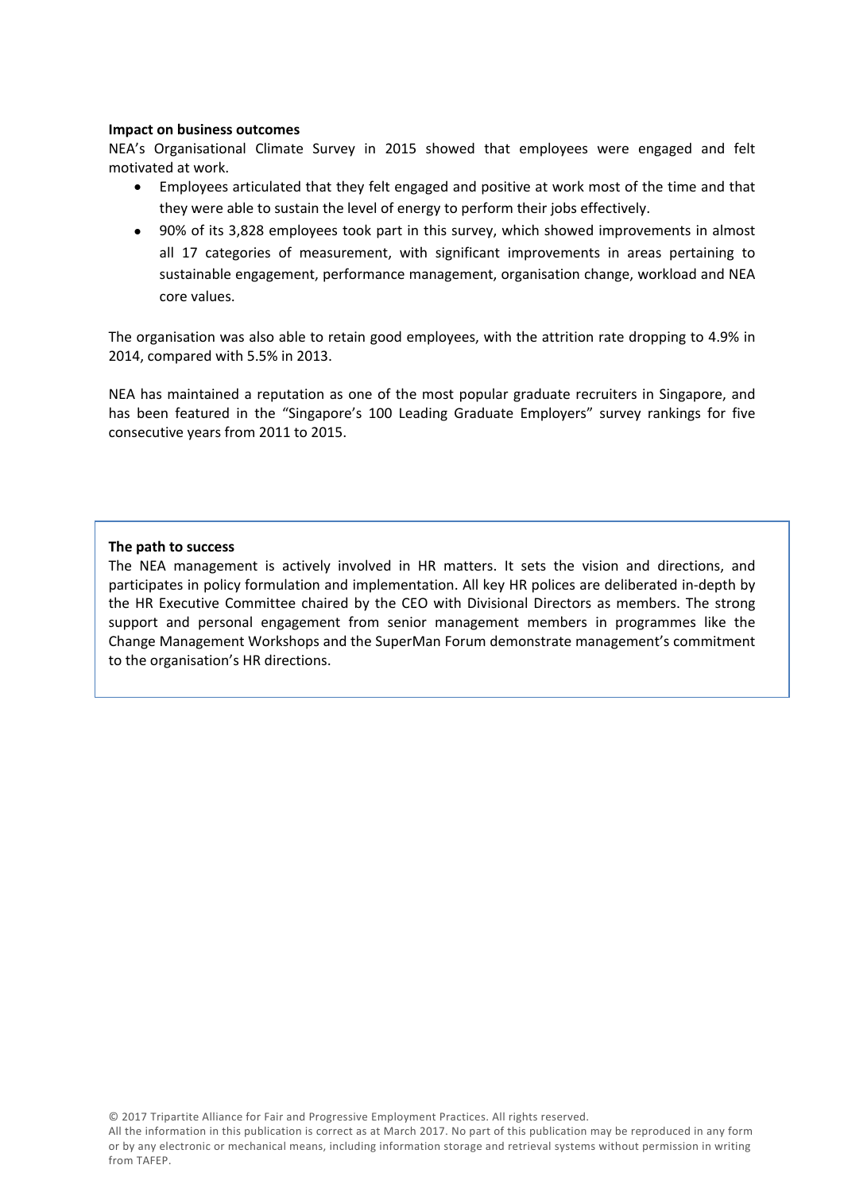**Impact on business outcomes**

NEA's Organisational Climate Survey in 2015 showed that employees were engaged and felt motivated at work.

- Employees articulated that they felt engaged and positive at work most of the time and that they were able to sustain the level of energy to perform their jobs effectively.
- 90% of its 3,828 employees took part in this survey, which showed improvements in almost all 17 categories of measurement, with significant improvements in areas pertaining to sustainable engagement, performance management, organisation change, workload and NEA core values.

The organisation was also able to retain good employees, with the attrition rate dropping to 4.9% in 2014, compared with 5.5% in 2013.

NEA has maintained a reputation as one of the most popular graduate recruiters in Singapore, and has been featured in the "Singapore's 100 Leading Graduate Employers" survey rankings for five consecutive years from 2011 to 2015.

**The path to success**

The NEA management is actively involved in HR matters. It sets the vision and directions, and participates in policy formulation and implementation. All key HR polices are deliberated in-depth by the HR Executive Committee chaired by the CEO with Divisional Directors as members. The strong support and personal engagement from senior management members in programmes like the Change Management Workshops and the SuperMan Forum demonstrate management's commitment to the organisation's HR directions.

© 2017 Tripartite Alliance for Fair and Progressive Employment Practices. All rights reserved.
All the information in this publication is correct as at March 2017. No part of this publication may be reproduced in any form or by any electronic or mechanical means, including information storage and retrieval systems without permission in writing from TAFEP.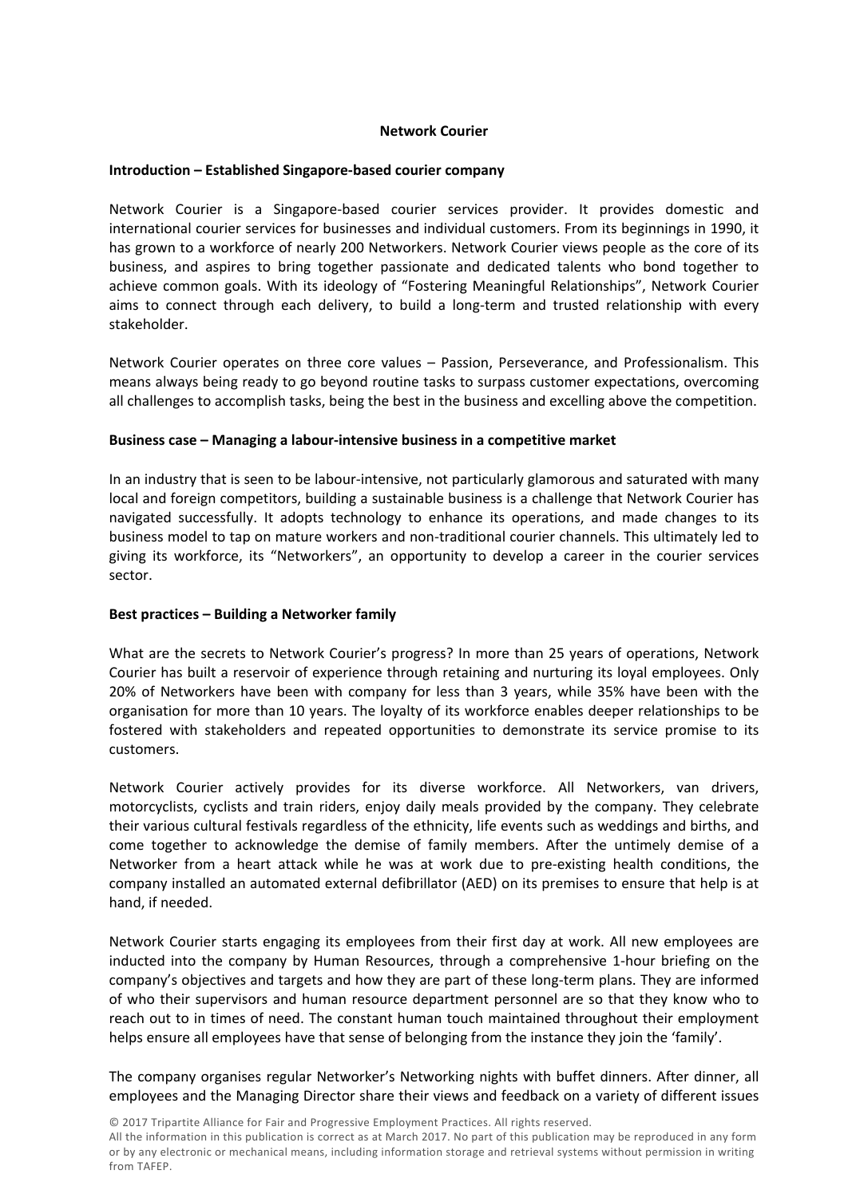## Network Courier

### Introduction – Established Singapore-based courier company

Network Courier is a Singapore-based courier services provider. It provides domestic and international courier services for businesses and individual customers. From its beginnings in 1990, it has grown to a workforce of nearly 200 Networkers. Network Courier views people as the core of its business, and aspires to bring together passionate and dedicated talents who bond together to achieve common goals. With its ideology of "Fostering Meaningful Relationships", Network Courier aims to connect through each delivery, to build a long-term and trusted relationship with every stakeholder.

Network Courier operates on three core values – Passion, Perseverance, and Professionalism. This means always being ready to go beyond routine tasks to surpass customer expectations, overcoming all challenges to accomplish tasks, being the best in the business and excelling above the competition.

### Business case – Managing a labour-intensive business in a competitive market

In an industry that is seen to be labour-intensive, not particularly glamorous and saturated with many local and foreign competitors, building a sustainable business is a challenge that Network Courier has navigated successfully. It adopts technology to enhance its operations, and made changes to its business model to tap on mature workers and non-traditional courier channels. This ultimately led to giving its workforce, its "Networkers", an opportunity to develop a career in the courier services sector.

### Best practices – Building a Networker family

What are the secrets to Network Courier's progress? In more than 25 years of operations, Network Courier has built a reservoir of experience through retaining and nurturing its loyal employees. Only 20% of Networkers have been with company for less than 3 years, while 35% have been with the organisation for more than 10 years. The loyalty of its workforce enables deeper relationships to be fostered with stakeholders and repeated opportunities to demonstrate its service promise to its customers.

Network Courier actively provides for its diverse workforce. All Networkers, van drivers, motorcyclists, cyclists and train riders, enjoy daily meals provided by the company. They celebrate their various cultural festivals regardless of the ethnicity, life events such as weddings and births, and come together to acknowledge the demise of family members. After the untimely demise of a Networker from a heart attack while he was at work due to pre-existing health conditions, the company installed an automated external defibrillator (AED) on its premises to ensure that help is at hand, if needed.

Network Courier starts engaging its employees from their first day at work. All new employees are inducted into the company by Human Resources, through a comprehensive 1-hour briefing on the company's objectives and targets and how they are part of these long-term plans. They are informed of who their supervisors and human resource department personnel are so that they know who to reach out to in times of need. The constant human touch maintained throughout their employment helps ensure all employees have that sense of belonging from the instance they join the 'family'.

The company organises regular Networker's Networking nights with buffet dinners. After dinner, all employees and the Managing Director share their views and feedback on a variety of different issues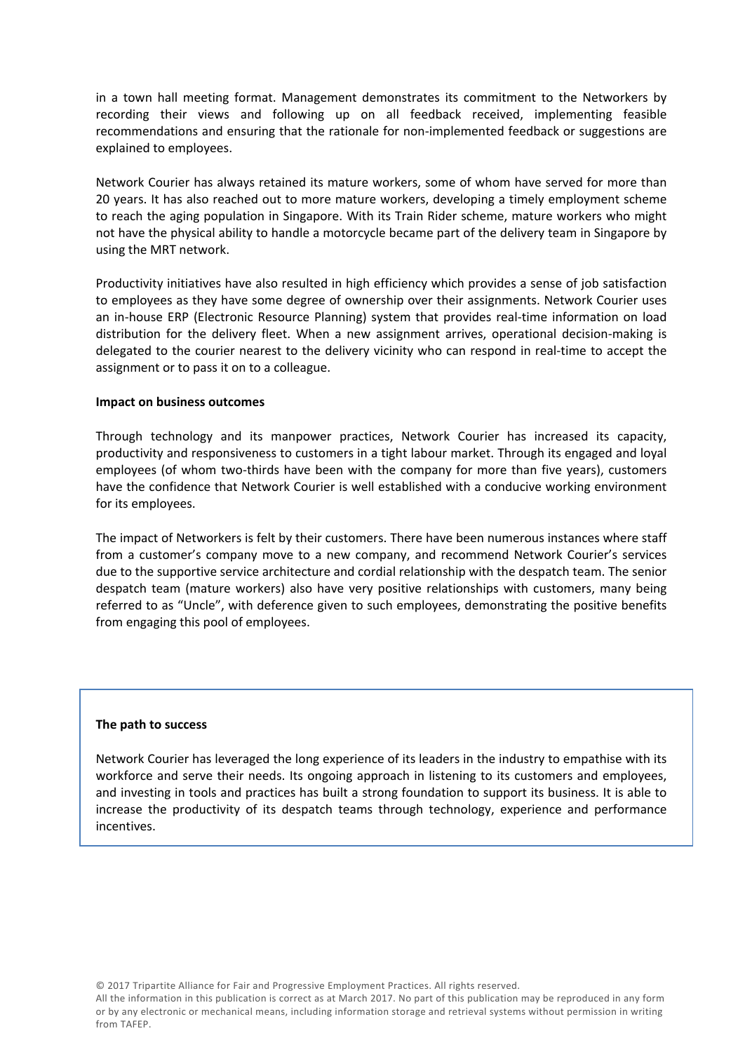in a town hall meeting format. Management demonstrates its commitment to the Networkers by recording their views and following up on all feedback received, implementing feasible recommendations and ensuring that the rationale for non-implemented feedback or suggestions are explained to employees.

Network Courier has always retained its mature workers, some of whom have served for more than 20 years. It has also reached out to more mature workers, developing a timely employment scheme to reach the aging population in Singapore. With its Train Rider scheme, mature workers who might not have the physical ability to handle a motorcycle became part of the delivery team in Singapore by using the MRT network.

Productivity initiatives have also resulted in high efficiency which provides a sense of job satisfaction to employees as they have some degree of ownership over their assignments. Network Courier uses an in-house ERP (Electronic Resource Planning) system that provides real-time information on load distribution for the delivery fleet. When a new assignment arrives, operational decision-making is delegated to the courier nearest to the delivery vicinity who can respond in real-time to accept the assignment or to pass it on to a colleague.

**Impact on business outcomes**

Through technology and its manpower practices, Network Courier has increased its capacity, productivity and responsiveness to customers in a tight labour market. Through its engaged and loyal employees (of whom two-thirds have been with the company for more than five years), customers have the confidence that Network Courier is well established with a conducive working environment for its employees.

The impact of Networkers is felt by their customers. There have been numerous instances where staff from a customer's company move to a new company, and recommend Network Courier's services due to the supportive service architecture and cordial relationship with the despatch team. The senior despatch team (mature workers) also have very positive relationships with customers, many being referred to as "Uncle", with deference given to such employees, demonstrating the positive benefits from engaging this pool of employees.

**The path to success**

Network Courier has leveraged the long experience of its leaders in the industry to empathise with its workforce and serve their needs. Its ongoing approach in listening to its customers and employees, and investing in tools and practices has built a strong foundation to support its business. It is able to increase the productivity of its despatch teams through technology, experience and performance incentives.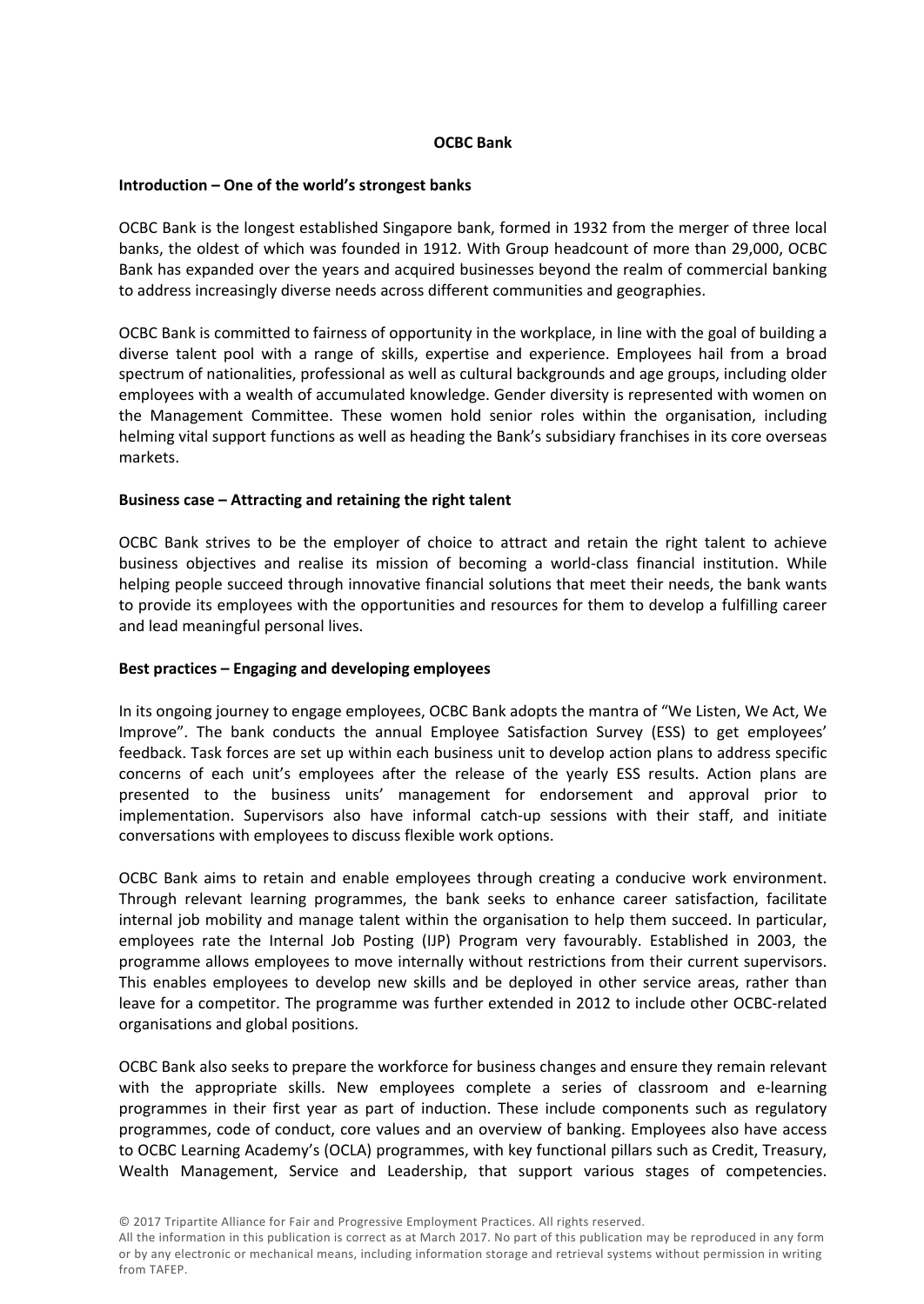**OCBC Bank**

**Introduction – One of the world's strongest banks**

OCBC Bank is the longest established Singapore bank, formed in 1932 from the merger of three local banks, the oldest of which was founded in 1912. With Group headcount of more than 29,000, OCBC Bank has expanded over the years and acquired businesses beyond the realm of commercial banking to address increasingly diverse needs across different communities and geographies.

OCBC Bank is committed to fairness of opportunity in the workplace, in line with the goal of building a diverse talent pool with a range of skills, expertise and experience. Employees hail from a broad spectrum of nationalities, professional as well as cultural backgrounds and age groups, including older employees with a wealth of accumulated knowledge. Gender diversity is represented with women on the Management Committee. These women hold senior roles within the organisation, including helming vital support functions as well as heading the Bank's subsidiary franchises in its core overseas markets.

**Business case – Attracting and retaining the right talent**

OCBC Bank strives to be the employer of choice to attract and retain the right talent to achieve business objectives and realise its mission of becoming a world-class financial institution. While helping people succeed through innovative financial solutions that meet their needs, the bank wants to provide its employees with the opportunities and resources for them to develop a fulfilling career and lead meaningful personal lives.

**Best practices – Engaging and developing employees**

In its ongoing journey to engage employees, OCBC Bank adopts the mantra of "We Listen, We Act, We Improve". The bank conducts the annual Employee Satisfaction Survey (ESS) to get employees' feedback. Task forces are set up within each business unit to develop action plans to address specific concerns of each unit's employees after the release of the yearly ESS results. Action plans are presented to the business units' management for endorsement and approval prior to implementation. Supervisors also have informal catch-up sessions with their staff, and initiate conversations with employees to discuss flexible work options.

OCBC Bank aims to retain and enable employees through creating a conducive work environment. Through relevant learning programmes, the bank seeks to enhance career satisfaction, facilitate internal job mobility and manage talent within the organisation to help them succeed. In particular, employees rate the Internal Job Posting (IJP) Program very favourably. Established in 2003, the programme allows employees to move internally without restrictions from their current supervisors. This enables employees to develop new skills and be deployed in other service areas, rather than leave for a competitor. The programme was further extended in 2012 to include other OCBC-related organisations and global positions.

OCBC Bank also seeks to prepare the workforce for business changes and ensure they remain relevant with the appropriate skills. New employees complete a series of classroom and e-learning programmes in their first year as part of induction. These include components such as regulatory programmes, code of conduct, core values and an overview of banking. Employees also have access to OCBC Learning Academy's (OCLA) programmes, with key functional pillars such as Credit, Treasury, Wealth Management, Service and Leadership, that support various stages of competencies.

© 2017 Tripartite Alliance for Fair and Progressive Employment Practices. All rights reserved.
All the information in this publication is correct as at March 2017. No part of this publication may be reproduced in any form or by any electronic or mechanical means, including information storage and retrieval systems without permission in writing from TAFEP.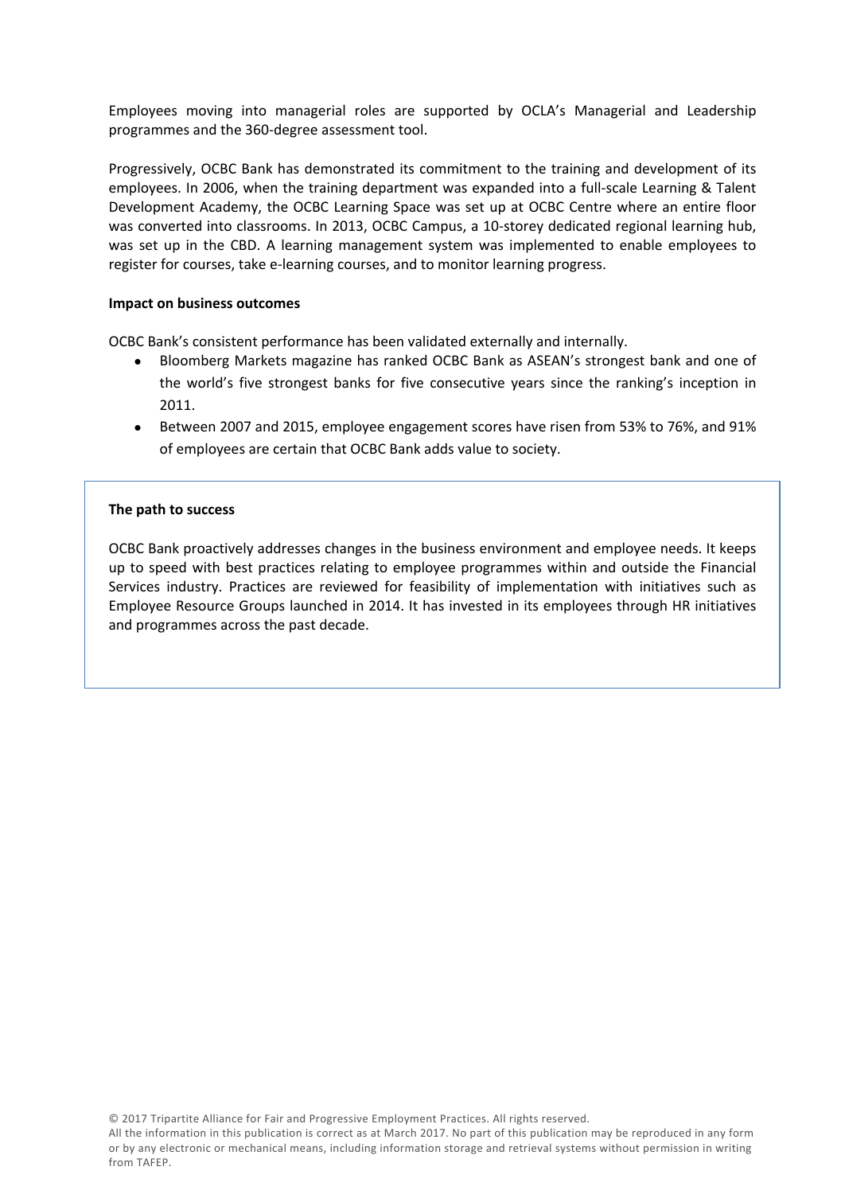Employees moving into managerial roles are supported by OCLA's Managerial and Leadership programmes and the 360-degree assessment tool.

Progressively, OCBC Bank has demonstrated its commitment to the training and development of its employees. In 2006, when the training department was expanded into a full-scale Learning & Talent Development Academy, the OCBC Learning Space was set up at OCBC Centre where an entire floor was converted into classrooms. In 2013, OCBC Campus, a 10-storey dedicated regional learning hub, was set up in the CBD. A learning management system was implemented to enable employees to register for courses, take e-learning courses, and to monitor learning progress.

**Impact on business outcomes**

OCBC Bank's consistent performance has been validated externally and internally.

- Bloomberg Markets magazine has ranked OCBC Bank as ASEAN's strongest bank and one of the world's five strongest banks for five consecutive years since the ranking's inception in 2011.
- Between 2007 and 2015, employee engagement scores have risen from 53% to 76%, and 91% of employees are certain that OCBC Bank adds value to society.

**The path to success**

OCBC Bank proactively addresses changes in the business environment and employee needs. It keeps up to speed with best practices relating to employee programmes within and outside the Financial Services industry. Practices are reviewed for feasibility of implementation with initiatives such as Employee Resource Groups launched in 2014. It has invested in its employees through HR initiatives and programmes across the past decade.

© 2017 Tripartite Alliance for Fair and Progressive Employment Practices. All rights reserved.
All the information in this publication is correct as at March 2017. No part of this publication may be reproduced in any form or by any electronic or mechanical means, including information storage and retrieval systems without permission in writing from TAFEP.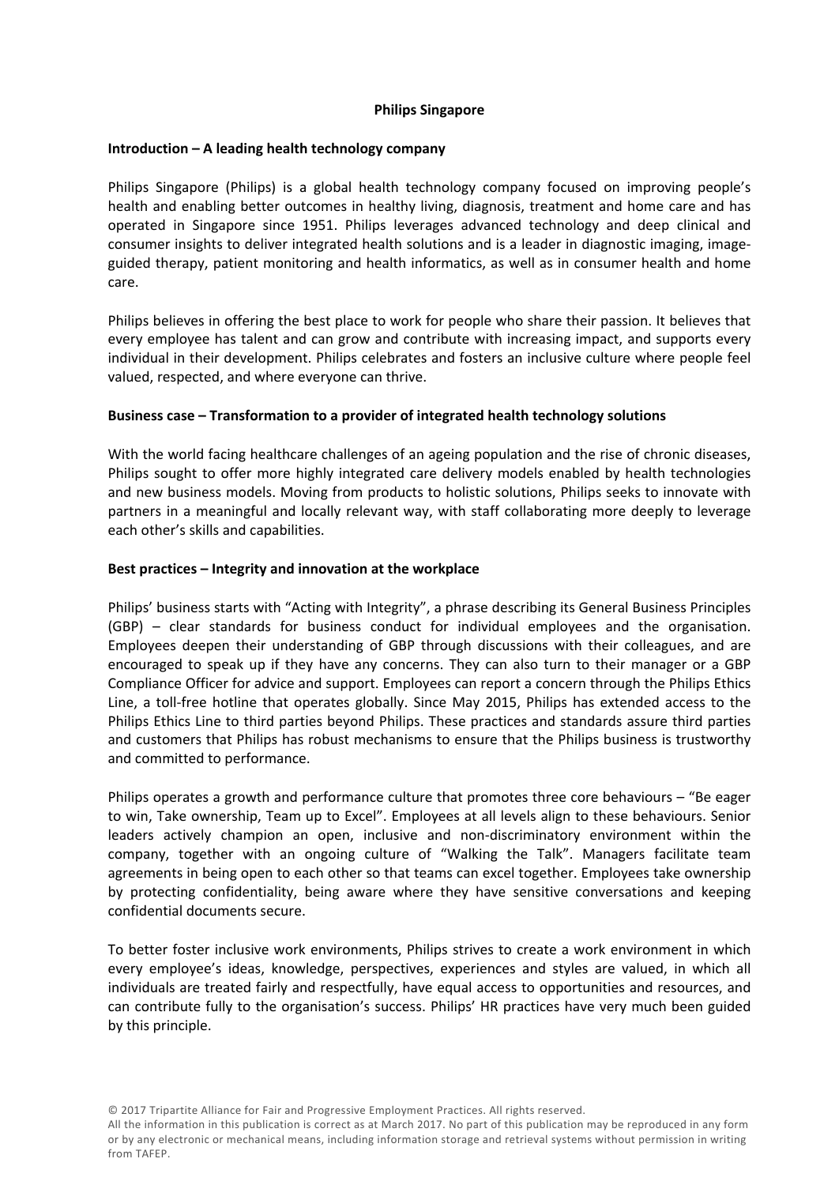**Philips Singapore**

**Introduction – A leading health technology company**

Philips Singapore (Philips) is a global health technology company focused on improving people's health and enabling better outcomes in healthy living, diagnosis, treatment and home care and has operated in Singapore since 1951. Philips leverages advanced technology and deep clinical and consumer insights to deliver integrated health solutions and is a leader in diagnostic imaging, image-guided therapy, patient monitoring and health informatics, as well as in consumer health and home care.

Philips believes in offering the best place to work for people who share their passion. It believes that every employee has talent and can grow and contribute with increasing impact, and supports every individual in their development. Philips celebrates and fosters an inclusive culture where people feel valued, respected, and where everyone can thrive.

**Business case – Transformation to a provider of integrated health technology solutions**

With the world facing healthcare challenges of an ageing population and the rise of chronic diseases, Philips sought to offer more highly integrated care delivery models enabled by health technologies and new business models. Moving from products to holistic solutions, Philips seeks to innovate with partners in a meaningful and locally relevant way, with staff collaborating more deeply to leverage each other's skills and capabilities.

**Best practices – Integrity and innovation at the workplace**

Philips' business starts with "Acting with Integrity", a phrase describing its General Business Principles (GBP) – clear standards for business conduct for individual employees and the organisation. Employees deepen their understanding of GBP through discussions with their colleagues, and are encouraged to speak up if they have any concerns. They can also turn to their manager or a GBP Compliance Officer for advice and support. Employees can report a concern through the Philips Ethics Line, a toll-free hotline that operates globally. Since May 2015, Philips has extended access to the Philips Ethics Line to third parties beyond Philips. These practices and standards assure third parties and customers that Philips has robust mechanisms to ensure that the Philips business is trustworthy and committed to performance.

Philips operates a growth and performance culture that promotes three core behaviours – "Be eager to win, Take ownership, Team up to Excel". Employees at all levels align to these behaviours. Senior leaders actively champion an open, inclusive and non-discriminatory environment within the company, together with an ongoing culture of "Walking the Talk". Managers facilitate team agreements in being open to each other so that teams can excel together. Employees take ownership by protecting confidentiality, being aware where they have sensitive conversations and keeping confidential documents secure.

To better foster inclusive work environments, Philips strives to create a work environment in which every employee's ideas, knowledge, perspectives, experiences and styles are valued, in which all individuals are treated fairly and respectfully, have equal access to opportunities and resources, and can contribute fully to the organisation's success. Philips' HR practices have very much been guided by this principle.

© 2017 Tripartite Alliance for Fair and Progressive Employment Practices. All rights reserved.
All the information in this publication is correct as at March 2017. No part of this publication may be reproduced in any form or by any electronic or mechanical means, including information storage and retrieval systems without permission in writing from TAFEP.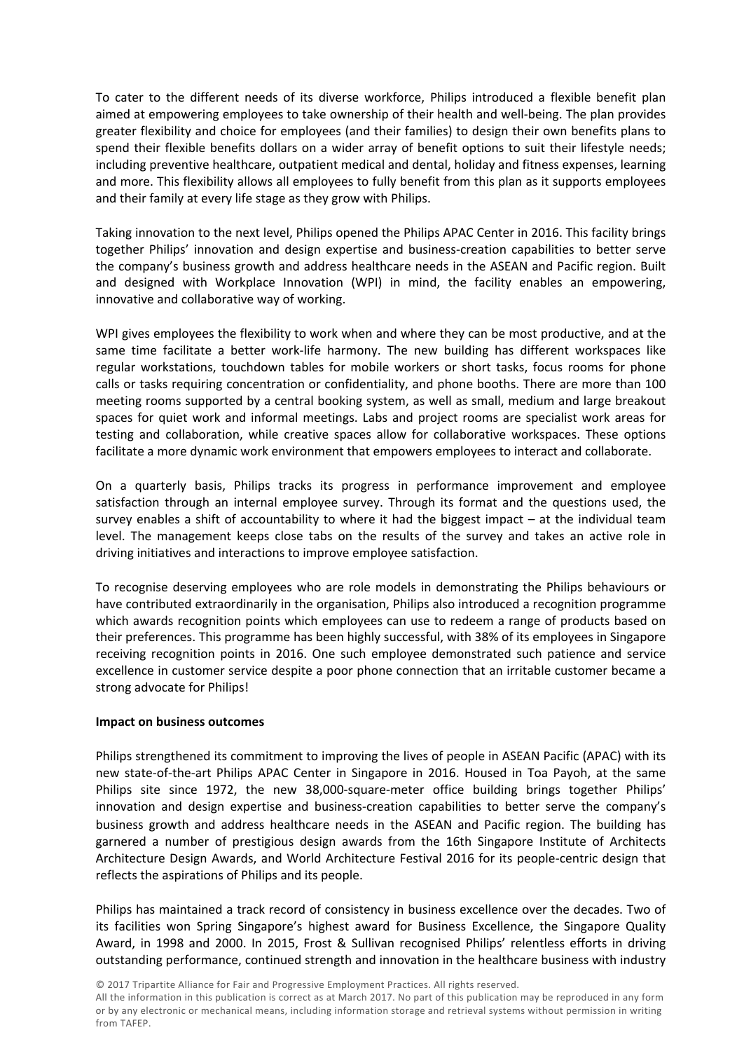To cater to the different needs of its diverse workforce, Philips introduced a flexible benefit plan aimed at empowering employees to take ownership of their health and well-being. The plan provides greater flexibility and choice for employees (and their families) to design their own benefits plans to spend their flexible benefits dollars on a wider array of benefit options to suit their lifestyle needs; including preventive healthcare, outpatient medical and dental, holiday and fitness expenses, learning and more. This flexibility allows all employees to fully benefit from this plan as it supports employees and their family at every life stage as they grow with Philips.

Taking innovation to the next level, Philips opened the Philips APAC Center in 2016. This facility brings together Philips' innovation and design expertise and business-creation capabilities to better serve the company's business growth and address healthcare needs in the ASEAN and Pacific region. Built and designed with Workplace Innovation (WPI) in mind, the facility enables an empowering, innovative and collaborative way of working.

WPI gives employees the flexibility to work when and where they can be most productive, and at the same time facilitate a better work-life harmony. The new building has different workspaces like regular workstations, touchdown tables for mobile workers or short tasks, focus rooms for phone calls or tasks requiring concentration or confidentiality, and phone booths. There are more than 100 meeting rooms supported by a central booking system, as well as small, medium and large breakout spaces for quiet work and informal meetings. Labs and project rooms are specialist work areas for testing and collaboration, while creative spaces allow for collaborative workspaces. These options facilitate a more dynamic work environment that empowers employees to interact and collaborate.

On a quarterly basis, Philips tracks its progress in performance improvement and employee satisfaction through an internal employee survey. Through its format and the questions used, the survey enables a shift of accountability to where it had the biggest impact – at the individual team level. The management keeps close tabs on the results of the survey and takes an active role in driving initiatives and interactions to improve employee satisfaction.

To recognise deserving employees who are role models in demonstrating the Philips behaviours or have contributed extraordinarily in the organisation, Philips also introduced a recognition programme which awards recognition points which employees can use to redeem a range of products based on their preferences. This programme has been highly successful, with 38% of its employees in Singapore receiving recognition points in 2016. One such employee demonstrated such patience and service excellence in customer service despite a poor phone connection that an irritable customer became a strong advocate for Philips!

**Impact on business outcomes**

Philips strengthened its commitment to improving the lives of people in ASEAN Pacific (APAC) with its new state-of-the-art Philips APAC Center in Singapore in 2016. Housed in Toa Payoh, at the same Philips site since 1972, the new 38,000-square-meter office building brings together Philips' innovation and design expertise and business-creation capabilities to better serve the company's business growth and address healthcare needs in the ASEAN and Pacific region. The building has garnered a number of prestigious design awards from the 16th Singapore Institute of Architects Architecture Design Awards, and World Architecture Festival 2016 for its people-centric design that reflects the aspirations of Philips and its people.

Philips has maintained a track record of consistency in business excellence over the decades. Two of its facilities won Spring Singapore's highest award for Business Excellence, the Singapore Quality Award, in 1998 and 2000. In 2015, Frost & Sullivan recognised Philips' relentless efforts in driving outstanding performance, continued strength and innovation in the healthcare business with industry

© 2017 Tripartite Alliance for Fair and Progressive Employment Practices. All rights reserved.
All the information in this publication is correct as at March 2017. No part of this publication may be reproduced in any form or by any electronic or mechanical means, including information storage and retrieval systems without permission in writing from TAFEP.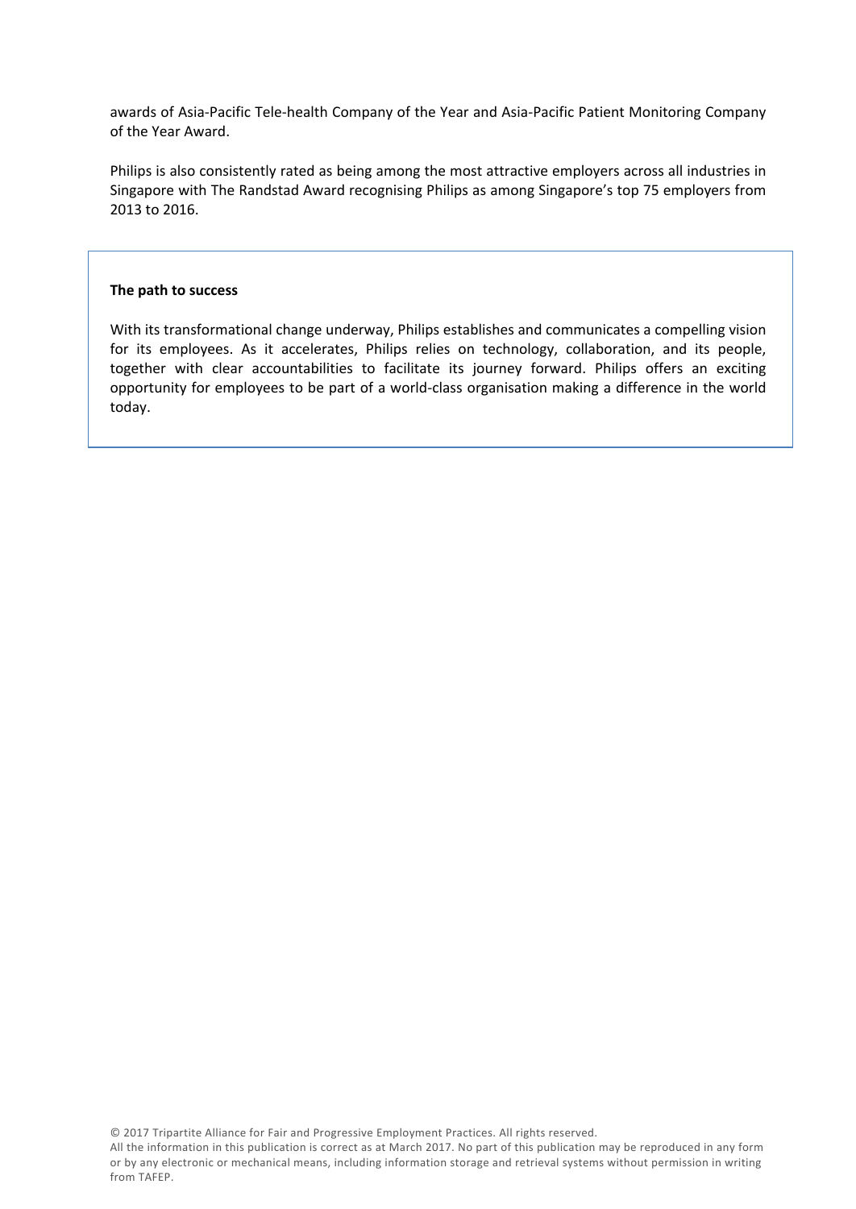awards of Asia-Pacific Tele-health Company of the Year and Asia-Pacific Patient Monitoring Company of the Year Award.

Philips is also consistently rated as being among the most attractive employers across all industries in Singapore with The Randstad Award recognising Philips as among Singapore's top 75 employers from 2013 to 2016.

**The path to success**

With its transformational change underway, Philips establishes and communicates a compelling vision for its employees. As it accelerates, Philips relies on technology, collaboration, and its people, together with clear accountabilities to facilitate its journey forward. Philips offers an exciting opportunity for employees to be part of a world-class organisation making a difference in the world today.

© 2017 Tripartite Alliance for Fair and Progressive Employment Practices. All rights reserved.
All the information in this publication is correct as at March 2017. No part of this publication may be reproduced in any form or by any electronic or mechanical means, including information storage and retrieval systems without permission in writing from TAFEP.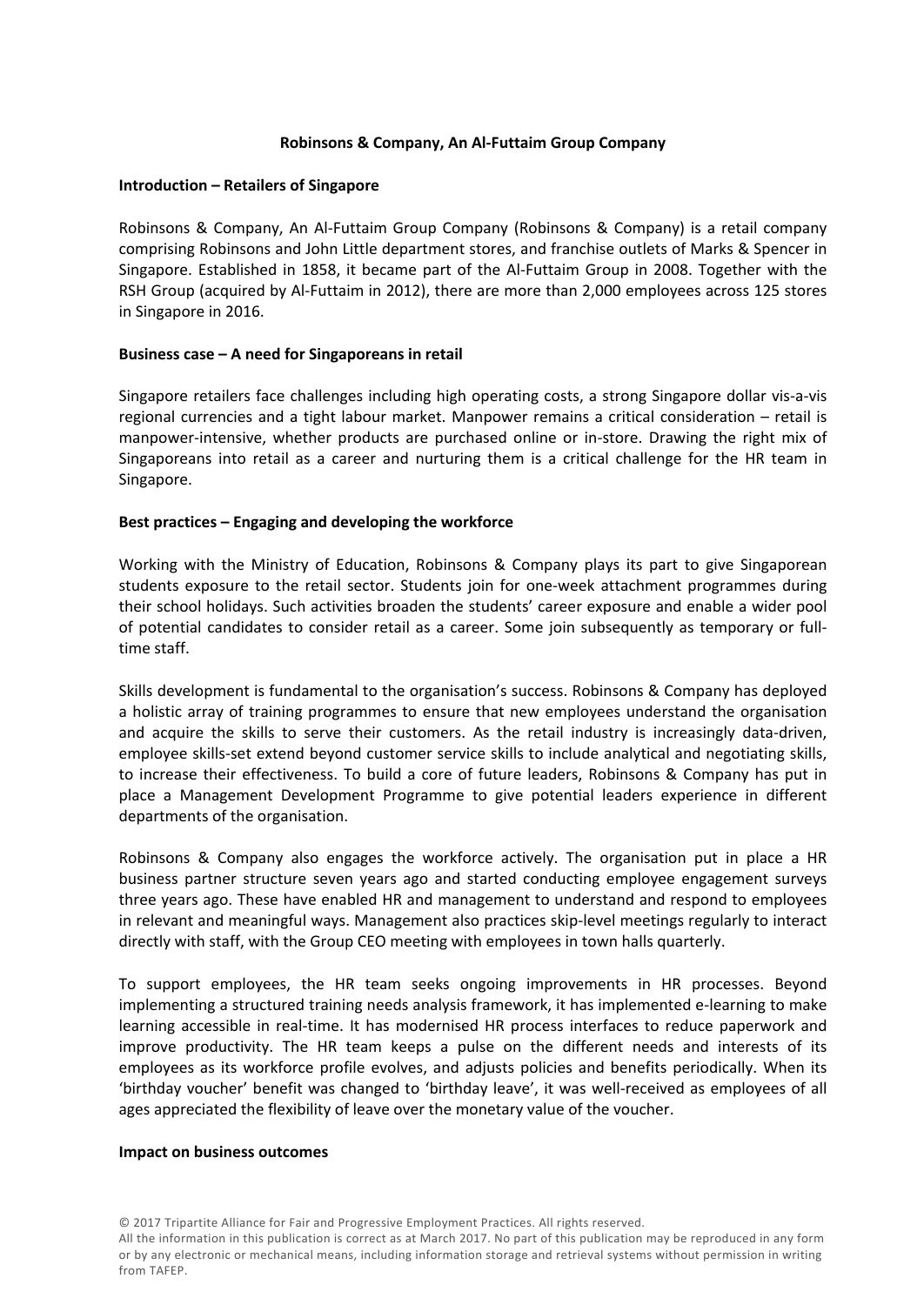**Robinsons & Company, An Al-Futtaim Group Company**

**Introduction – Retailers of Singapore**

Robinsons & Company, An Al-Futtaim Group Company (Robinsons & Company) is a retail company comprising Robinsons and John Little department stores, and franchise outlets of Marks & Spencer in Singapore. Established in 1858, it became part of the Al-Futtaim Group in 2008. Together with the RSH Group (acquired by Al-Futtaim in 2012), there are more than 2,000 employees across 125 stores in Singapore in 2016.

**Business case – A need for Singaporeans in retail**

Singapore retailers face challenges including high operating costs, a strong Singapore dollar vis-a-vis regional currencies and a tight labour market. Manpower remains a critical consideration – retail is manpower-intensive, whether products are purchased online or in-store. Drawing the right mix of Singaporeans into retail as a career and nurturing them is a critical challenge for the HR team in Singapore.

**Best practices – Engaging and developing the workforce**

Working with the Ministry of Education, Robinsons & Company plays its part to give Singaporean students exposure to the retail sector. Students join for one-week attachment programmes during their school holidays. Such activities broaden the students' career exposure and enable a wider pool of potential candidates to consider retail as a career. Some join subsequently as temporary or full-time staff.

Skills development is fundamental to the organisation's success. Robinsons & Company has deployed a holistic array of training programmes to ensure that new employees understand the organisation and acquire the skills to serve their customers. As the retail industry is increasingly data-driven, employee skills-set extend beyond customer service skills to include analytical and negotiating skills, to increase their effectiveness. To build a core of future leaders, Robinsons & Company has put in place a Management Development Programme to give potential leaders experience in different departments of the organisation.

Robinsons & Company also engages the workforce actively. The organisation put in place a HR business partner structure seven years ago and started conducting employee engagement surveys three years ago. These have enabled HR and management to understand and respond to employees in relevant and meaningful ways. Management also practices skip-level meetings regularly to interact directly with staff, with the Group CEO meeting with employees in town halls quarterly.

To support employees, the HR team seeks ongoing improvements in HR processes. Beyond implementing a structured training needs analysis framework, it has implemented e-learning to make learning accessible in real-time. It has modernised HR process interfaces to reduce paperwork and improve productivity. The HR team keeps a pulse on the different needs and interests of its employees as its workforce profile evolves, and adjusts policies and benefits periodically. When its 'birthday voucher' benefit was changed to 'birthday leave', it was well-received as employees of all ages appreciated the flexibility of leave over the monetary value of the voucher.

**Impact on business outcomes**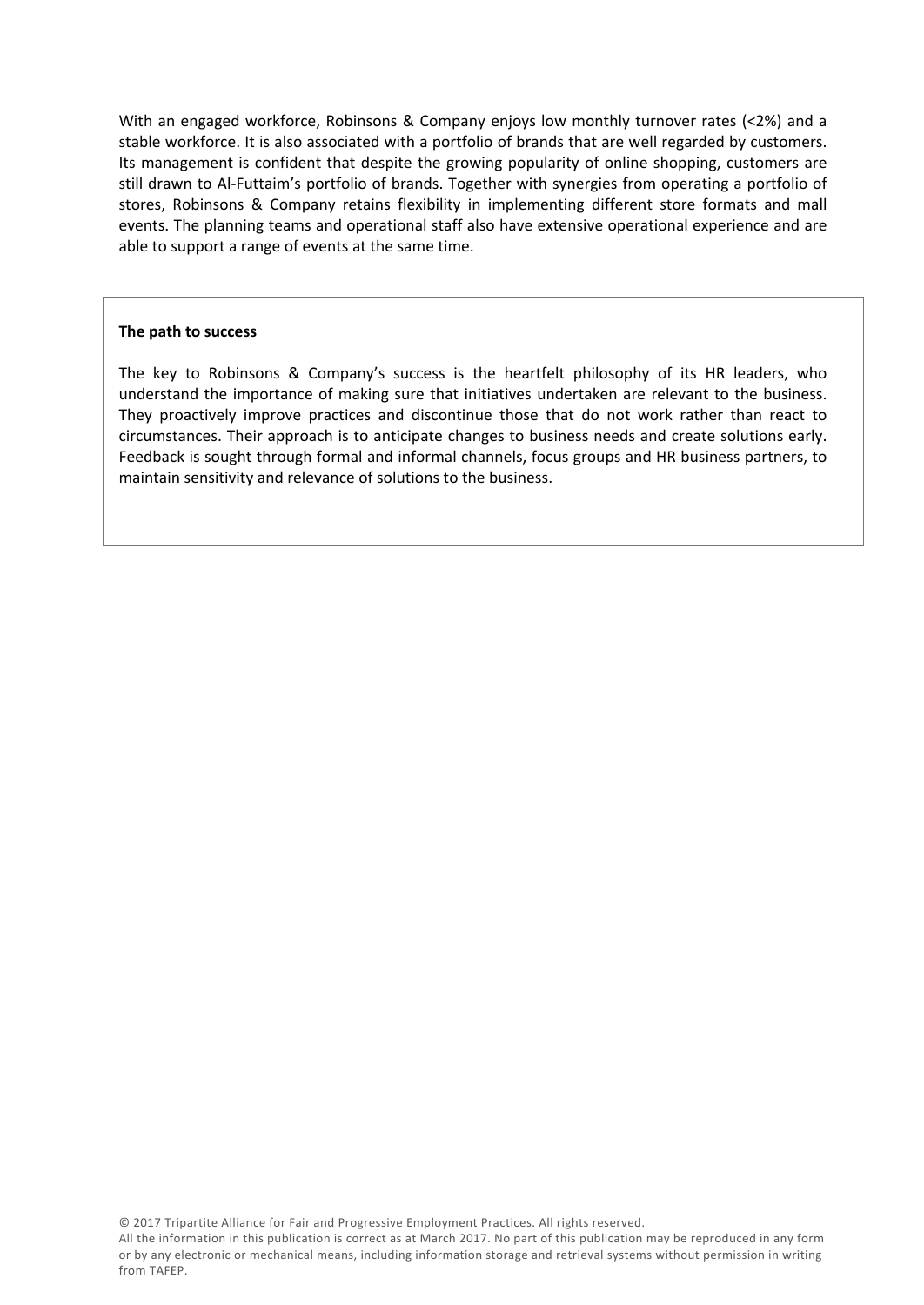With an engaged workforce, Robinsons & Company enjoys low monthly turnover rates (<2%) and a stable workforce. It is also associated with a portfolio of brands that are well regarded by customers. Its management is confident that despite the growing popularity of online shopping, customers are still drawn to Al-Futtaim's portfolio of brands. Together with synergies from operating a portfolio of stores, Robinsons & Company retains flexibility in implementing different store formats and mall events. The planning teams and operational staff also have extensive operational experience and are able to support a range of events at the same time.

**The path to success**

The key to Robinsons & Company's success is the heartfelt philosophy of its HR leaders, who understand the importance of making sure that initiatives undertaken are relevant to the business. They proactively improve practices and discontinue those that do not work rather than react to circumstances. Their approach is to anticipate changes to business needs and create solutions early. Feedback is sought through formal and informal channels, focus groups and HR business partners, to maintain sensitivity and relevance of solutions to the business.

© 2017 Tripartite Alliance for Fair and Progressive Employment Practices. All rights reserved.
All the information in this publication is correct as at March 2017. No part of this publication may be reproduced in any form or by any electronic or mechanical means, including information storage and retrieval systems without permission in writing from TAFEP.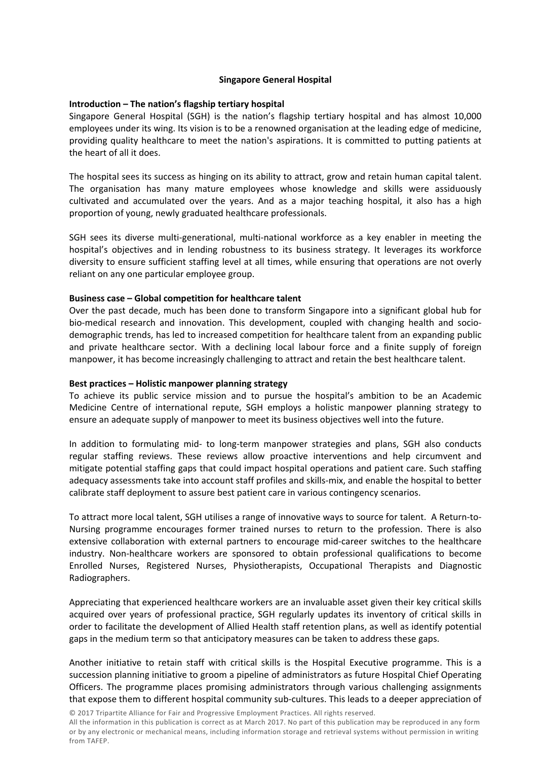## Singapore General Hospital

### Introduction – The nation's flagship tertiary hospital

Singapore General Hospital (SGH) is the nation's flagship tertiary hospital and has almost 10,000 employees under its wing. Its vision is to be a renowned organisation at the leading edge of medicine, providing quality healthcare to meet the nation's aspirations. It is committed to putting patients at the heart of all it does.

The hospital sees its success as hinging on its ability to attract, grow and retain human capital talent. The organisation has many mature employees whose knowledge and skills were assiduously cultivated and accumulated over the years. And as a major teaching hospital, it also has a high proportion of young, newly graduated healthcare professionals.

SGH sees its diverse multi-generational, multi-national workforce as a key enabler in meeting the hospital's objectives and in lending robustness to its business strategy. It leverages its workforce diversity to ensure sufficient staffing level at all times, while ensuring that operations are not overly reliant on any one particular employee group.

### Business case – Global competition for healthcare talent

Over the past decade, much has been done to transform Singapore into a significant global hub for bio-medical research and innovation. This development, coupled with changing health and socio-demographic trends, has led to increased competition for healthcare talent from an expanding public and private healthcare sector. With a declining local labour force and a finite supply of foreign manpower, it has become increasingly challenging to attract and retain the best healthcare talent.

### Best practices – Holistic manpower planning strategy

To achieve its public service mission and to pursue the hospital's ambition to be an Academic Medicine Centre of international repute, SGH employs a holistic manpower planning strategy to ensure an adequate supply of manpower to meet its business objectives well into the future.

In addition to formulating mid- to long-term manpower strategies and plans, SGH also conducts regular staffing reviews. These reviews allow proactive interventions and help circumvent and mitigate potential staffing gaps that could impact hospital operations and patient care. Such staffing adequacy assessments take into account staff profiles and skills-mix, and enable the hospital to better calibrate staff deployment to assure best patient care in various contingency scenarios.

To attract more local talent, SGH utilises a range of innovative ways to source for talent. A Return-to-Nursing programme encourages former trained nurses to return to the profession. There is also extensive collaboration with external partners to encourage mid-career switches to the healthcare industry. Non-healthcare workers are sponsored to obtain professional qualifications to become Enrolled Nurses, Registered Nurses, Physiotherapists, Occupational Therapists and Diagnostic Radiographers.

Appreciating that experienced healthcare workers are an invaluable asset given their key critical skills acquired over years of professional practice, SGH regularly updates its inventory of critical skills in order to facilitate the development of Allied Health staff retention plans, as well as identify potential gaps in the medium term so that anticipatory measures can be taken to address these gaps.

Another initiative to retain staff with critical skills is the Hospital Executive programme. This is a succession planning initiative to groom a pipeline of administrators as future Hospital Chief Operating Officers. The programme places promising administrators through various challenging assignments that expose them to different hospital community sub-cultures. This leads to a deeper appreciation of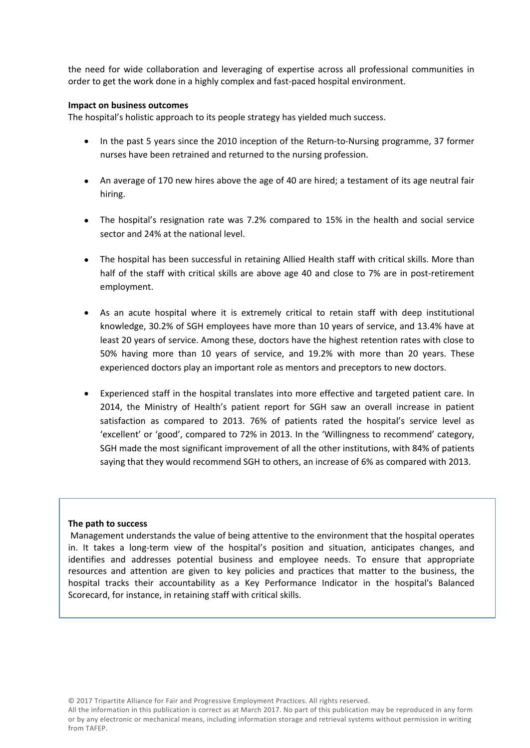the need for wide collaboration and leveraging of expertise across all professional communities in order to get the work done in a highly complex and fast-paced hospital environment.

**Impact on business outcomes**

The hospital's holistic approach to its people strategy has yielded much success.

- In the past 5 years since the 2010 inception of the Return-to-Nursing programme, 37 former nurses have been retrained and returned to the nursing profession.

- An average of 170 new hires above the age of 40 are hired; a testament of its age neutral fair hiring.

- The hospital's resignation rate was 7.2% compared to 15% in the health and social service sector and 24% at the national level.

- The hospital has been successful in retaining Allied Health staff with critical skills. More than half of the staff with critical skills are above age 40 and close to 7% are in post-retirement employment.

- As an acute hospital where it is extremely critical to retain staff with deep institutional knowledge, 30.2% of SGH employees have more than 10 years of service, and 13.4% have at least 20 years of service. Among these, doctors have the highest retention rates with close to 50% having more than 10 years of service, and 19.2% with more than 20 years. These experienced doctors play an important role as mentors and preceptors to new doctors.

- Experienced staff in the hospital translates into more effective and targeted patient care. In 2014, the Ministry of Health's patient report for SGH saw an overall increase in patient satisfaction as compared to 2013. 76% of patients rated the hospital's service level as 'excellent' or 'good', compared to 72% in 2013. In the 'Willingness to recommend' category, SGH made the most significant improvement of all the other institutions, with 84% of patients saying that they would recommend SGH to others, an increase of 6% as compared with 2013.

**The path to success**

Management understands the value of being attentive to the environment that the hospital operates in. It takes a long-term view of the hospital's position and situation, anticipates changes, and identifies and addresses potential business and employee needs. To ensure that appropriate resources and attention are given to key policies and practices that matter to the business, the hospital tracks their accountability as a Key Performance Indicator in the hospital's Balanced Scorecard, for instance, in retaining staff with critical skills.

© 2017 Tripartite Alliance for Fair and Progressive Employment Practices. All rights reserved.
All the information in this publication is correct as at March 2017. No part of this publication may be reproduced in any form or by any electronic or mechanical means, including information storage and retrieval systems without permission in writing from TAFEP.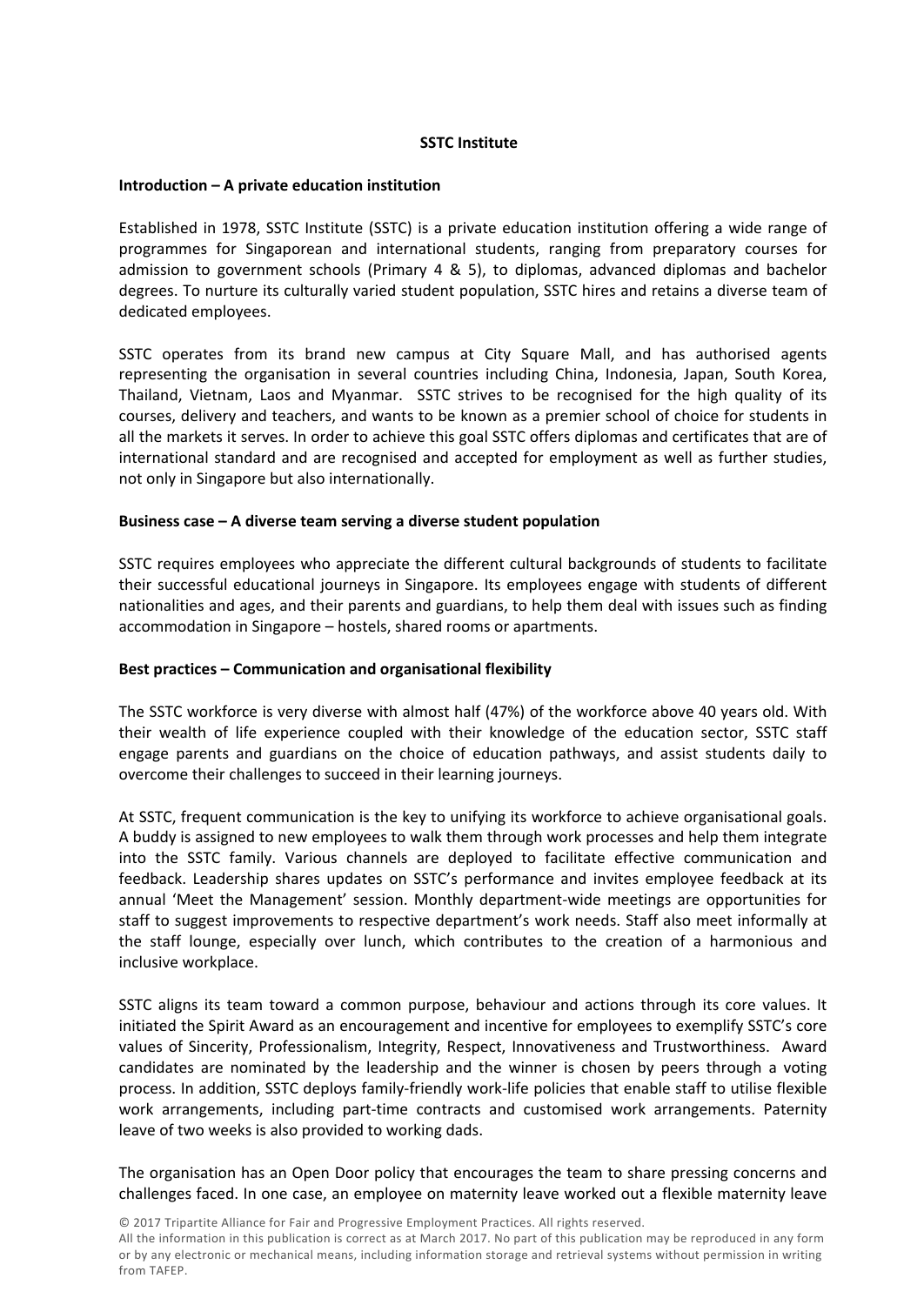**SSTC Institute**

**Introduction – A private education institution**

Established in 1978, SSTC Institute (SSTC) is a private education institution offering a wide range of programmes for Singaporean and international students, ranging from preparatory courses for admission to government schools (Primary 4 & 5), to diplomas, advanced diplomas and bachelor degrees. To nurture its culturally varied student population, SSTC hires and retains a diverse team of dedicated employees.

SSTC operates from its brand new campus at City Square Mall, and has authorised agents representing the organisation in several countries including China, Indonesia, Japan, South Korea, Thailand, Vietnam, Laos and Myanmar. SSTC strives to be recognised for the high quality of its courses, delivery and teachers, and wants to be known as a premier school of choice for students in all the markets it serves. In order to achieve this goal SSTC offers diplomas and certificates that are of international standard and are recognised and accepted for employment as well as further studies, not only in Singapore but also internationally.

**Business case – A diverse team serving a diverse student population**

SSTC requires employees who appreciate the different cultural backgrounds of students to facilitate their successful educational journeys in Singapore. Its employees engage with students of different nationalities and ages, and their parents and guardians, to help them deal with issues such as finding accommodation in Singapore – hostels, shared rooms or apartments.

**Best practices – Communication and organisational flexibility**

The SSTC workforce is very diverse with almost half (47%) of the workforce above 40 years old. With their wealth of life experience coupled with their knowledge of the education sector, SSTC staff engage parents and guardians on the choice of education pathways, and assist students daily to overcome their challenges to succeed in their learning journeys.

At SSTC, frequent communication is the key to unifying its workforce to achieve organisational goals. A buddy is assigned to new employees to walk them through work processes and help them integrate into the SSTC family. Various channels are deployed to facilitate effective communication and feedback. Leadership shares updates on SSTC's performance and invites employee feedback at its annual 'Meet the Management' session. Monthly department-wide meetings are opportunities for staff to suggest improvements to respective department's work needs. Staff also meet informally at the staff lounge, especially over lunch, which contributes to the creation of a harmonious and inclusive workplace.

SSTC aligns its team toward a common purpose, behaviour and actions through its core values. It initiated the Spirit Award as an encouragement and incentive for employees to exemplify SSTC's core values of Sincerity, Professionalism, Integrity, Respect, Innovativeness and Trustworthiness. Award candidates are nominated by the leadership and the winner is chosen by peers through a voting process. In addition, SSTC deploys family-friendly work-life policies that enable staff to utilise flexible work arrangements, including part-time contracts and customised work arrangements. Paternity leave of two weeks is also provided to working dads.

The organisation has an Open Door policy that encourages the team to share pressing concerns and challenges faced. In one case, an employee on maternity leave worked out a flexible maternity leave

© 2017 Tripartite Alliance for Fair and Progressive Employment Practices. All rights reserved.
All the information in this publication is correct as at March 2017. No part of this publication may be reproduced in any form or by any electronic or mechanical means, including information storage and retrieval systems without permission in writing from TAFEP.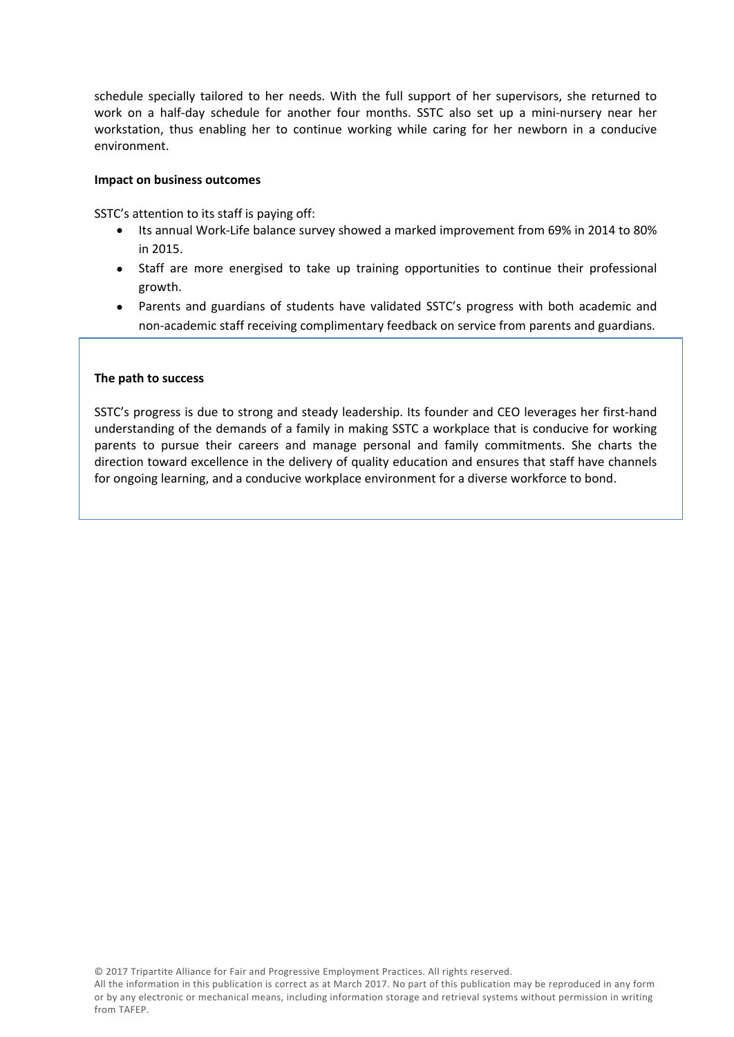schedule specially tailored to her needs. With the full support of her supervisors, she returned to work on a half-day schedule for another four months. SSTC also set up a mini-nursery near her workstation, thus enabling her to continue working while caring for her newborn in a conducive environment.

**Impact on business outcomes**

SSTC's attention to its staff is paying off:

- Its annual Work-Life balance survey showed a marked improvement from 69% in 2014 to 80% in 2015.
- Staff are more energised to take up training opportunities to continue their professional growth.
- Parents and guardians of students have validated SSTC's progress with both academic and non-academic staff receiving complimentary feedback on service from parents and guardians.

**The path to success**

SSTC's progress is due to strong and steady leadership. Its founder and CEO leverages her first-hand understanding of the demands of a family in making SSTC a workplace that is conducive for working parents to pursue their careers and manage personal and family commitments. She charts the direction toward excellence in the delivery of quality education and ensures that staff have channels for ongoing learning, and a conducive workplace environment for a diverse workforce to bond.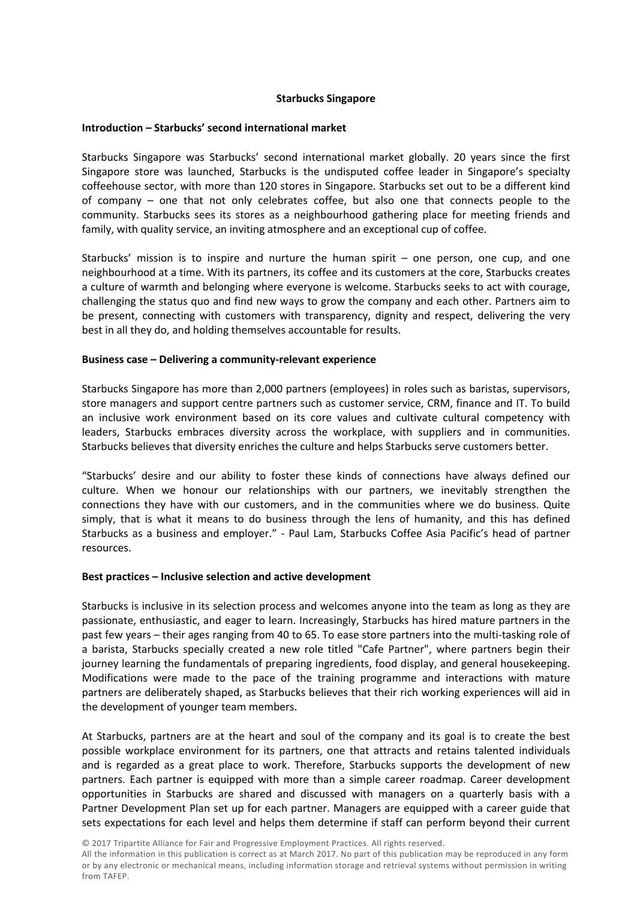**Starbucks Singapore**

**Introduction – Starbucks' second international market**

Starbucks Singapore was Starbucks' second international market globally. 20 years since the first Singapore store was launched, Starbucks is the undisputed coffee leader in Singapore's specialty coffeehouse sector, with more than 120 stores in Singapore. Starbucks set out to be a different kind of company – one that not only celebrates coffee, but also one that connects people to the community. Starbucks sees its stores as a neighbourhood gathering place for meeting friends and family, with quality service, an inviting atmosphere and an exceptional cup of coffee.

Starbucks' mission is to inspire and nurture the human spirit – one person, one cup, and one neighbourhood at a time. With its partners, its coffee and its customers at the core, Starbucks creates a culture of warmth and belonging where everyone is welcome. Starbucks seeks to act with courage, challenging the status quo and find new ways to grow the company and each other. Partners aim to be present, connecting with customers with transparency, dignity and respect, delivering the very best in all they do, and holding themselves accountable for results.

**Business case – Delivering a community-relevant experience**

Starbucks Singapore has more than 2,000 partners (employees) in roles such as baristas, supervisors, store managers and support centre partners such as customer service, CRM, finance and IT. To build an inclusive work environment based on its core values and cultivate cultural competency with leaders, Starbucks embraces diversity across the workplace, with suppliers and in communities. Starbucks believes that diversity enriches the culture and helps Starbucks serve customers better.

"Starbucks' desire and our ability to foster these kinds of connections have always defined our culture. When we honour our relationships with our partners, we inevitably strengthen the connections they have with our customers, and in the communities where we do business. Quite simply, that is what it means to do business through the lens of humanity, and this has defined Starbucks as a business and employer." - Paul Lam, Starbucks Coffee Asia Pacific's head of partner resources.

**Best practices – Inclusive selection and active development**

Starbucks is inclusive in its selection process and welcomes anyone into the team as long as they are passionate, enthusiastic, and eager to learn. Increasingly, Starbucks has hired mature partners in the past few years – their ages ranging from 40 to 65. To ease store partners into the multi-tasking role of a barista, Starbucks specially created a new role titled "Cafe Partner", where partners begin their journey learning the fundamentals of preparing ingredients, food display, and general housekeeping. Modifications were made to the pace of the training programme and interactions with mature partners are deliberately shaped, as Starbucks believes that their rich working experiences will aid in the development of younger team members.

At Starbucks, partners are at the heart and soul of the company and its goal is to create the best possible workplace environment for its partners, one that attracts and retains talented individuals and is regarded as a great place to work. Therefore, Starbucks supports the development of new partners. Each partner is equipped with more than a simple career roadmap. Career development opportunities in Starbucks are shared and discussed with managers on a quarterly basis with a Partner Development Plan set up for each partner. Managers are equipped with a career guide that sets expectations for each level and helps them determine if staff can perform beyond their current

© 2017 Tripartite Alliance for Fair and Progressive Employment Practices. All rights reserved.
All the information in this publication is correct as at March 2017. No part of this publication may be reproduced in any form or by any electronic or mechanical means, including information storage and retrieval systems without permission in writing from TAFEP.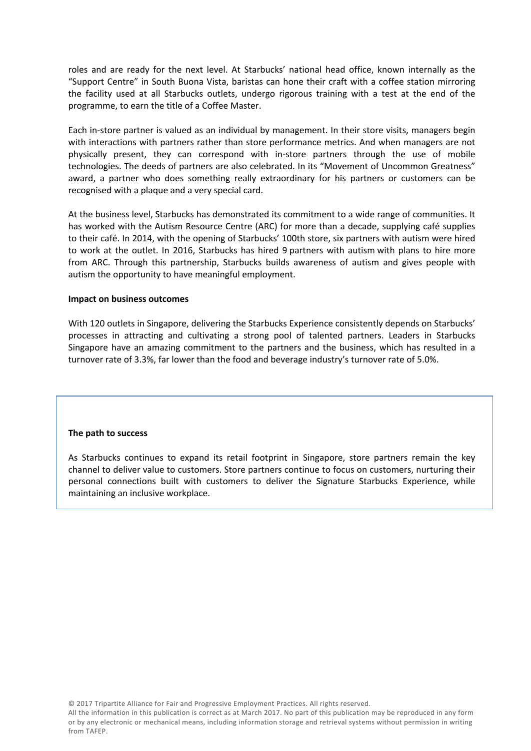roles and are ready for the next level. At Starbucks' national head office, known internally as the "Support Centre" in South Buona Vista, baristas can hone their craft with a coffee station mirroring the facility used at all Starbucks outlets, undergo rigorous training with a test at the end of the programme, to earn the title of a Coffee Master.

Each in-store partner is valued as an individual by management. In their store visits, managers begin with interactions with partners rather than store performance metrics. And when managers are not physically present, they can correspond with in-store partners through the use of mobile technologies. The deeds of partners are also celebrated. In its "Movement of Uncommon Greatness" award, a partner who does something really extraordinary for his partners or customers can be recognised with a plaque and a very special card.

At the business level, Starbucks has demonstrated its commitment to a wide range of communities. It has worked with the Autism Resource Centre (ARC) for more than a decade, supplying café supplies to their café. In 2014, with the opening of Starbucks' 100th store, six partners with autism were hired to work at the outlet. In 2016, Starbucks has hired 9 partners with autism with plans to hire more from ARC. Through this partnership, Starbucks builds awareness of autism and gives people with autism the opportunity to have meaningful employment.

**Impact on business outcomes**

With 120 outlets in Singapore, delivering the Starbucks Experience consistently depends on Starbucks' processes in attracting and cultivating a strong pool of talented partners. Leaders in Starbucks Singapore have an amazing commitment to the partners and the business, which has resulted in a turnover rate of 3.3%, far lower than the food and beverage industry's turnover rate of 5.0%.

**The path to success**

As Starbucks continues to expand its retail footprint in Singapore, store partners remain the key channel to deliver value to customers. Store partners continue to focus on customers, nurturing their personal connections built with customers to deliver the Signature Starbucks Experience, while maintaining an inclusive workplace.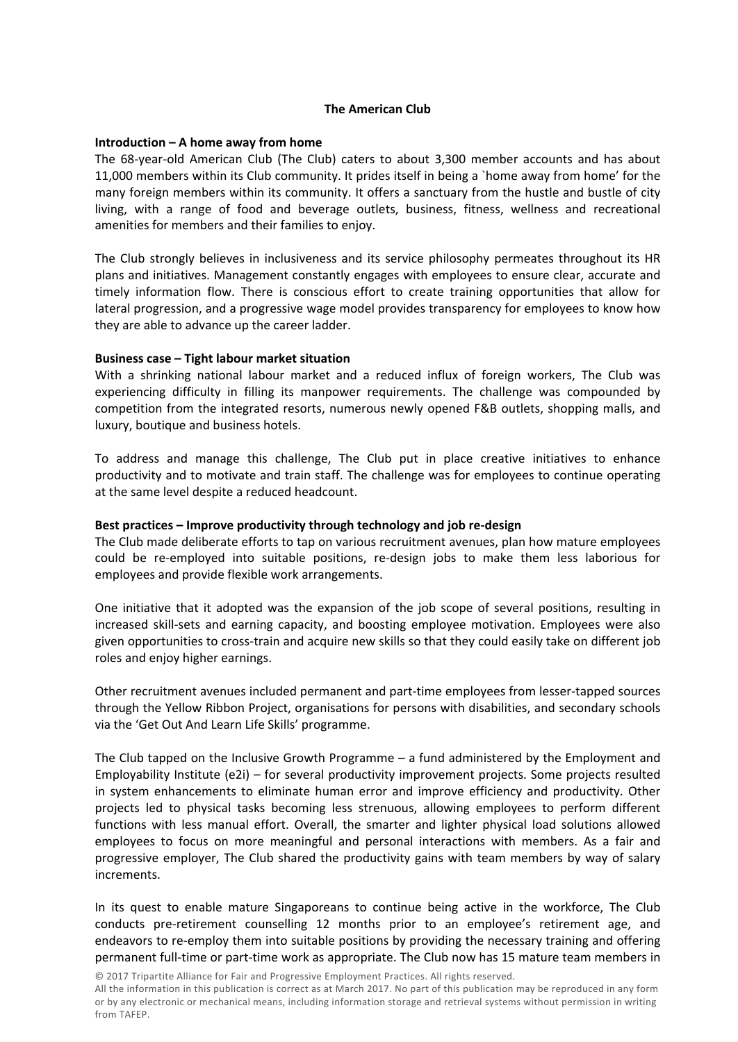## The American Club

**Introduction – A home away from home**

The 68-year-old American Club (The Club) caters to about 3,300 member accounts and has about 11,000 members within its Club community. It prides itself in being a `home away from home' for the many foreign members within its community. It offers a sanctuary from the hustle and bustle of city living, with a range of food and beverage outlets, business, fitness, wellness and recreational amenities for members and their families to enjoy.

The Club strongly believes in inclusiveness and its service philosophy permeates throughout its HR plans and initiatives. Management constantly engages with employees to ensure clear, accurate and timely information flow. There is conscious effort to create training opportunities that allow for lateral progression, and a progressive wage model provides transparency for employees to know how they are able to advance up the career ladder.

**Business case – Tight labour market situation**

With a shrinking national labour market and a reduced influx of foreign workers, The Club was experiencing difficulty in filling its manpower requirements. The challenge was compounded by competition from the integrated resorts, numerous newly opened F&B outlets, shopping malls, and luxury, boutique and business hotels.

To address and manage this challenge, The Club put in place creative initiatives to enhance productivity and to motivate and train staff. The challenge was for employees to continue operating at the same level despite a reduced headcount.

**Best practices – Improve productivity through technology and job re-design**

The Club made deliberate efforts to tap on various recruitment avenues, plan how mature employees could be re-employed into suitable positions, re-design jobs to make them less laborious for employees and provide flexible work arrangements.

One initiative that it adopted was the expansion of the job scope of several positions, resulting in increased skill-sets and earning capacity, and boosting employee motivation. Employees were also given opportunities to cross-train and acquire new skills so that they could easily take on different job roles and enjoy higher earnings.

Other recruitment avenues included permanent and part-time employees from lesser-tapped sources through the Yellow Ribbon Project, organisations for persons with disabilities, and secondary schools via the 'Get Out And Learn Life Skills' programme.

The Club tapped on the Inclusive Growth Programme – a fund administered by the Employment and Employability Institute (e2i) – for several productivity improvement projects. Some projects resulted in system enhancements to eliminate human error and improve efficiency and productivity. Other projects led to physical tasks becoming less strenuous, allowing employees to perform different functions with less manual effort. Overall, the smarter and lighter physical load solutions allowed employees to focus on more meaningful and personal interactions with members. As a fair and progressive employer, The Club shared the productivity gains with team members by way of salary increments.

In its quest to enable mature Singaporeans to continue being active in the workforce, The Club conducts pre-retirement counselling 12 months prior to an employee's retirement age, and endeavors to re-employ them into suitable positions by providing the necessary training and offering permanent full-time or part-time work as appropriate. The Club now has 15 mature team members in

© 2017 Tripartite Alliance for Fair and Progressive Employment Practices. All rights reserved.
All the information in this publication is correct as at March 2017. No part of this publication may be reproduced in any form or by any electronic or mechanical means, including information storage and retrieval systems without permission in writing from TAFEP.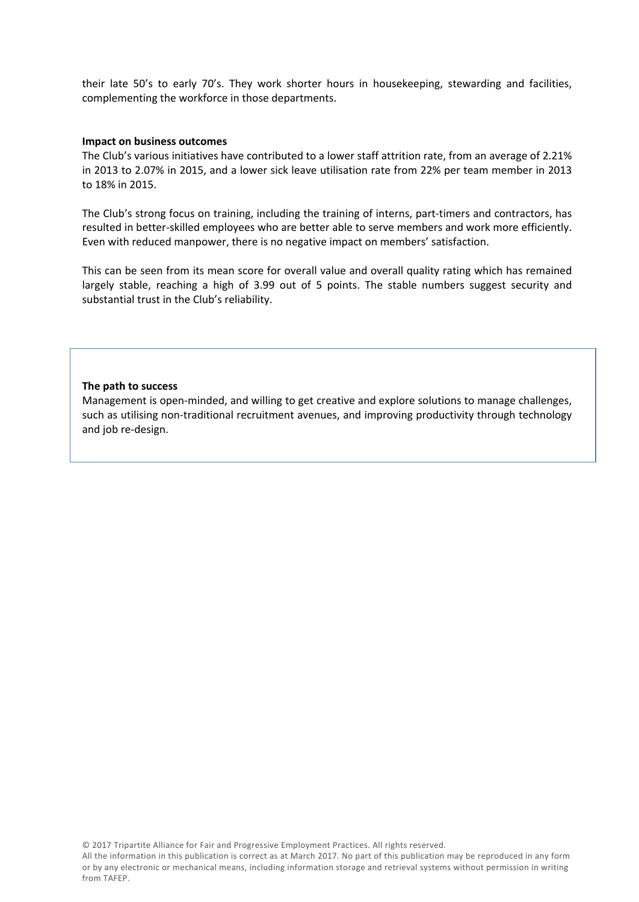their late 50's to early 70's. They work shorter hours in housekeeping, stewarding and facilities, complementing the workforce in those departments.

**Impact on business outcomes**

The Club's various initiatives have contributed to a lower staff attrition rate, from an average of 2.21% in 2013 to 2.07% in 2015, and a lower sick leave utilisation rate from 22% per team member in 2013 to 18% in 2015.

The Club's strong focus on training, including the training of interns, part-timers and contractors, has resulted in better-skilled employees who are better able to serve members and work more efficiently. Even with reduced manpower, there is no negative impact on members' satisfaction.

This can be seen from its mean score for overall value and overall quality rating which has remained largely stable, reaching a high of 3.99 out of 5 points. The stable numbers suggest security and substantial trust in the Club's reliability.

**The path to success**

Management is open-minded, and willing to get creative and explore solutions to manage challenges, such as utilising non-traditional recruitment avenues, and improving productivity through technology and job re-design.

© 2017 Tripartite Alliance for Fair and Progressive Employment Practices. All rights reserved.
All the information in this publication is correct as at March 2017. No part of this publication may be reproduced in any form or by any electronic or mechanical means, including information storage and retrieval systems without permission in writing from TAFEP.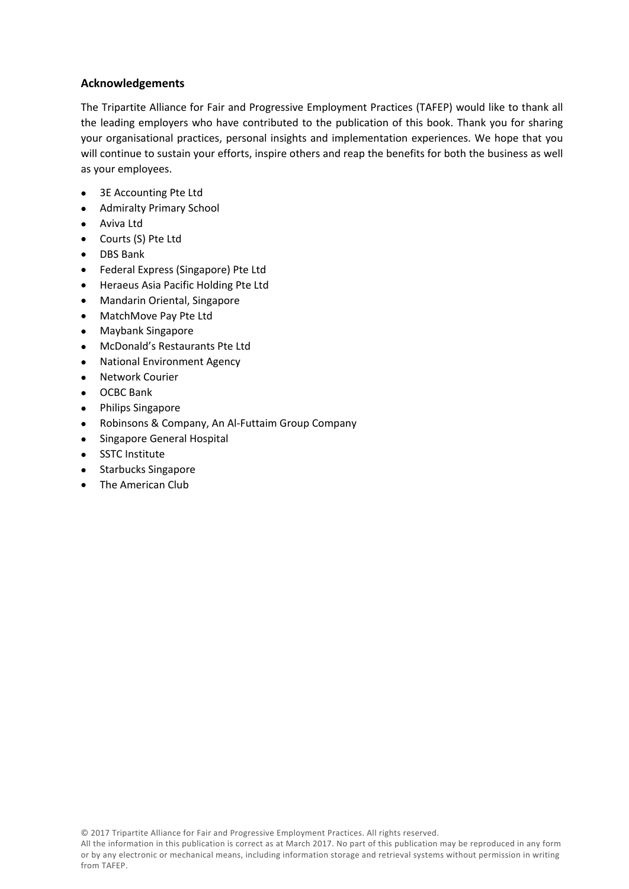## Acknowledgements

The Tripartite Alliance for Fair and Progressive Employment Practices (TAFEP) would like to thank all the leading employers who have contributed to the publication of this book. Thank you for sharing your organisational practices, personal insights and implementation experiences. We hope that you will continue to sustain your efforts, inspire others and reap the benefits for both the business as well as your employees.

- 3E Accounting Pte Ltd
- Admiralty Primary School
- Aviva Ltd
- Courts (S) Pte Ltd
- DBS Bank
- Federal Express (Singapore) Pte Ltd
- Heraeus Asia Pacific Holding Pte Ltd
- Mandarin Oriental, Singapore
- MatchMove Pay Pte Ltd
- Maybank Singapore
- McDonald's Restaurants Pte Ltd
- National Environment Agency
- Network Courier
- OCBC Bank
- Philips Singapore
- Robinsons & Company, An Al-Futtaim Group Company
- Singapore General Hospital
- SSTC Institute
- Starbucks Singapore
- The American Club

© 2017 Tripartite Alliance for Fair and Progressive Employment Practices. All rights reserved.
All the information in this publication is correct as at March 2017. No part of this publication may be reproduced in any form or by any electronic or mechanical means, including information storage and retrieval systems without permission in writing from TAFEP.